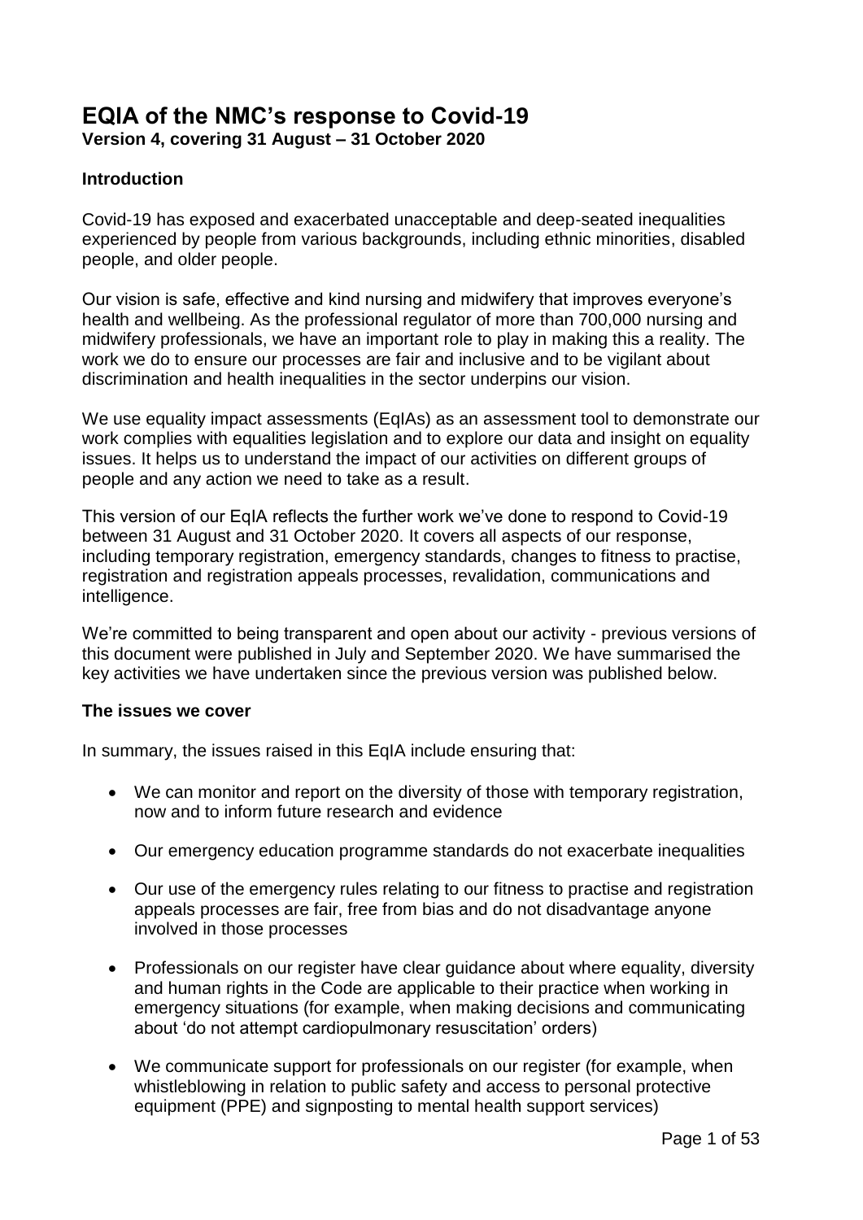# EQIA of the NMC's response to Covid-19

**Version 4, covering 31 August – 31 October 2020**

## Introduction

Covid-19 has exposed and exacerbated unacceptable and deep-seated inequalities experienced by people from various backgrounds, including ethnic minorities, disabled people, and older people.

Our vision is safe, effective and kind nursing and midwifery that improves everyone's health and wellbeing. As the professional regulator of more than 700,000 nursing and midwifery professionals, we have an important role to play in making this a reality. The work we do to ensure our processes are fair and inclusive and to be vigilant about discrimination and health inequalities in the sector underpins our vision.

We use equality impact assessments (EqIAs) as an assessment tool to demonstrate our work complies with equalities legislation and to explore our data and insight on equality issues. It helps us to understand the impact of our activities on different groups of people and any action we need to take as a result.

This version of our EqIA reflects the further work we've done to respond to Covid-19 between 31 August and 31 October 2020. It covers all aspects of our response, including temporary registration, emergency standards, changes to fitness to practise, registration and registration appeals processes, revalidation, communications and intelligence.

We're committed to being transparent and open about our activity - previous versions of this document were published in July and September 2020. We have summarised the key activities we have undertaken since the previous version was published below.

## The issues we cover

In summary, the issues raised in this EqIA include ensuring that:

- We can monitor and report on the diversity of those with temporary registration, now and to inform future research and evidence
- Our emergency education programme standards do not exacerbate inequalities
- Our use of the emergency rules relating to our fitness to practise and registration appeals processes are fair, free from bias and do not disadvantage anyone involved in those processes
- Professionals on our register have clear guidance about where equality, diversity and human rights in the Code are applicable to their practice when working in emergency situations (for example, when making decisions and communicating about 'do not attempt cardiopulmonary resuscitation' orders)
- We communicate support for professionals on our register (for example, when whistleblowing in relation to public safety and access to personal protective equipment (PPE) and signposting to mental health support services)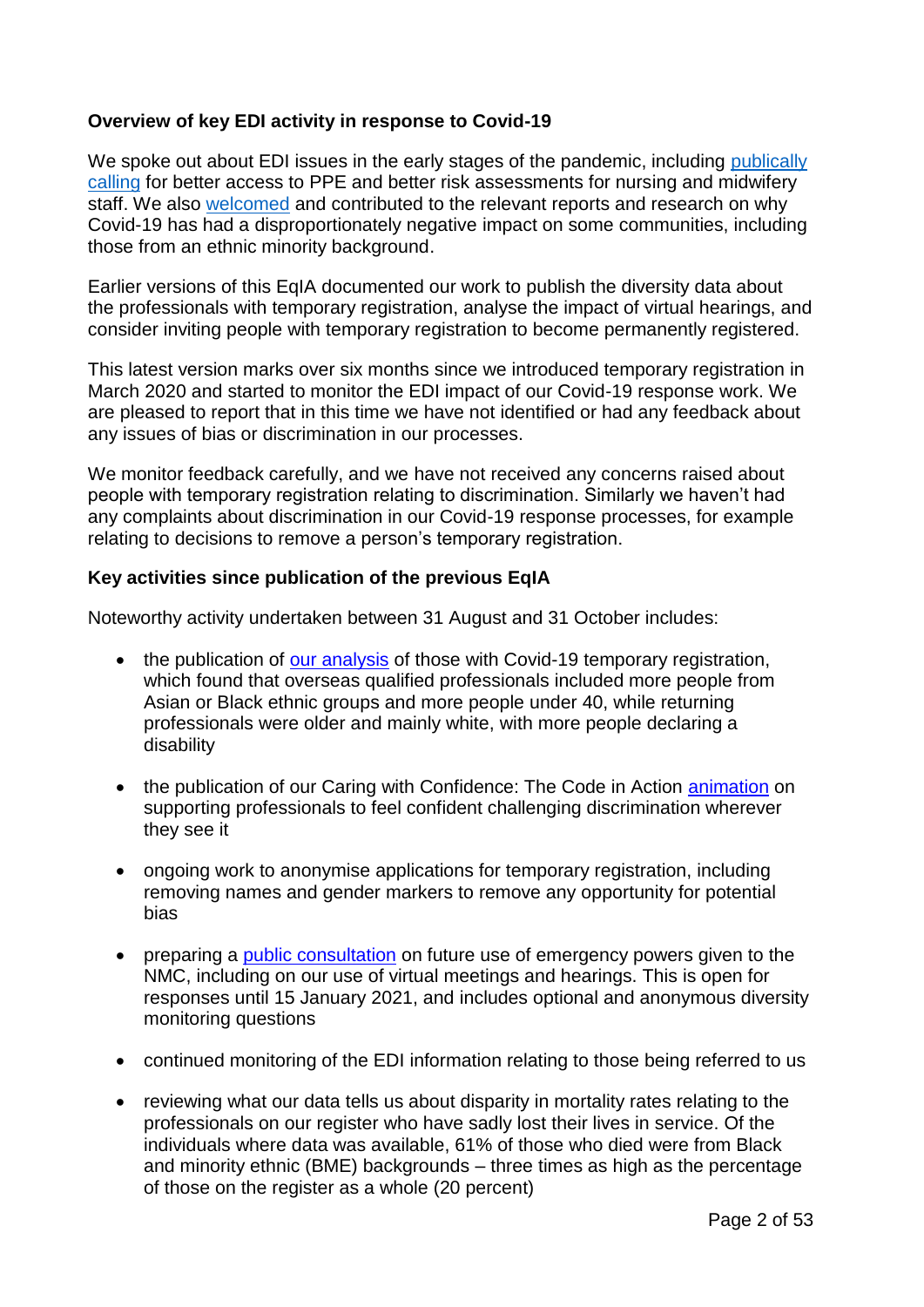**Overview of key EDI activity in response to Covid-19**

We spoke out about EDI issues in the early stages of the pandemic, including publically calling for better access to PPE and better risk assessments for nursing and midwifery staff. We also welcomed and contributed to the relevant reports and research on why Covid-19 has had a disproportionately negative impact on some communities, including those from an ethnic minority background.

Earlier versions of this EqIA documented our work to publish the diversity data about the professionals with temporary registration, analyse the impact of virtual hearings, and consider inviting people with temporary registration to become permanently registered.

This latest version marks over six months since we introduced temporary registration in March 2020 and started to monitor the EDI impact of our Covid-19 response work. We are pleased to report that in this time we have not identified or had any feedback about any issues of bias or discrimination in our processes.

We monitor feedback carefully, and we have not received any concerns raised about people with temporary registration relating to discrimination. Similarly we haven't had any complaints about discrimination in our Covid-19 response processes, for example relating to decisions to remove a person's temporary registration.

**Key activities since publication of the previous EqIA**

Noteworthy activity undertaken between 31 August and 31 October includes:

- the publication of our analysis of those with Covid-19 temporary registration, which found that overseas qualified professionals included more people from Asian or Black ethnic groups and more people under 40, while returning professionals were older and mainly white, with more people declaring a disability
- the publication of our Caring with Confidence: The Code in Action animation on supporting professionals to feel confident challenging discrimination wherever they see it
- ongoing work to anonymise applications for temporary registration, including removing names and gender markers to remove any opportunity for potential bias
- preparing a public consultation on future use of emergency powers given to the NMC, including on our use of virtual meetings and hearings. This is open for responses until 15 January 2021, and includes optional and anonymous diversity monitoring questions
- continued monitoring of the EDI information relating to those being referred to us
- reviewing what our data tells us about disparity in mortality rates relating to the professionals on our register who have sadly lost their lives in service. Of the individuals where data was available, 61% of those who died were from Black and minority ethnic (BME) backgrounds – three times as high as the percentage of those on the register as a whole (20 percent)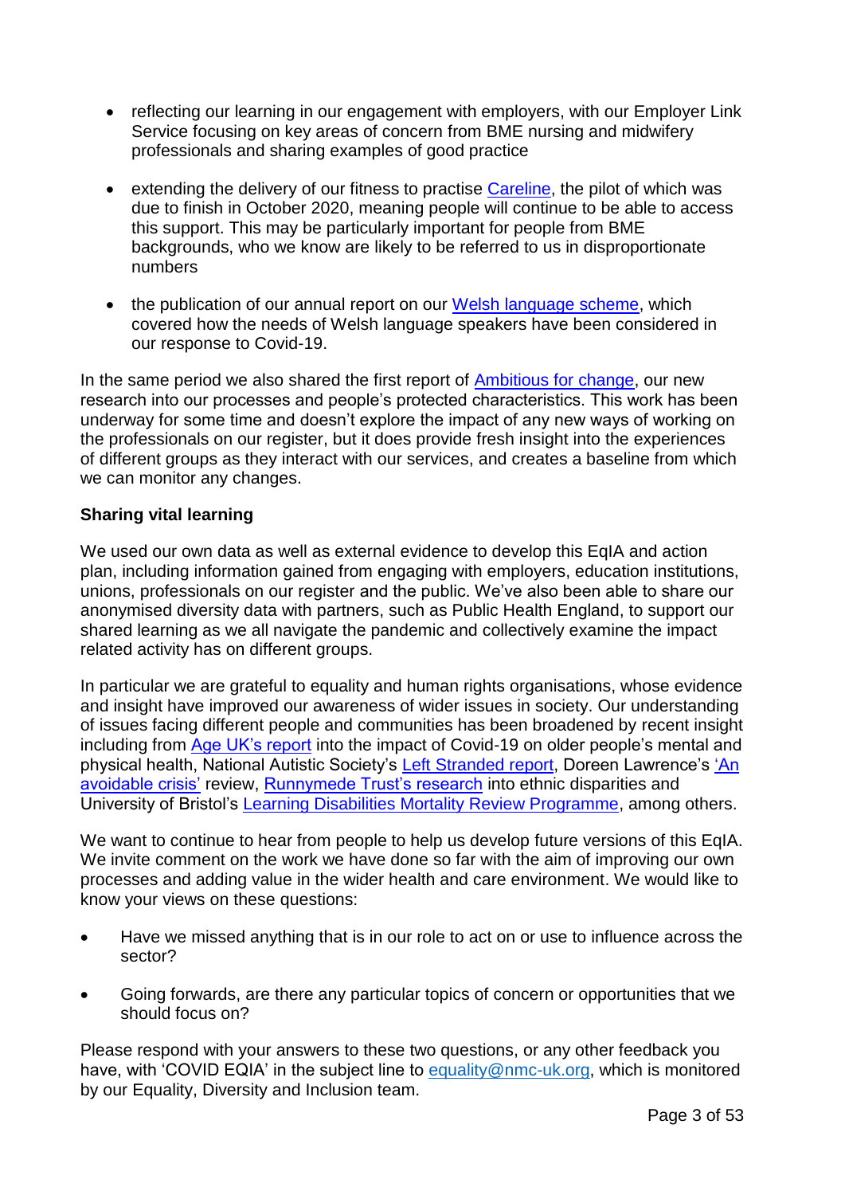- reflecting our learning in our engagement with employers, with our Employer Link Service focusing on key areas of concern from BME nursing and midwifery professionals and sharing examples of good practice

- extending the delivery of our fitness to practise Careline, the pilot of which was due to finish in October 2020, meaning people will continue to be able to access this support. This may be particularly important for people from BME backgrounds, who we know are likely to be referred to us in disproportionate numbers

- the publication of our annual report on our Welsh language scheme, which covered how the needs of Welsh language speakers have been considered in our response to Covid-19.

In the same period we also shared the first report of Ambitious for change, our new research into our processes and people's protected characteristics. This work has been underway for some time and doesn't explore the impact of any new ways of working on the professionals on our register, but it does provide fresh insight into the experiences of different groups as they interact with our services, and creates a baseline from which we can monitor any changes.

**Sharing vital learning**

We used our own data as well as external evidence to develop this EqIA and action plan, including information gained from engaging with employers, education institutions, unions, professionals on our register and the public. We've also been able to share our anonymised diversity data with partners, such as Public Health England, to support our shared learning as we all navigate the pandemic and collectively examine the impact related activity has on different groups.

In particular we are grateful to equality and human rights organisations, whose evidence and insight have improved our awareness of wider issues in society. Our understanding of issues facing different people and communities has been broadened by recent insight including from Age UK's report into the impact of Covid-19 on older people's mental and physical health, National Autistic Society's Left Stranded report, Doreen Lawrence's 'An avoidable crisis' review, Runnymede Trust's research into ethnic disparities and University of Bristol's Learning Disabilities Mortality Review Programme, among others.

We want to continue to hear from people to help us develop future versions of this EqIA. We invite comment on the work we have done so far with the aim of improving our own processes and adding value in the wider health and care environment. We would like to know your views on these questions:

- Have we missed anything that is in our role to act on or use to influence across the sector?

- Going forwards, are there any particular topics of concern or opportunities that we should focus on?

Please respond with your answers to these two questions, or any other feedback you have, with 'COVID EQIA' in the subject line to equality@nmc-uk.org, which is monitored by our Equality, Diversity and Inclusion team.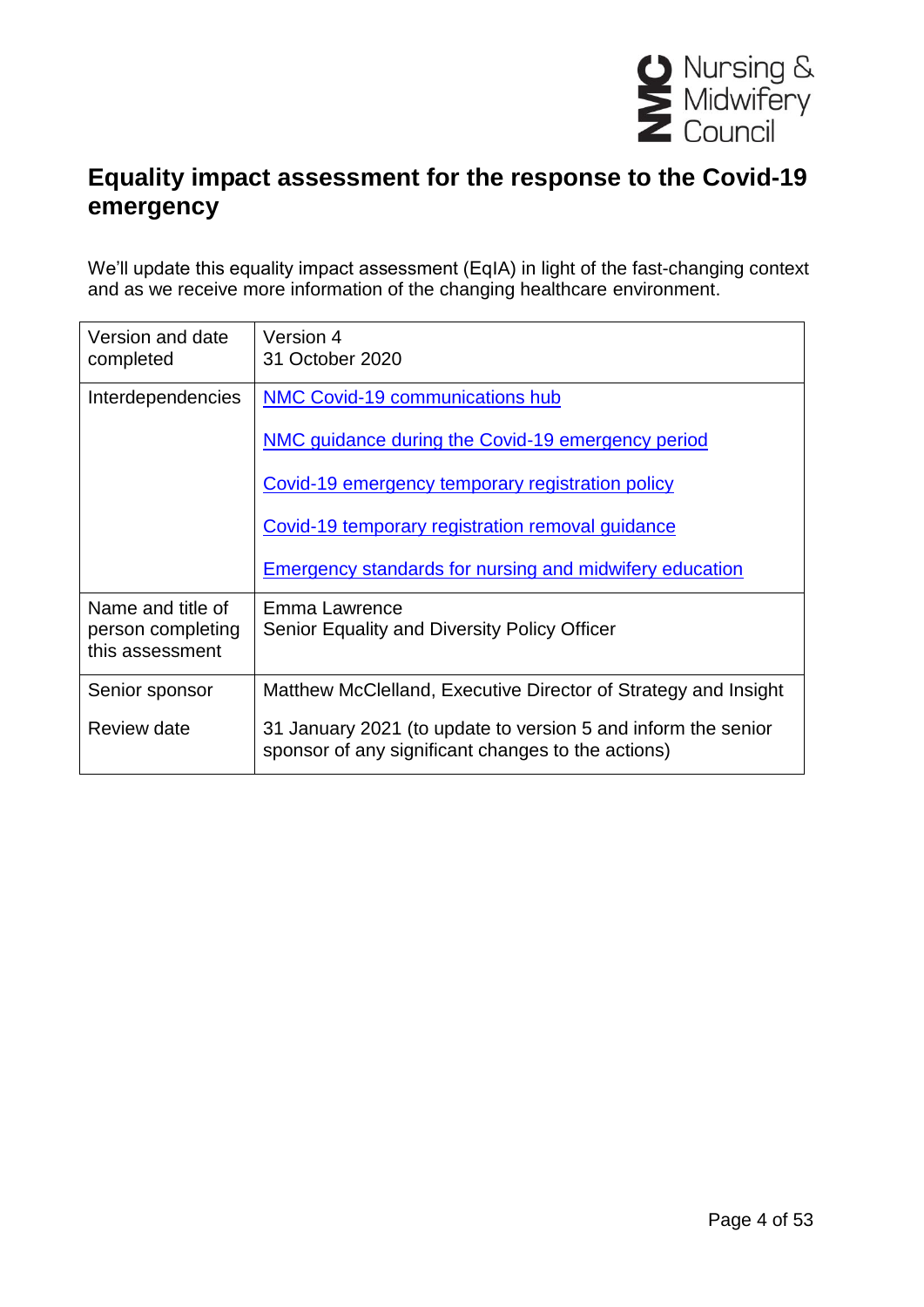# Equality impact assessment for the response to the Covid-19 emergency

We'll update this equality impact assessment (EqIA) in light of the fast-changing context and as we receive more information of the changing healthcare environment.

| | |
|---|---|
| Version and date completed | Version 4<br>31 October 2020 |
| Interdependencies | NMC Covid-19 communications hub<br><br>NMC guidance during the Covid-19 emergency period<br><br>Covid-19 emergency temporary registration policy<br><br>Covid-19 temporary registration removal guidance<br><br>Emergency standards for nursing and midwifery education |
| Name and title of person completing this assessment | Emma Lawrence<br>Senior Equality and Diversity Policy Officer |
| Senior sponsor | Matthew McClelland, Executive Director of Strategy and Insight |
| Review date | 31 January 2021 (to update to version 5 and inform the senior sponsor of any significant changes to the actions) |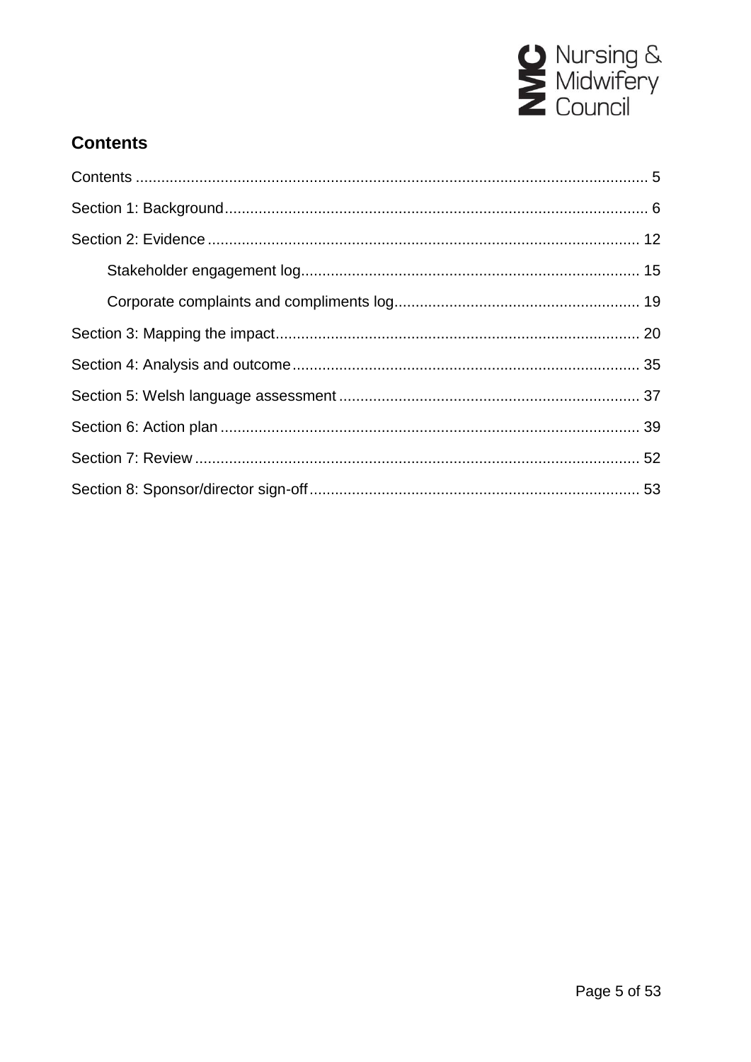## Contents

Contents ........................................................................................................................ 5

Section 1: Background................................................................................................... 6

Section 2: Evidence ..................................................................................................... 12

- Stakeholder engagement log................................................................................ 15
- Corporate complaints and compliments log.......................................................... 19

Section 3: Mapping the impact...................................................................................... 20

Section 4: Analysis and outcome.................................................................................. 35

Section 5: Welsh language assessment ....................................................................... 37

Section 6: Action plan ................................................................................................... 39

Section 7: Review ......................................................................................................... 52

Section 8: Sponsor/director sign-off.............................................................................. 53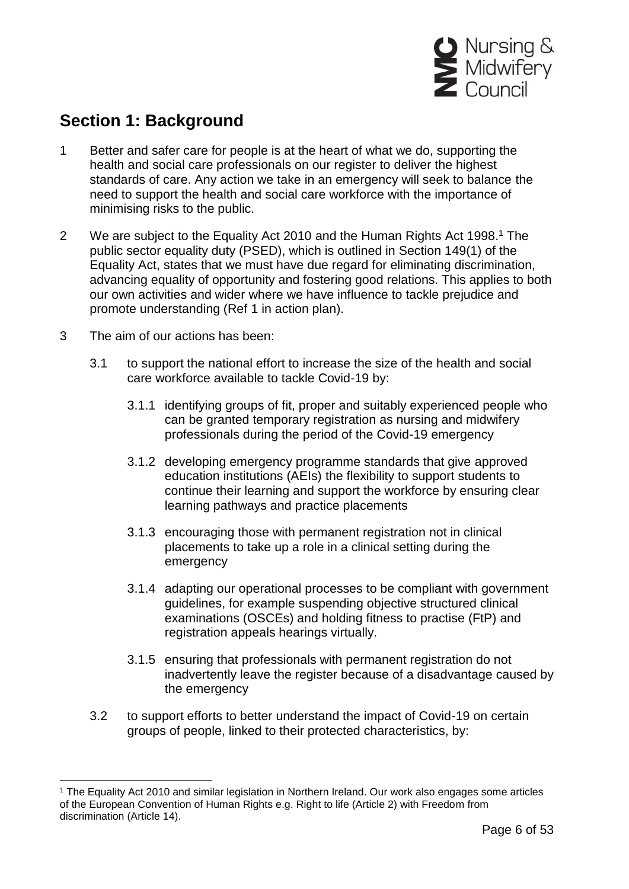## Section 1: Background

1 Better and safer care for people is at the heart of what we do, supporting the health and social care professionals on our register to deliver the highest standards of care. Any action we take in an emergency will seek to balance the need to support the health and social care workforce with the importance of minimising risks to the public.

2 We are subject to the Equality Act 2010 and the Human Rights Act 1998.[1] The public sector equality duty (PSED), which is outlined in Section 149(1) of the Equality Act, states that we must have due regard for eliminating discrimination, advancing equality of opportunity and fostering good relations. This applies to both our own activities and wider where we have influence to tackle prejudice and promote understanding (Ref 1 in action plan).

3 The aim of our actions has been:

3.1 to support the national effort to increase the size of the health and social care workforce available to tackle Covid-19 by:

3.1.1 identifying groups of fit, proper and suitably experienced people who can be granted temporary registration as nursing and midwifery professionals during the period of the Covid-19 emergency

3.1.2 developing emergency programme standards that give approved education institutions (AEIs) the flexibility to support students to continue their learning and support the workforce by ensuring clear learning pathways and practice placements

3.1.3 encouraging those with permanent registration not in clinical placements to take up a role in a clinical setting during the emergency

3.1.4 adapting our operational processes to be compliant with government guidelines, for example suspending objective structured clinical examinations (OSCEs) and holding fitness to practise (FtP) and registration appeals hearings virtually.

3.1.5 ensuring that professionals with permanent registration do not inadvertently leave the register because of a disadvantage caused by the emergency

3.2 to support efforts to better understand the impact of Covid-19 on certain groups of people, linked to their protected characteristics, by:

---

[1] The Equality Act 2010 and similar legislation in Northern Ireland. Our work also engages some articles of the European Convention of Human Rights e.g. Right to life (Article 2) with Freedom from discrimination (Article 14).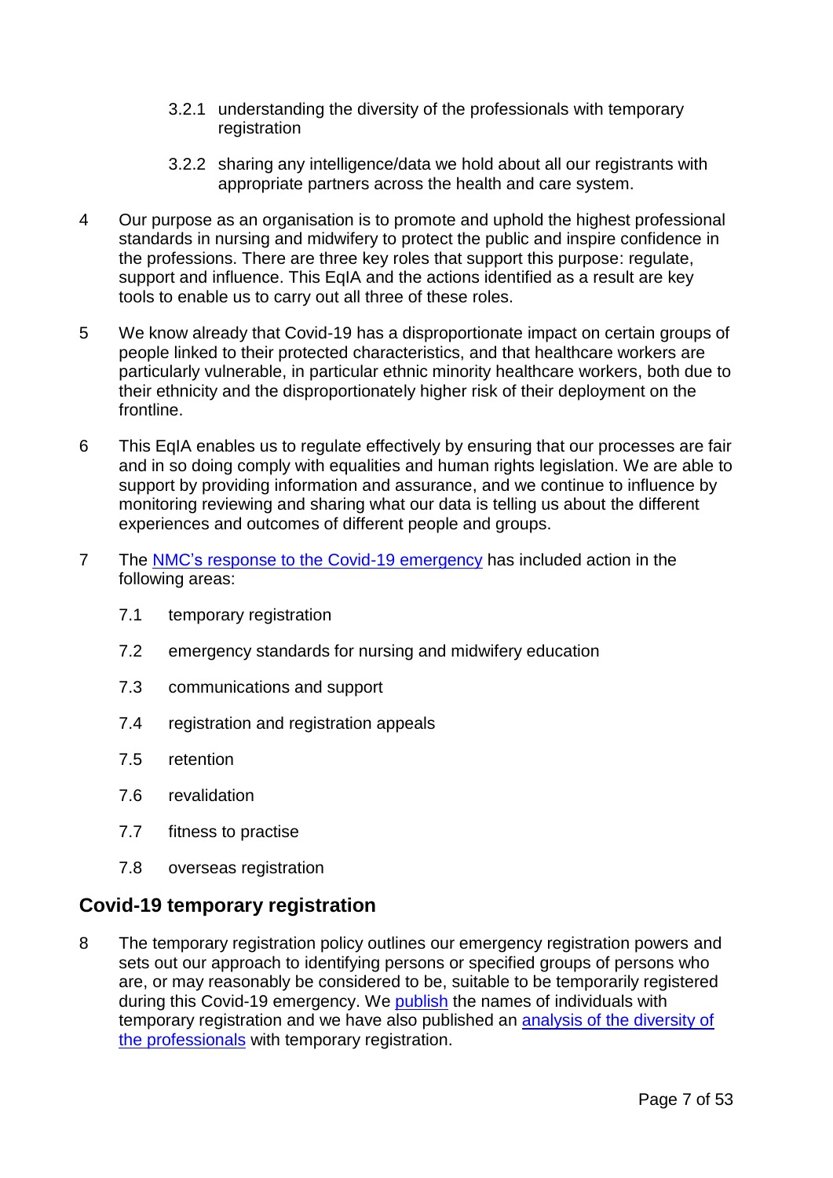3.2.1 understanding the diversity of the professionals with temporary registration

3.2.2 sharing any intelligence/data we hold about all our registrants with appropriate partners across the health and care system.

4 Our purpose as an organisation is to promote and uphold the highest professional standards in nursing and midwifery to protect the public and inspire confidence in the professions. There are three key roles that support this purpose: regulate, support and influence. This EqIA and the actions identified as a result are key tools to enable us to carry out all three of these roles.

5 We know already that Covid-19 has a disproportionate impact on certain groups of people linked to their protected characteristics, and that healthcare workers are particularly vulnerable, in particular ethnic minority healthcare workers, both due to their ethnicity and the disproportionately higher risk of their deployment on the frontline.

6 This EqIA enables us to regulate effectively by ensuring that our processes are fair and in so doing comply with equalities and human rights legislation. We are able to support by providing information and assurance, and we continue to influence by monitoring reviewing and sharing what our data is telling us about the different experiences and outcomes of different people and groups.

7 The NMC's response to the Covid-19 emergency has included action in the following areas:

7.1 temporary registration

7.2 emergency standards for nursing and midwifery education

7.3 communications and support

7.4 registration and registration appeals

7.5 retention

7.6 revalidation

7.7 fitness to practise

7.8 overseas registration

## Covid-19 temporary registration

8 The temporary registration policy outlines our emergency registration powers and sets out our approach to identifying persons or specified groups of persons who are, or may reasonably be considered to be, suitable to be temporarily registered during this Covid-19 emergency. We publish the names of individuals with temporary registration and we have also published an analysis of the diversity of the professionals with temporary registration.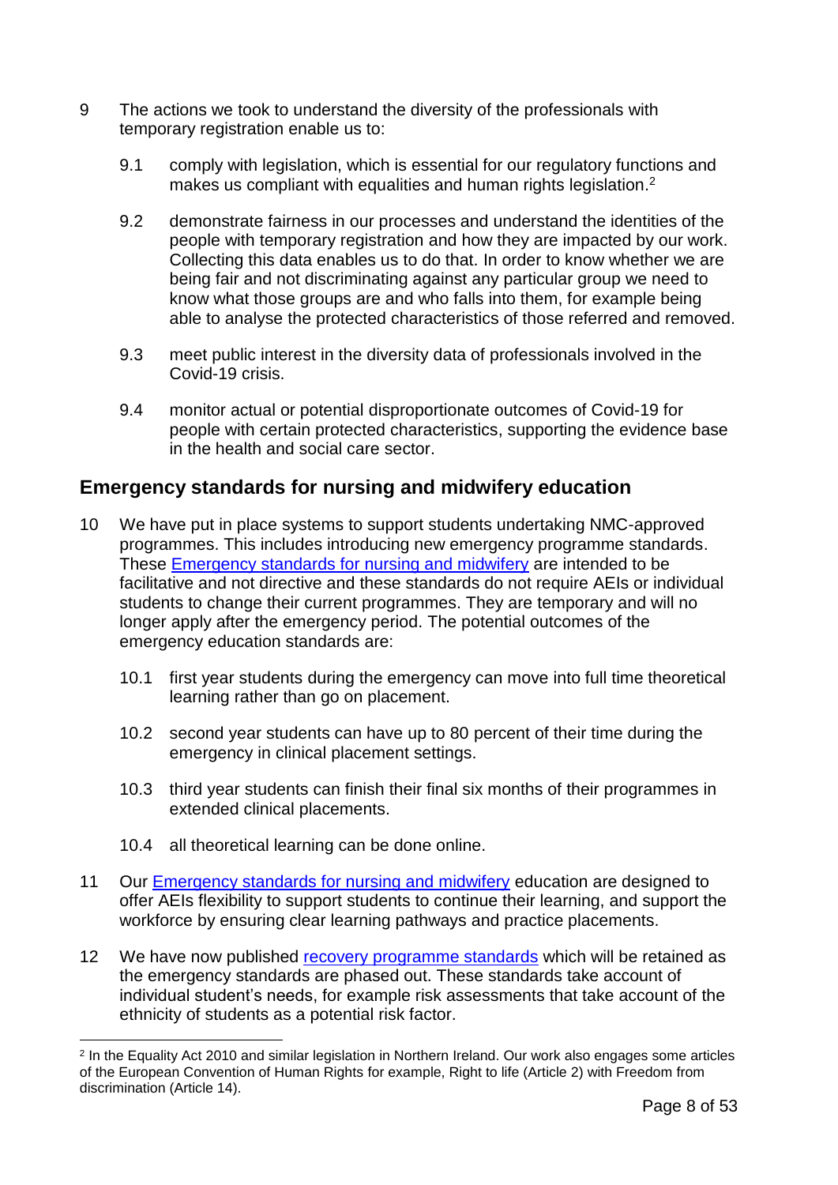9 The actions we took to understand the diversity of the professionals with temporary registration enable us to:

  9.1 comply with legislation, which is essential for our regulatory functions and makes us compliant with equalities and human rights legislation.[2]

  9.2 demonstrate fairness in our processes and understand the identities of the people with temporary registration and how they are impacted by our work. Collecting this data enables us to do that. In order to know whether we are being fair and not discriminating against any particular group we need to know what those groups are and who falls into them, for example being able to analyse the protected characteristics of those referred and removed.

  9.3 meet public interest in the diversity data of professionals involved in the Covid-19 crisis.

  9.4 monitor actual or potential disproportionate outcomes of Covid-19 for people with certain protected characteristics, supporting the evidence base in the health and social care sector.

## Emergency standards for nursing and midwifery education

10 We have put in place systems to support students undertaking NMC-approved programmes. This includes introducing new emergency programme standards. These Emergency standards for nursing and midwifery are intended to be facilitative and not directive and these standards do not require AEIs or individual students to change their current programmes. They are temporary and will no longer apply after the emergency period. The potential outcomes of the emergency education standards are:

  10.1 first year students during the emergency can move into full time theoretical learning rather than go on placement.

  10.2 second year students can have up to 80 percent of their time during the emergency in clinical placement settings.

  10.3 third year students can finish their final six months of their programmes in extended clinical placements.

  10.4 all theoretical learning can be done online.

11 Our Emergency standards for nursing and midwifery education are designed to offer AEIs flexibility to support students to continue their learning, and support the workforce by ensuring clear learning pathways and practice placements.

12 We have now published recovery programme standards which will be retained as the emergency standards are phased out. These standards take account of individual student's needs, for example risk assessments that take account of the ethnicity of students as a potential risk factor.

---

[2] In the Equality Act 2010 and similar legislation in Northern Ireland. Our work also engages some articles of the European Convention of Human Rights for example, Right to life (Article 2) with Freedom from discrimination (Article 14).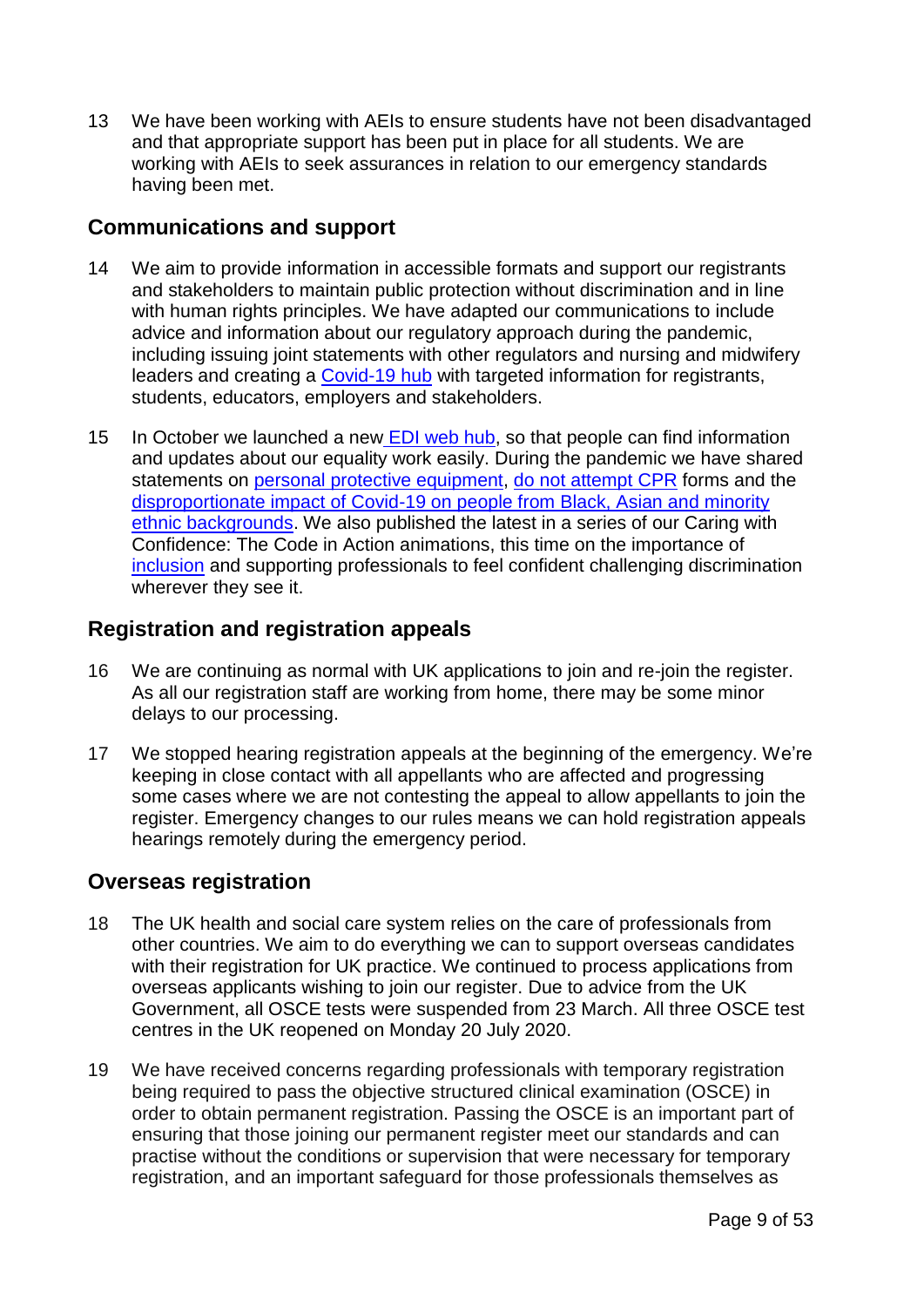13 We have been working with AEIs to ensure students have not been disadvantaged and that appropriate support has been put in place for all students. We are working with AEIs to seek assurances in relation to our emergency standards having been met.

## Communications and support

14 We aim to provide information in accessible formats and support our registrants and stakeholders to maintain public protection without discrimination and in line with human rights principles. We have adapted our communications to include advice and information about our regulatory approach during the pandemic, including issuing joint statements with other regulators and nursing and midwifery leaders and creating a Covid-19 hub with targeted information for registrants, students, educators, employers and stakeholders.

15 In October we launched a new EDI web hub, so that people can find information and updates about our equality work easily. During the pandemic we have shared statements on personal protective equipment, do not attempt CPR forms and the disproportionate impact of Covid-19 on people from Black, Asian and minority ethnic backgrounds. We also published the latest in a series of our Caring with Confidence: The Code in Action animations, this time on the importance of inclusion and supporting professionals to feel confident challenging discrimination wherever they see it.

## Registration and registration appeals

16 We are continuing as normal with UK applications to join and re-join the register. As all our registration staff are working from home, there may be some minor delays to our processing.

17 We stopped hearing registration appeals at the beginning of the emergency. We're keeping in close contact with all appellants who are affected and progressing some cases where we are not contesting the appeal to allow appellants to join the register. Emergency changes to our rules means we can hold registration appeals hearings remotely during the emergency period.

## Overseas registration

18 The UK health and social care system relies on the care of professionals from other countries. We aim to do everything we can to support overseas candidates with their registration for UK practice. We continued to process applications from overseas applicants wishing to join our register. Due to advice from the UK Government, all OSCE tests were suspended from 23 March. All three OSCE test centres in the UK reopened on Monday 20 July 2020.

19 We have received concerns regarding professionals with temporary registration being required to pass the objective structured clinical examination (OSCE) in order to obtain permanent registration. Passing the OSCE is an important part of ensuring that those joining our permanent register meet our standards and can practise without the conditions or supervision that were necessary for temporary registration, and an important safeguard for those professionals themselves as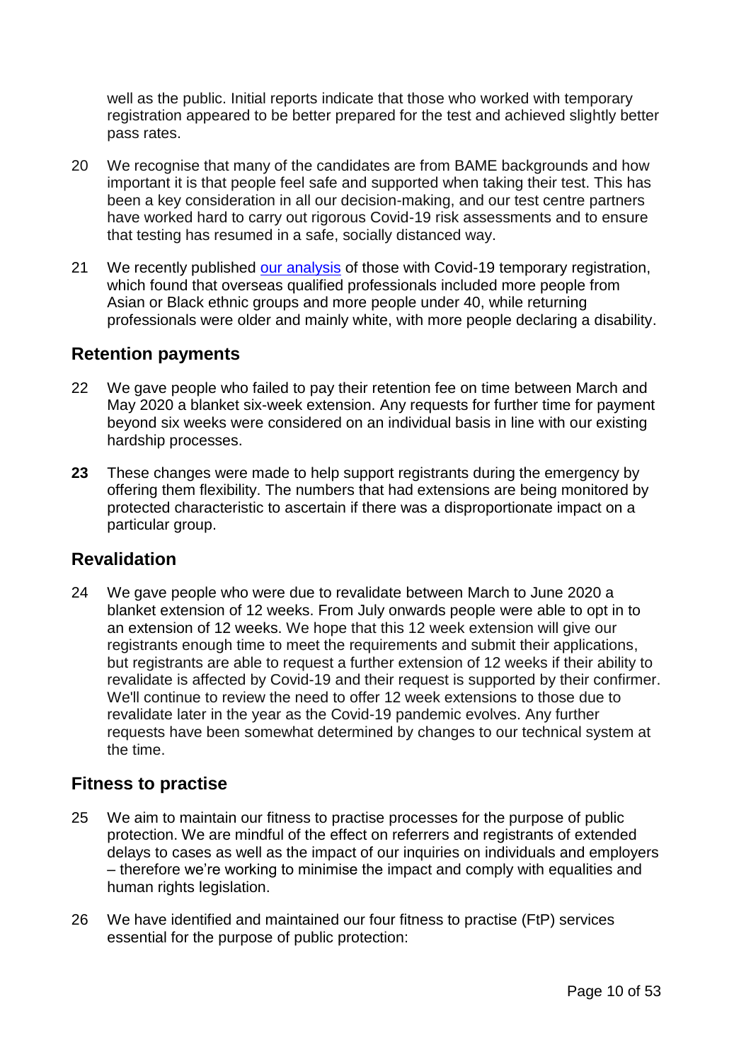well as the public. Initial reports indicate that those who worked with temporary registration appeared to be better prepared for the test and achieved slightly better pass rates.

20 We recognise that many of the candidates are from BAME backgrounds and how important it is that people feel safe and supported when taking their test. This has been a key consideration in all our decision-making, and our test centre partners have worked hard to carry out rigorous Covid-19 risk assessments and to ensure that testing has resumed in a safe, socially distanced way.

21 We recently published [our analysis]() of those with Covid-19 temporary registration, which found that overseas qualified professionals included more people from Asian or Black ethnic groups and more people under 40, while returning professionals were older and mainly white, with more people declaring a disability.

## Retention payments

22 We gave people who failed to pay their retention fee on time between March and May 2020 a blanket six-week extension. Any requests for further time for payment beyond six weeks were considered on an individual basis in line with our existing hardship processes.

**23** These changes were made to help support registrants during the emergency by offering them flexibility. The numbers that had extensions are being monitored by protected characteristic to ascertain if there was a disproportionate impact on a particular group.

## Revalidation

24 We gave people who were due to revalidate between March to June 2020 a blanket extension of 12 weeks. From July onwards people were able to opt in to an extension of 12 weeks. We hope that this 12 week extension will give our registrants enough time to meet the requirements and submit their applications, but registrants are able to request a further extension of 12 weeks if their ability to revalidate is affected by Covid-19 and their request is supported by their confirmer. We'll continue to review the need to offer 12 week extensions to those due to revalidate later in the year as the Covid-19 pandemic evolves. Any further requests have been somewhat determined by changes to our technical system at the time.

## Fitness to practise

25 We aim to maintain our fitness to practise processes for the purpose of public protection. We are mindful of the effect on referrers and registrants of extended delays to cases as well as the impact of our inquiries on individuals and employers – therefore we're working to minimise the impact and comply with equalities and human rights legislation.

26 We have identified and maintained our four fitness to practise (FtP) services essential for the purpose of public protection: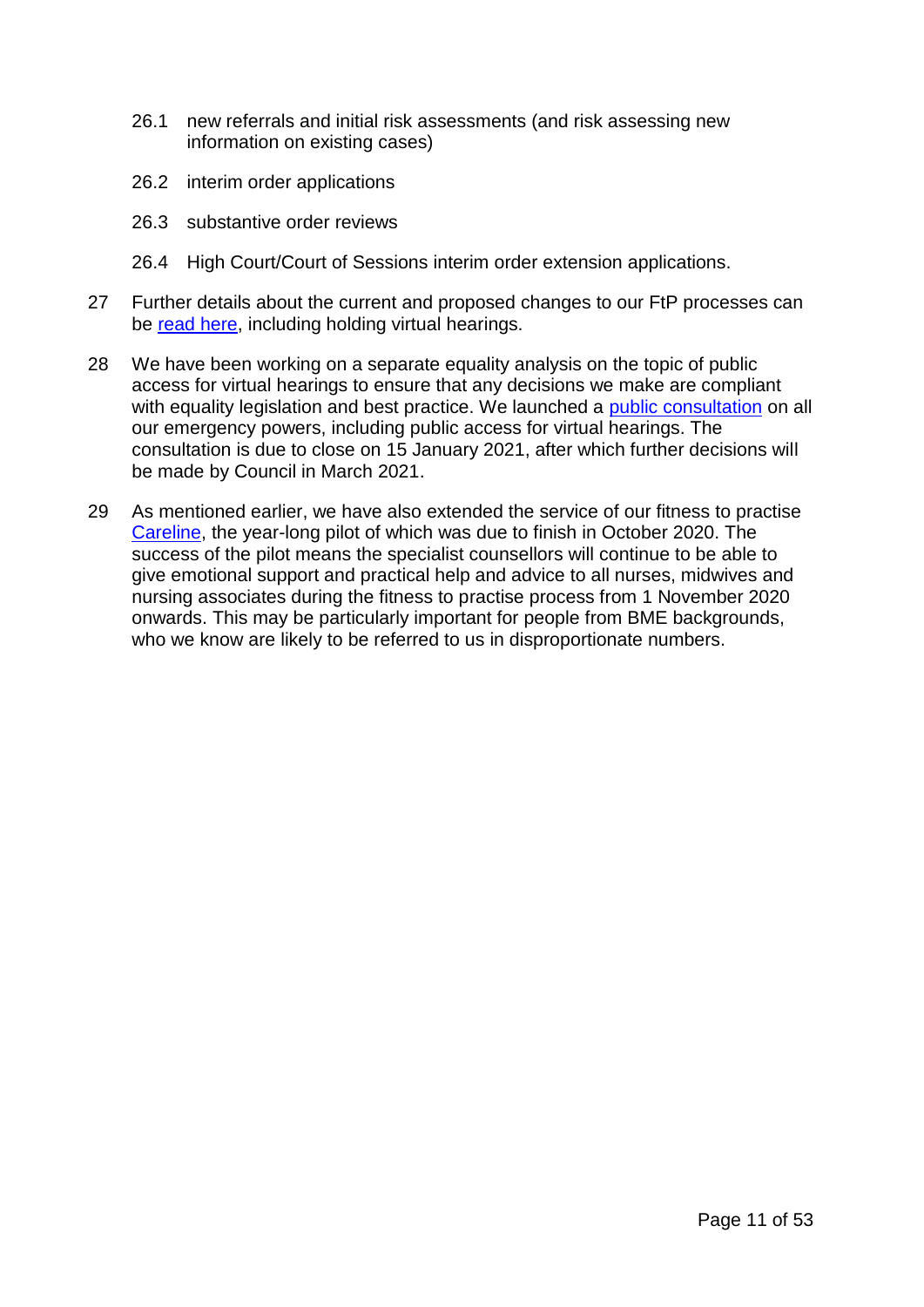26.1 new referrals and initial risk assessments (and risk assessing new information on existing cases)

26.2 interim order applications

26.3 substantive order reviews

26.4 High Court/Court of Sessions interim order extension applications.

27 Further details about the current and proposed changes to our FtP processes can be read here, including holding virtual hearings.

28 We have been working on a separate equality analysis on the topic of public access for virtual hearings to ensure that any decisions we make are compliant with equality legislation and best practice. We launched a public consultation on all our emergency powers, including public access for virtual hearings. The consultation is due to close on 15 January 2021, after which further decisions will be made by Council in March 2021.

29 As mentioned earlier, we have also extended the service of our fitness to practise Careline, the year-long pilot of which was due to finish in October 2020. The success of the pilot means the specialist counsellors will continue to be able to give emotional support and practical help and advice to all nurses, midwives and nursing associates during the fitness to practise process from 1 November 2020 onwards. This may be particularly important for people from BME backgrounds, who we know are likely to be referred to us in disproportionate numbers.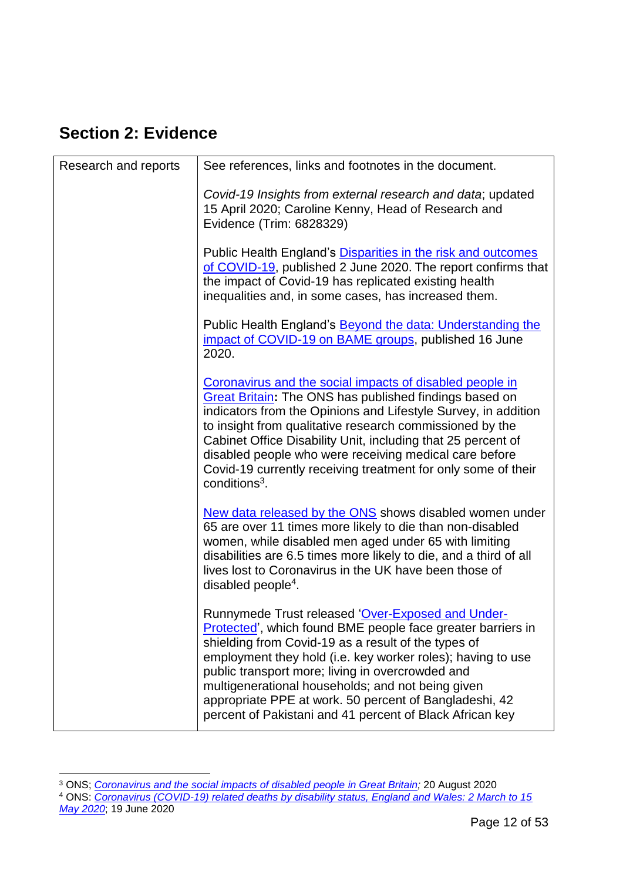## Section 2: Evidence

| Research and reports | See references, links and footnotes in the document.<br><br>*Covid-19 Insights from external research and data*; updated 15 April 2020; Caroline Kenny, Head of Research and Evidence (Trim: 6828329)<br><br>Public Health England's Disparities in the risk and outcomes of COVID-19, published 2 June 2020. The report confirms that the impact of Covid-19 has replicated existing health inequalities and, in some cases, has increased them.<br><br>Public Health England's Beyond the data: Understanding the impact of COVID-19 on BAME groups, published 16 June 2020.<br><br>Coronavirus and the social impacts of disabled people in Great Britain**:** The ONS has published findings based on indicators from the Opinions and Lifestyle Survey, in addition to insight from qualitative research commissioned by the Cabinet Office Disability Unit, including that 25 percent of disabled people who were receiving medical care before Covid-19 currently receiving treatment for only some of their conditions[3].<br><br>New data released by the ONS shows disabled women under 65 are over 11 times more likely to die than non-disabled women, while disabled men aged under 65 with limiting disabilities are 6.5 times more likely to die, and a third of all lives lost to Coronavirus in the UK have been those of disabled people[4].<br><br>Runnymede Trust released 'Over-Exposed and Under-Protected', which found BME people face greater barriers in shielding from Covid-19 as a result of the types of employment they hold (i.e. key worker roles); having to use public transport more; living in overcrowded and multigenerational households; and not being given appropriate PPE at work. 50 percent of Bangladeshi, 42 percent of Pakistani and 41 percent of Black African key |
|---|---|

[3] ONS; *Coronavirus and the social impacts of disabled people in Great Britain;* 20 August 2020

[4] ONS: *Coronavirus (COVID-19) related deaths by disability status, England and Wales: 2 March to 15 May 2020*; 19 June 2020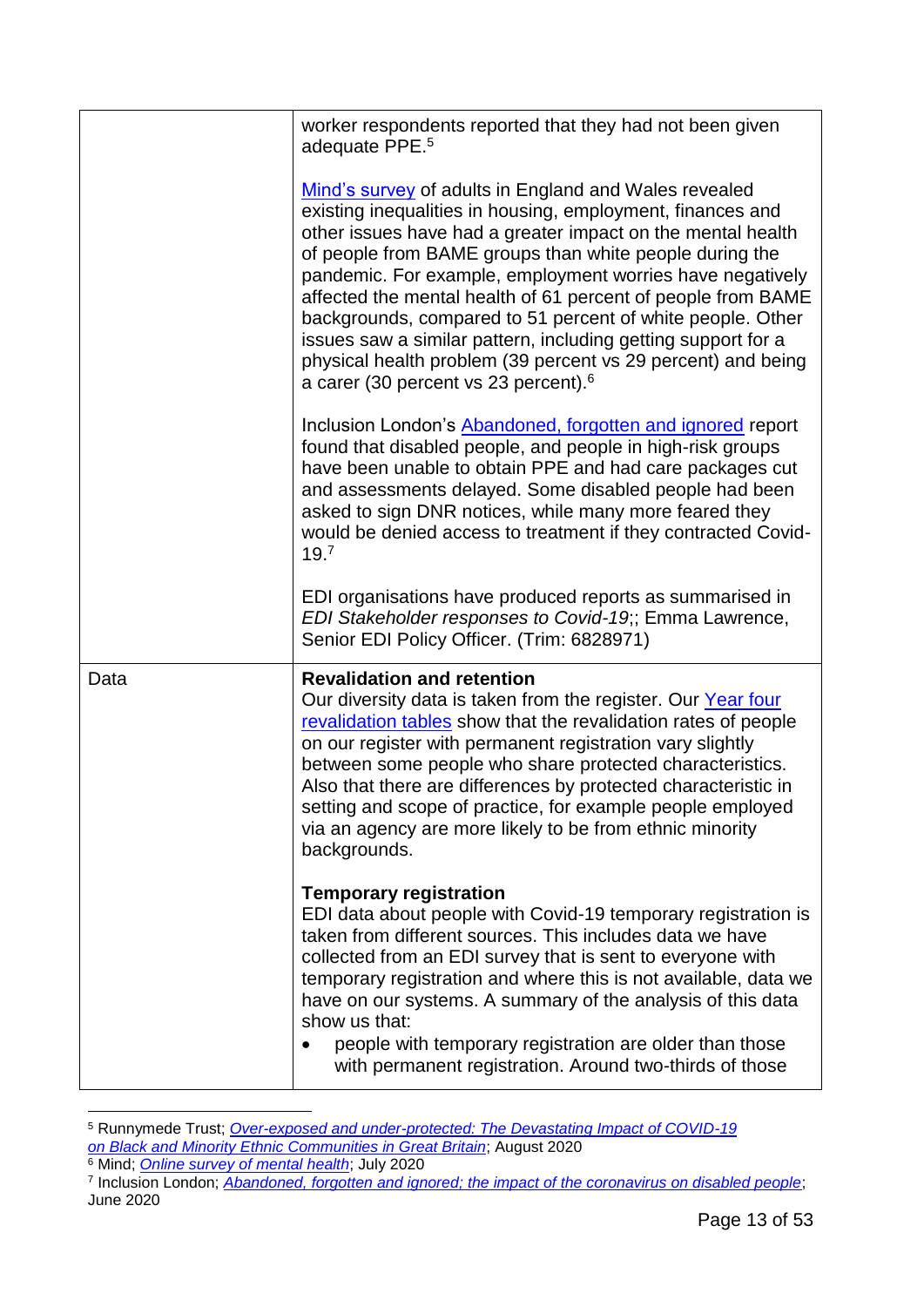| | |
|---|---|
| | worker respondents reported that they had not been given adequate PPE.[5]<br><br>Mind's survey of adults in England and Wales revealed existing inequalities in housing, employment, finances and other issues have had a greater impact on the mental health of people from BAME groups than white people during the pandemic. For example, employment worries have negatively affected the mental health of 61 percent of people from BAME backgrounds, compared to 51 percent of white people. Other issues saw a similar pattern, including getting support for a physical health problem (39 percent vs 29 percent) and being a carer (30 percent vs 23 percent).[6]<br><br>Inclusion London's Abandoned, forgotten and ignored report found that disabled people, and people in high-risk groups have been unable to obtain PPE and had care packages cut and assessments delayed. Some disabled people had been asked to sign DNR notices, while many more feared they would be denied access to treatment if they contracted Covid-19.[7]<br><br>EDI organisations have produced reports as summarised in *EDI Stakeholder responses to Covid-19*;; Emma Lawrence, Senior EDI Policy Officer. (Trim: 6828971) |
| Data | **Revalidation and retention**<br>Our diversity data is taken from the register. Our Year four revalidation tables show that the revalidation rates of people on our register with permanent registration vary slightly between some people who share protected characteristics. Also that there are differences by protected characteristic in setting and scope of practice, for example people employed via an agency are more likely to be from ethnic minority backgrounds.<br><br>**Temporary registration**<br>EDI data about people with Covid-19 temporary registration is taken from different sources. This includes data we have collected from an EDI survey that is sent to everyone with temporary registration and where this is not available, data we have on our systems. A summary of the analysis of this data show us that:<br>• people with temporary registration are older than those with permanent registration. Around two-thirds of those |

[5] Runnymede Trust; *Over-exposed and under-protected: The Devastating Impact of COVID-19 on Black and Minority Ethnic Communities in Great Britain*; August 2020

[6] Mind; *Online survey of mental health*; July 2020

[7] Inclusion London; *Abandoned, forgotten and ignored; the impact of the coronavirus on disabled people*; June 2020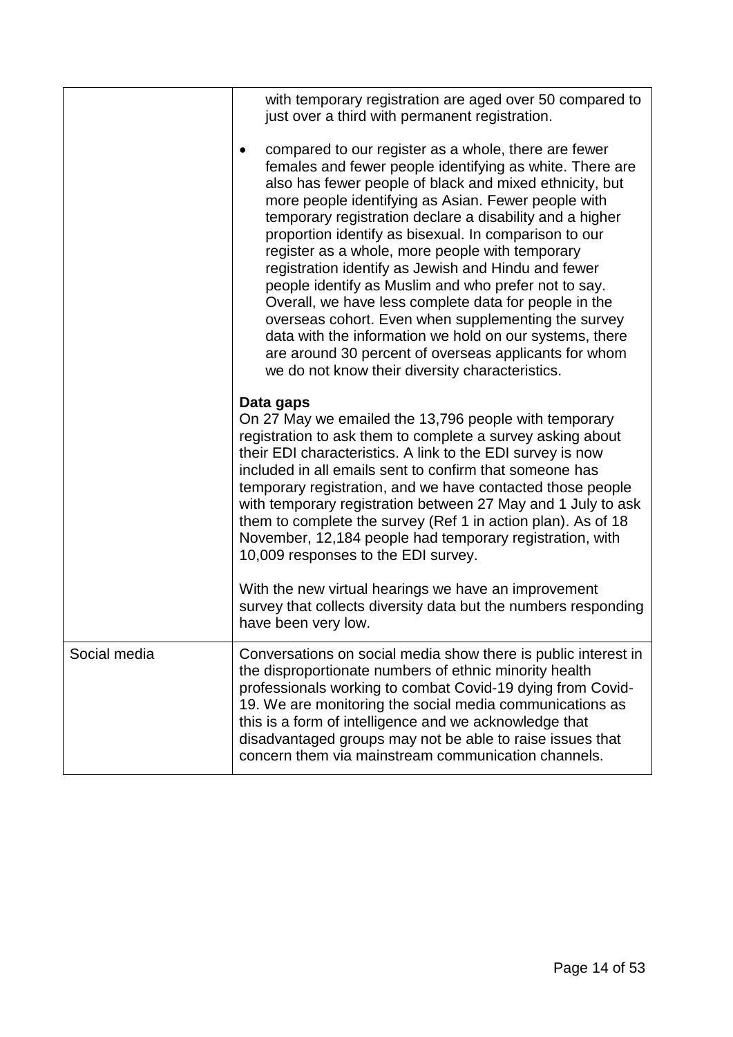| | |
|---|---|
| | with temporary registration are aged over 50 compared to just over a third with permanent registration.<br><br>• compared to our register as a whole, there are fewer females and fewer people identifying as white. There are also has fewer people of black and mixed ethnicity, but more people identifying as Asian. Fewer people with temporary registration declare a disability and a higher proportion identify as bisexual. In comparison to our register as a whole, more people with temporary registration identify as Jewish and Hindu and fewer people identify as Muslim and who prefer not to say. Overall, we have less complete data for people in the overseas cohort. Even when supplementing the survey data with the information we hold on our systems, there are around 30 percent of overseas applicants for whom we do not know their diversity characteristics.<br><br>**Data gaps**<br>On 27 May we emailed the 13,796 people with temporary registration to ask them to complete a survey asking about their EDI characteristics. A link to the EDI survey is now included in all emails sent to confirm that someone has temporary registration, and we have contacted those people with temporary registration between 27 May and 1 July to ask them to complete the survey (Ref 1 in action plan). As of 18 November, 12,184 people had temporary registration, with 10,009 responses to the EDI survey.<br><br>With the new virtual hearings we have an improvement survey that collects diversity data but the numbers responding have been very low. |
| Social media | Conversations on social media show there is public interest in the disproportionate numbers of ethnic minority health professionals working to combat Covid-19 dying from Covid-19. We are monitoring the social media communications as this is a form of intelligence and we acknowledge that disadvantaged groups may not be able to raise issues that concern them via mainstream communication channels. |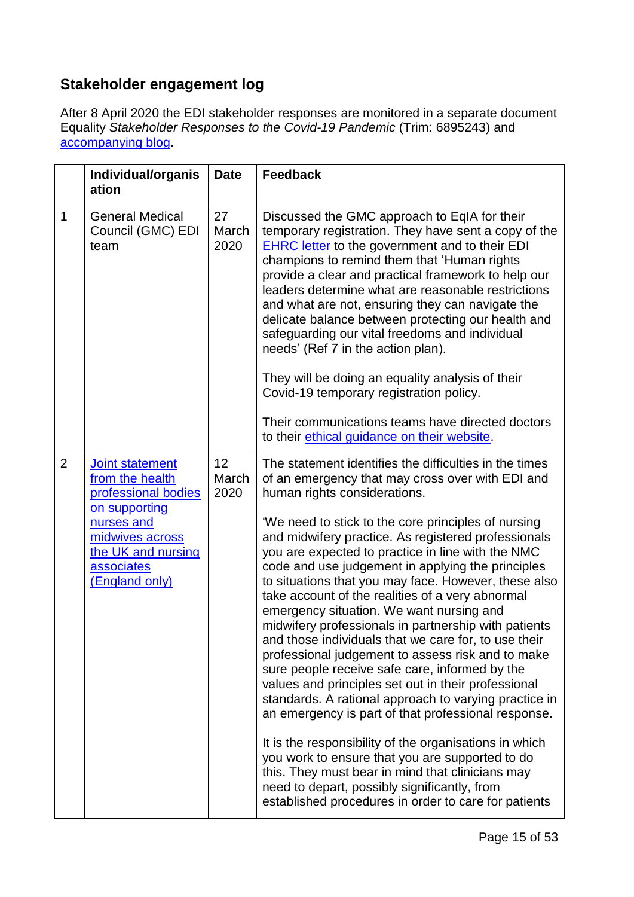## Stakeholder engagement log

After 8 April 2020 the EDI stakeholder responses are monitored in a separate document Equality *Stakeholder Responses to the Covid-19 Pandemic* (Trim: 6895243) and accompanying blog.

| | Individual/organisation | Date | Feedback |
|---|---|---|---|
| 1 | General Medical Council (GMC) EDI team | 27 March 2020 | Discussed the GMC approach to EqIA for their temporary registration. They have sent a copy of the EHRC letter to the government and to their EDI champions to remind them that 'Human rights provide a clear and practical framework to help our leaders determine what are reasonable restrictions and what are not, ensuring they can navigate the delicate balance between protecting our health and safeguarding our vital freedoms and individual needs' (Ref 7 in the action plan).<br><br>They will be doing an equality analysis of their Covid-19 temporary registration policy.<br><br>Their communications teams have directed doctors to their ethical guidance on their website. |
| 2 | Joint statement from the health professional bodies on supporting nurses and midwives across the UK and nursing associates (England only) | 12 March 2020 | The statement identifies the difficulties in the times of an emergency that may cross over with EDI and human rights considerations.<br><br>'We need to stick to the core principles of nursing and midwifery practice. As registered professionals you are expected to practice in line with the NMC code and use judgement in applying the principles to situations that you may face. However, these also take account of the realities of a very abnormal emergency situation. We want nursing and midwifery professionals in partnership with patients and those individuals that we care for, to use their professional judgement to assess risk and to make sure people receive safe care, informed by the values and principles set out in their professional standards. A rational approach to varying practice in an emergency is part of that professional response.<br><br>It is the responsibility of the organisations in which you work to ensure that you are supported to do this. They must bear in mind that clinicians may need to depart, possibly significantly, from established procedures in order to care for patients |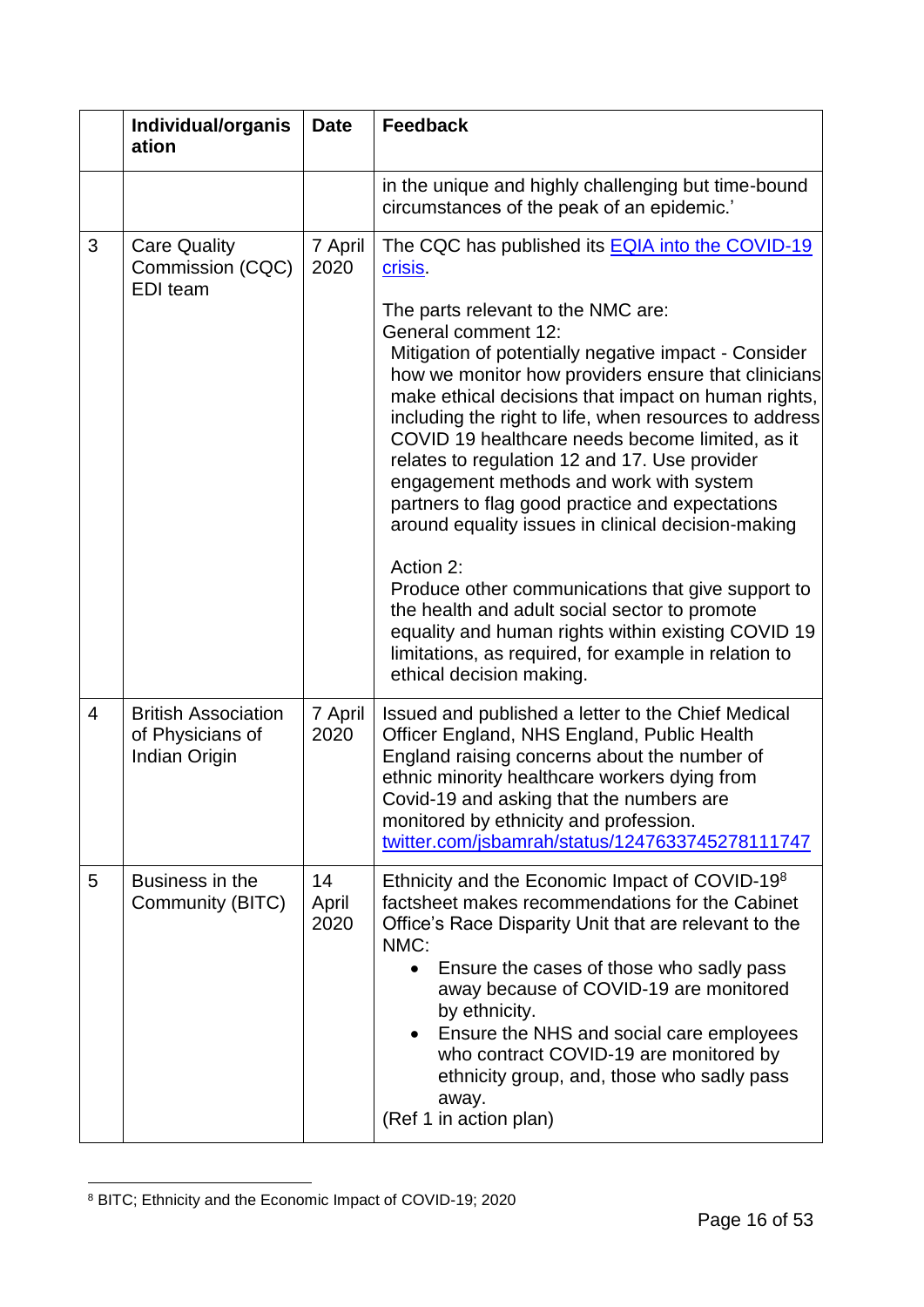| | Individual/organisation | Date | Feedback |
|---|---|---|---|
| | | | in the unique and highly challenging but time-bound circumstances of the peak of an epidemic.' |
| 3 | Care Quality Commission (CQC) EDI team | 7 April 2020 | The CQC has published its [EQIA into the COVID-19 crisis](). <br><br>The parts relevant to the NMC are:<br>General comment 12:<br>Mitigation of potentially negative impact - Consider how we monitor how providers ensure that clinicians make ethical decisions that impact on human rights, including the right to life, when resources to address COVID 19 healthcare needs become limited, as it relates to regulation 12 and 17. Use provider engagement methods and work with system partners to flag good practice and expectations around equality issues in clinical decision-making<br><br>Action 2:<br>Produce other communications that give support to the health and adult social sector to promote equality and human rights within existing COVID 19 limitations, as required, for example in relation to ethical decision making. |
| 4 | British Association of Physicians of Indian Origin | 7 April 2020 | Issued and published a letter to the Chief Medical Officer England, NHS England, Public Health England raising concerns about the number of ethnic minority healthcare workers dying from Covid-19 and asking that the numbers are monitored by ethnicity and profession. [twitter.com/jsbamrah/status/1247633745278111747]() |
| 5 | Business in the Community (BITC) | 14 April 2020 | Ethnicity and the Economic Impact of COVID-19[8] factsheet makes recommendations for the Cabinet Office's Race Disparity Unit that are relevant to the NMC:<br>• Ensure the cases of those who sadly pass away because of COVID-19 are monitored by ethnicity.<br>• Ensure the NHS and social care employees who contract COVID-19 are monitored by ethnicity group, and, those who sadly pass away.<br>(Ref 1 in action plan) |

[8] BITC; Ethnicity and the Economic Impact of COVID-19; 2020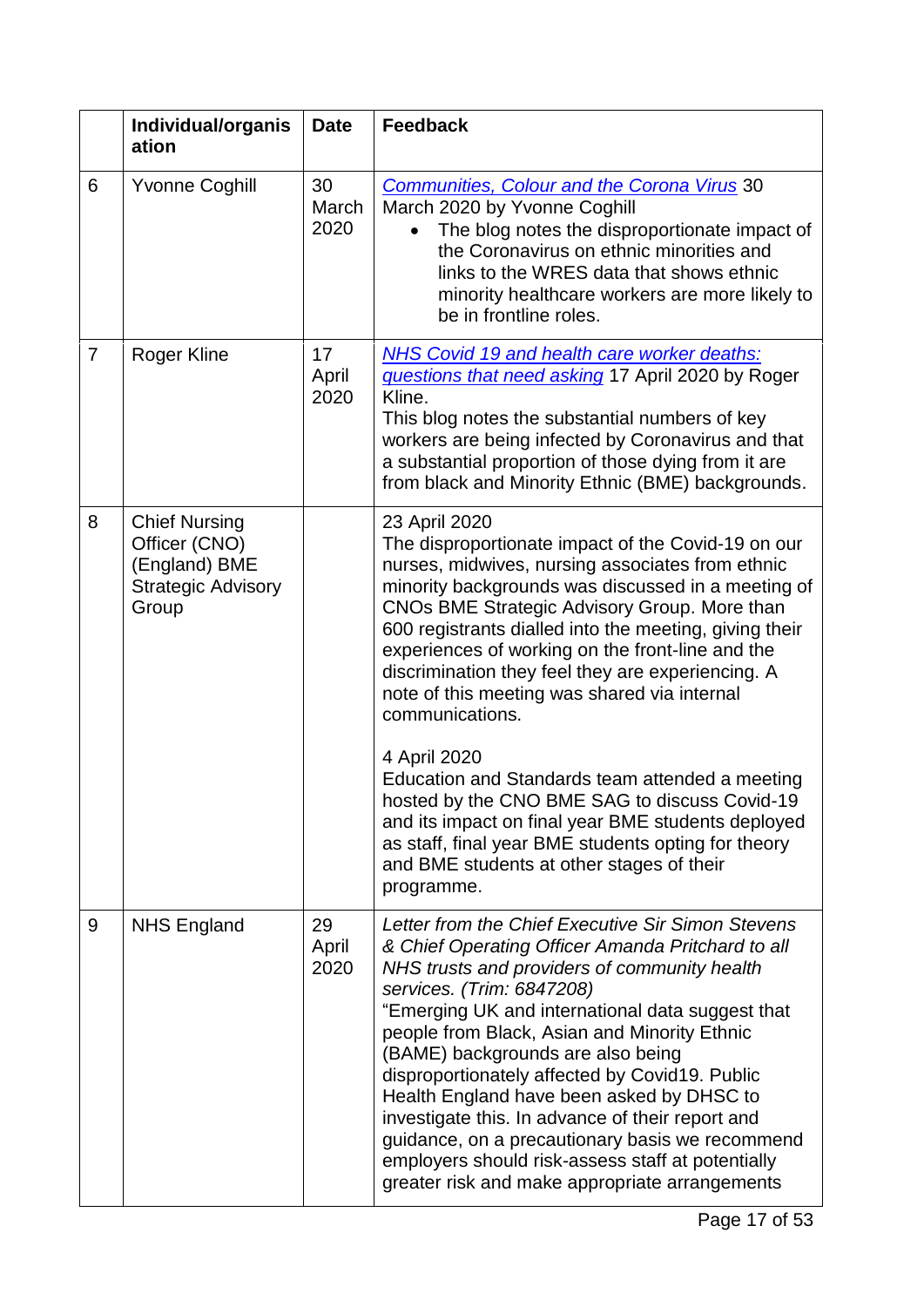|  | Individual/organisation | Date | Feedback |
|---|---|---|---|
| 6 | Yvonne Coghill | 30 March 2020 | *Communities, Colour and the Corona Virus* 30 March 2020 by Yvonne Coghill<br>• The blog notes the disproportionate impact of the Coronavirus on ethnic minorities and links to the WRES data that shows ethnic minority healthcare workers are more likely to be in frontline roles. |
| 7 | Roger Kline | 17 April 2020 | *NHS Covid 19 and health care worker deaths: questions that need asking* 17 April 2020 by Roger Kline.<br>This blog notes the substantial numbers of key workers are being infected by Coronavirus and that a substantial proportion of those dying from it are from black and Minority Ethnic (BME) backgrounds. |
| 8 | Chief Nursing Officer (CNO) (England) BME Strategic Advisory Group |  | 23 April 2020<br>The disproportionate impact of the Covid-19 on our nurses, midwives, nursing associates from ethnic minority backgrounds was discussed in a meeting of CNOs BME Strategic Advisory Group. More than 600 registrants dialled into the meeting, giving their experiences of working on the front-line and the discrimination they feel they are experiencing. A note of this meeting was shared via internal communications.<br><br>4 April 2020<br>Education and Standards team attended a meeting hosted by the CNO BME SAG to discuss Covid-19 and its impact on final year BME students deployed as staff, final year BME students opting for theory and BME students at other stages of their programme. |
| 9 | NHS England | 29 April 2020 | *Letter from the Chief Executive Sir Simon Stevens & Chief Operating Officer Amanda Pritchard to all NHS trusts and providers of community health services. (Trim: 6847208)*<br>"Emerging UK and international data suggest that people from Black, Asian and Minority Ethnic (BAME) backgrounds are also being disproportionately affected by Covid19. Public Health England have been asked by DHSC to investigate this. In advance of their report and guidance, on a precautionary basis we recommend employers should risk-assess staff at potentially greater risk and make appropriate arrangements |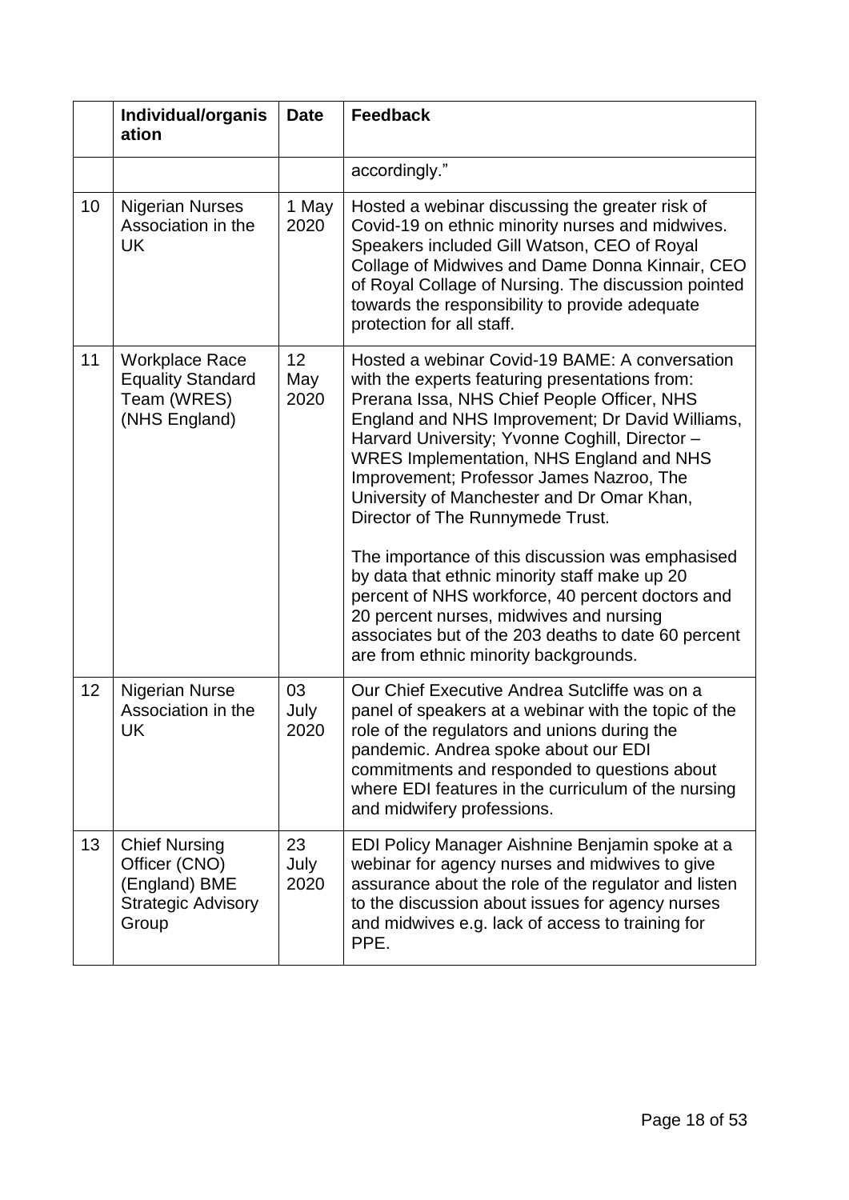| | Individual/organisation | Date | Feedback |
|---|---|---|---|
| | | | accordingly.” |
| 10 | Nigerian Nurses Association in the UK | 1 May 2020 | Hosted a webinar discussing the greater risk of Covid-19 on ethnic minority nurses and midwives. Speakers included Gill Watson, CEO of Royal Collage of Midwives and Dame Donna Kinnair, CEO of Royal Collage of Nursing. The discussion pointed towards the responsibility to provide adequate protection for all staff. |
| 11 | Workplace Race Equality Standard Team (WRES) (NHS England) | 12 May 2020 | Hosted a webinar Covid-19 BAME: A conversation with the experts featuring presentations from: Prerana Issa, NHS Chief People Officer, NHS England and NHS Improvement; Dr David Williams, Harvard University; Yvonne Coghill, Director – WRES Implementation, NHS England and NHS Improvement; Professor James Nazroo, The University of Manchester and Dr Omar Khan, Director of The Runnymede Trust.<br><br>The importance of this discussion was emphasised by data that ethnic minority staff make up 20 percent of NHS workforce, 40 percent doctors and 20 percent nurses, midwives and nursing associates but of the 203 deaths to date 60 percent are from ethnic minority backgrounds. |
| 12 | Nigerian Nurse Association in the UK | 03 July 2020 | Our Chief Executive Andrea Sutcliffe was on a panel of speakers at a webinar with the topic of the role of the regulators and unions during the pandemic. Andrea spoke about our EDI commitments and responded to questions about where EDI features in the curriculum of the nursing and midwifery professions. |
| 13 | Chief Nursing Officer (CNO) (England) BME Strategic Advisory Group | 23 July 2020 | EDI Policy Manager Aishnine Benjamin spoke at a webinar for agency nurses and midwives to give assurance about the role of the regulator and listen to the discussion about issues for agency nurses and midwives e.g. lack of access to training for PPE. |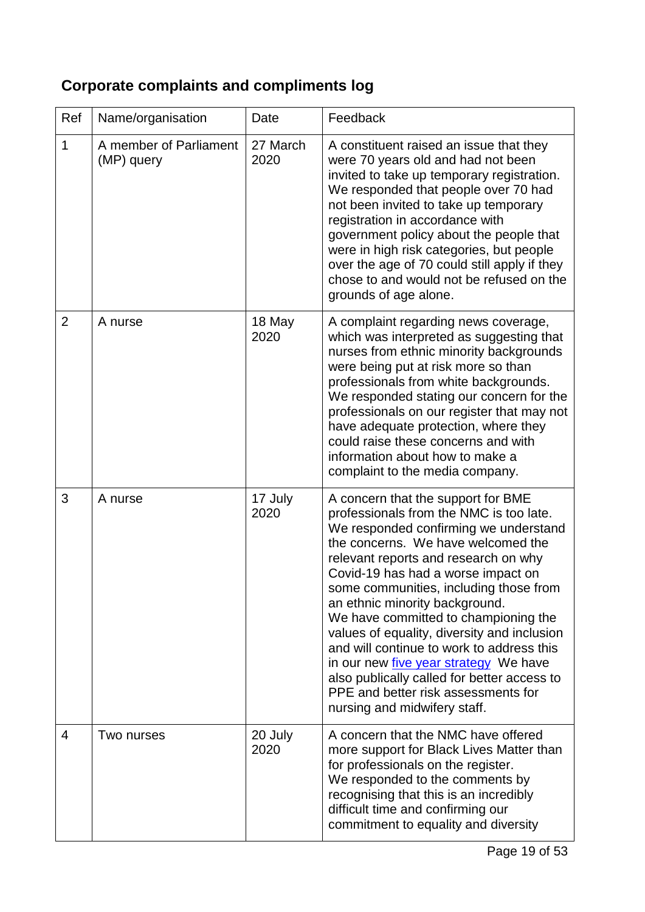## Corporate complaints and compliments log

| Ref | Name/organisation | Date | Feedback |
|---|---|---|---|
| 1 | A member of Parliament (MP) query | 27 March 2020 | A constituent raised an issue that they were 70 years old and had not been invited to take up temporary registration. We responded that people over 70 had not been invited to take up temporary registration in accordance with government policy about the people that were in high risk categories, but people over the age of 70 could still apply if they chose to and would not be refused on the grounds of age alone. |
| 2 | A nurse | 18 May 2020 | A complaint regarding news coverage, which was interpreted as suggesting that nurses from ethnic minority backgrounds were being put at risk more so than professionals from white backgrounds. We responded stating our concern for the professionals on our register that may not have adequate protection, where they could raise these concerns and with information about how to make a complaint to the media company. |
| 3 | A nurse | 17 July 2020 | A concern that the support for BME professionals from the NMC is too late. We responded confirming we understand the concerns. We have welcomed the relevant reports and research on why Covid-19 has had a worse impact on some communities, including those from an ethnic minority background. We have committed to championing the values of equality, diversity and inclusion and will continue to work to address this in our new five year strategy We have also publically called for better access to PPE and better risk assessments for nursing and midwifery staff. |
| 4 | Two nurses | 20 July 2020 | A concern that the NMC have offered more support for Black Lives Matter than for professionals on the register. We responded to the comments by recognising that this is an incredibly difficult time and confirming our commitment to equality and diversity |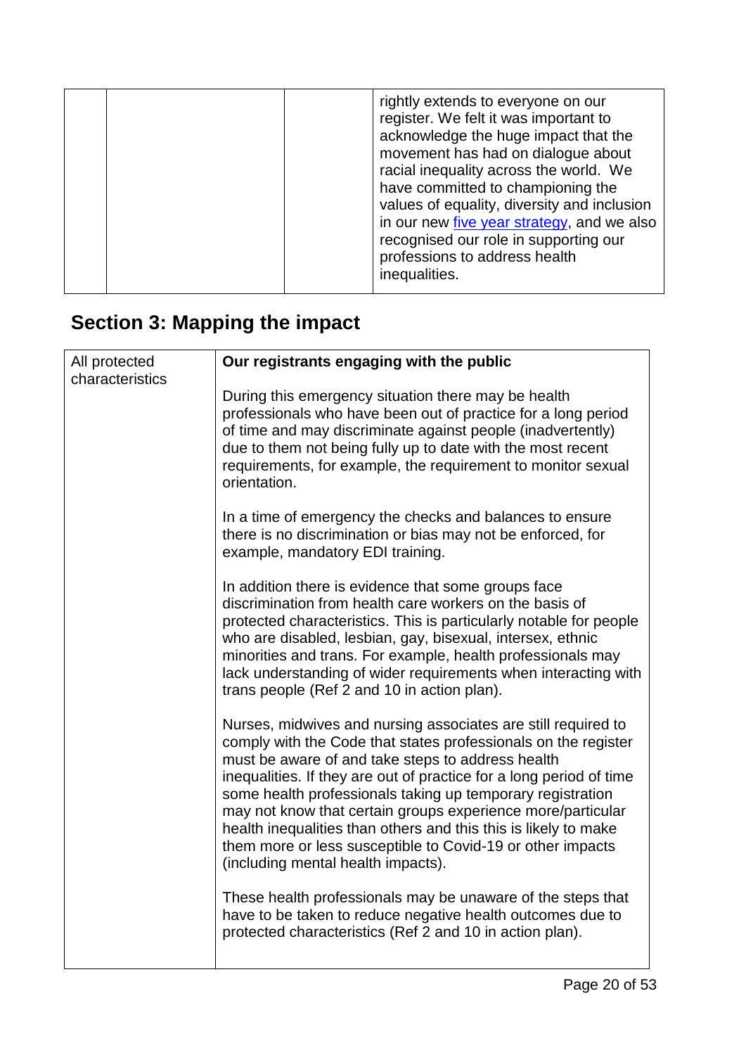| | | | |
|---|---|---|---|
| | | | rightly extends to everyone on our register. We felt it was important to acknowledge the huge impact that the movement has had on dialogue about racial inequality across the world. We have committed to championing the values of equality, diversity and inclusion in our new five year strategy, and we also recognised our role in supporting our professions to address health inequalities. |

## Section 3: Mapping the impact

| | |
|---|---|
| All protected characteristics | **Our registrants engaging with the public**<br><br>During this emergency situation there may be health professionals who have been out of practice for a long period of time and may discriminate against people (inadvertently) due to them not being fully up to date with the most recent requirements, for example, the requirement to monitor sexual orientation.<br><br>In a time of emergency the checks and balances to ensure there is no discrimination or bias may not be enforced, for example, mandatory EDI training.<br><br>In addition there is evidence that some groups face discrimination from health care workers on the basis of protected characteristics. This is particularly notable for people who are disabled, lesbian, gay, bisexual, intersex, ethnic minorities and trans. For example, health professionals may lack understanding of wider requirements when interacting with trans people (Ref 2 and 10 in action plan).<br><br>Nurses, midwives and nursing associates are still required to comply with the Code that states professionals on the register must be aware of and take steps to address health inequalities. If they are out of practice for a long period of time some health professionals taking up temporary registration may not know that certain groups experience more/particular health inequalities than others and this this is likely to make them more or less susceptible to Covid-19 or other impacts (including mental health impacts).<br><br>These health professionals may be unaware of the steps that have to be taken to reduce negative health outcomes due to protected characteristics (Ref 2 and 10 in action plan). |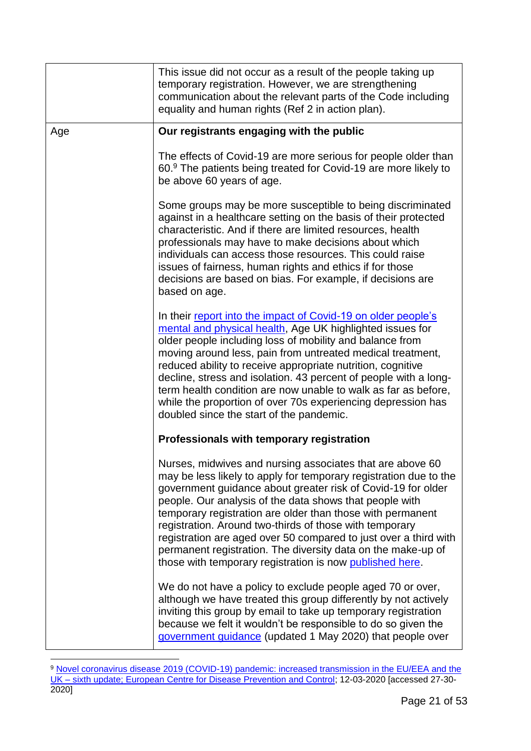| | |
|---|---|
| | This issue did not occur as a result of the people taking up temporary registration. However, we are strengthening communication about the relevant parts of the Code including equality and human rights (Ref 2 in action plan). |
| Age | **Our registrants engaging with the public**<br><br>The effects of Covid-19 are more serious for people older than 60.[9] The patients being treated for Covid-19 are more likely to be above 60 years of age.<br><br>Some groups may be more susceptible to being discriminated against in a healthcare setting on the basis of their protected characteristic. And if there are limited resources, health professionals may have to make decisions about which individuals can access those resources. This could raise issues of fairness, human rights and ethics if for those decisions are based on bias. For example, if decisions are based on age.<br><br>In their [report into the impact of Covid-19 on older people's mental and physical health](), Age UK highlighted issues for older people including loss of mobility and balance from moving around less, pain from untreated medical treatment, reduced ability to receive appropriate nutrition, cognitive decline, stress and isolation. 43 percent of people with a long-term health condition are now unable to walk as far as before, while the proportion of over 70s experiencing depression has doubled since the start of the pandemic.<br><br>**Professionals with temporary registration**<br><br>Nurses, midwives and nursing associates that are above 60 may be less likely to apply for temporary registration due to the government guidance about greater risk of Covid-19 for older people. Our analysis of the data shows that people with temporary registration are older than those with permanent registration. Around two-thirds of those with temporary registration are aged over 50 compared to just over a third with permanent registration. The diversity data on the make-up of those with temporary registration is now [published here]().<br><br>We do not have a policy to exclude people aged 70 or over, although we have treated this group differently by not actively inviting this group by email to take up temporary registration because we felt it wouldn't be responsible to do so given the [government guidance]() (updated 1 May 2020) that people over |

[9] Novel coronavirus disease 2019 (COVID-19) pandemic: increased transmission in the EU/EEA and the UK – sixth update; European Centre for Disease Prevention and Control; 12-03-2020 [accessed 27-30-2020]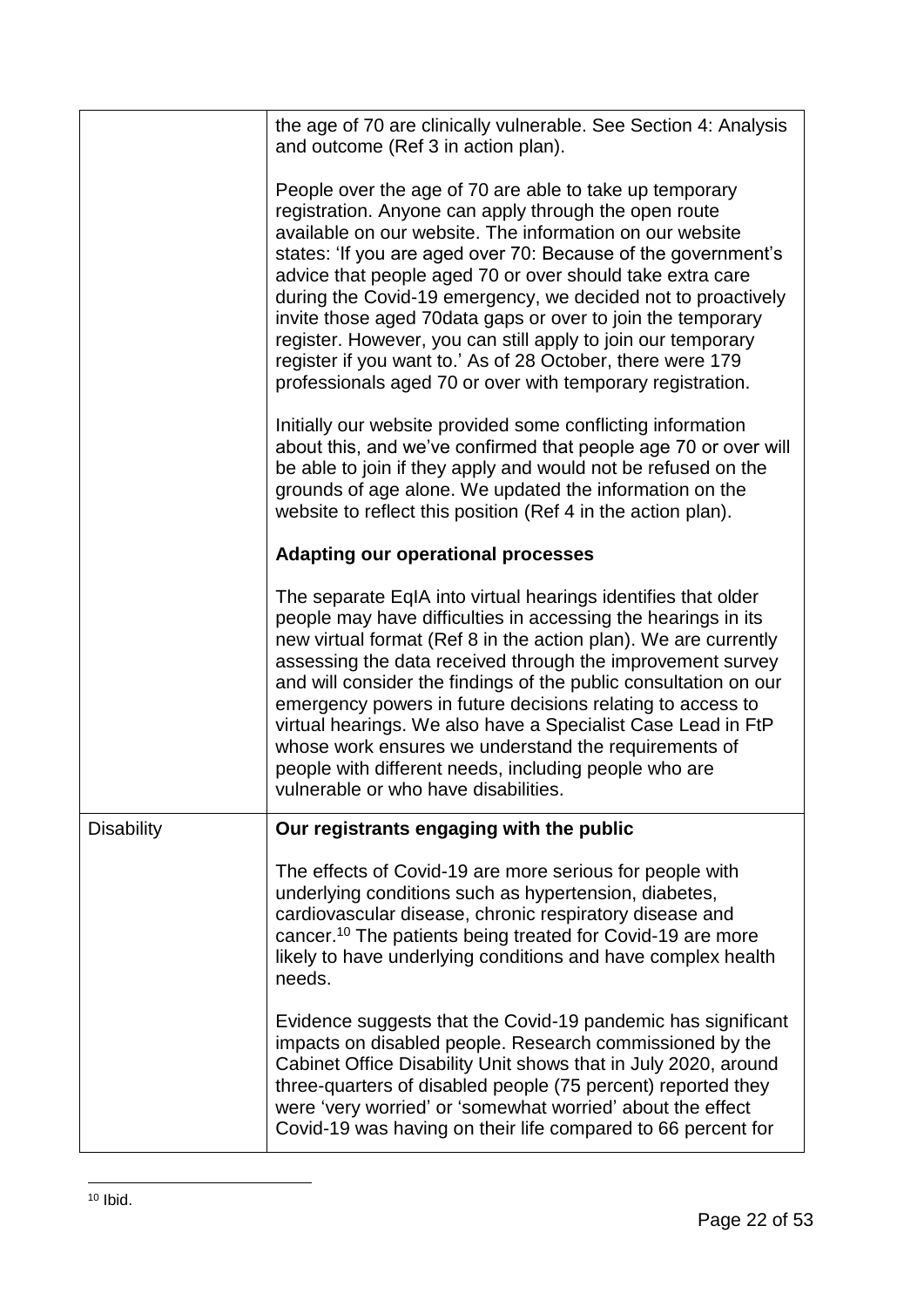| | |
|---|---|
| | the age of 70 are clinically vulnerable. See Section 4: Analysis and outcome (Ref 3 in action plan).<br><br>People over the age of 70 are able to take up temporary registration. Anyone can apply through the open route available on our website. The information on our website states: 'If you are aged over 70: Because of the government's advice that people aged 70 or over should take extra care during the Covid-19 emergency, we decided not to proactively invite those aged 70data gaps or over to join the temporary register. However, you can still apply to join our temporary register if you want to.' As of 28 October, there were 179 professionals aged 70 or over with temporary registration.<br><br>Initially our website provided some conflicting information about this, and we've confirmed that people age 70 or over will be able to join if they apply and would not be refused on the grounds of age alone. We updated the information on the website to reflect this position (Ref 4 in the action plan).<br><br>**Adapting our operational processes**<br><br>The separate EqIA into virtual hearings identifies that older people may have difficulties in accessing the hearings in its new virtual format (Ref 8 in the action plan). We are currently assessing the data received through the improvement survey and will consider the findings of the public consultation on our emergency powers in future decisions relating to access to virtual hearings. We also have a Specialist Case Lead in FtP whose work ensures we understand the requirements of people with different needs, including people who are vulnerable or who have disabilities. |
| Disability | **Our registrants engaging with the public**<br><br>The effects of Covid-19 are more serious for people with underlying conditions such as hypertension, diabetes, cardiovascular disease, chronic respiratory disease and cancer.[10] The patients being treated for Covid-19 are more likely to have underlying conditions and have complex health needs.<br><br>Evidence suggests that the Covid-19 pandemic has significant impacts on disabled people. Research commissioned by the Cabinet Office Disability Unit shows that in July 2020, around three-quarters of disabled people (75 percent) reported they were 'very worried' or 'somewhat worried' about the effect Covid-19 was having on their life compared to 66 percent for |

[10] Ibid.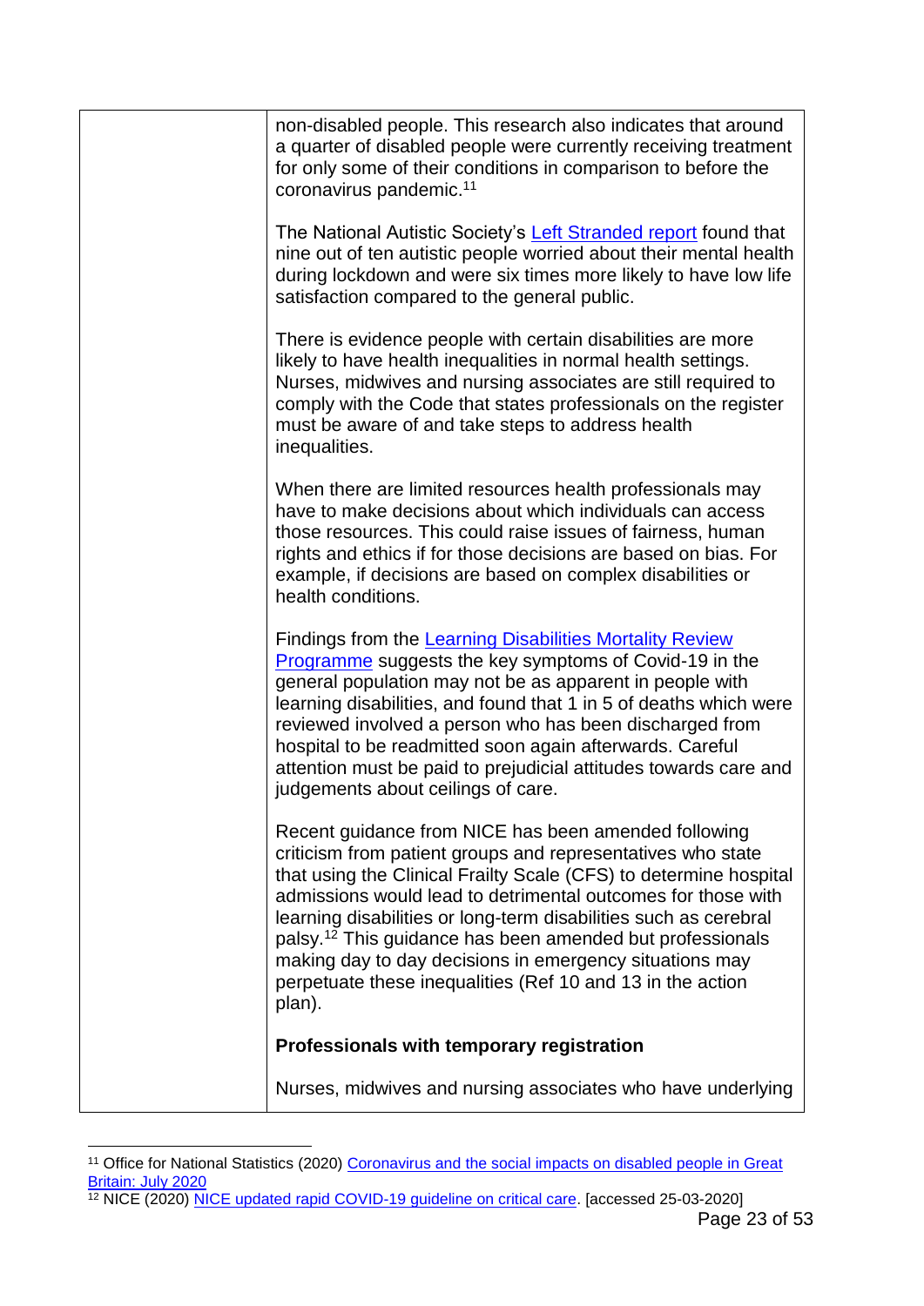| | |
|---|---|
| | non-disabled people. This research also indicates that around a quarter of disabled people were currently receiving treatment for only some of their conditions in comparison to before the coronavirus pandemic.[11]<br><br>The National Autistic Society's [Left Stranded report](#) found that nine out of ten autistic people worried about their mental health during lockdown and were six times more likely to have low life satisfaction compared to the general public.<br><br>There is evidence people with certain disabilities are more likely to have health inequalities in normal health settings. Nurses, midwives and nursing associates are still required to comply with the Code that states professionals on the register must be aware of and take steps to address health inequalities.<br><br>When there are limited resources health professionals may have to make decisions about which individuals can access those resources. This could raise issues of fairness, human rights and ethics if for those decisions are based on bias. For example, if decisions are based on complex disabilities or health conditions.<br><br>Findings from the [Learning Disabilities Mortality Review Programme](#) suggests the key symptoms of Covid-19 in the general population may not be as apparent in people with learning disabilities, and found that 1 in 5 of deaths which were reviewed involved a person who has been discharged from hospital to be readmitted soon again afterwards. Careful attention must be paid to prejudicial attitudes towards care and judgements about ceilings of care.<br><br>Recent guidance from NICE has been amended following criticism from patient groups and representatives who state that using the Clinical Frailty Scale (CFS) to determine hospital admissions would lead to detrimental outcomes for those with learning disabilities or long-term disabilities such as cerebral palsy.[12] This guidance has been amended but professionals making day to day decisions in emergency situations may perpetuate these inequalities (Ref 10 and 13 in the action plan).<br><br>**Professionals with temporary registration**<br><br>Nurses, midwives and nursing associates who have underlying |

[11] Office for National Statistics (2020) [Coronavirus and the social impacts on disabled people in Great Britain: July 2020](#)

[12] NICE (2020) [NICE updated rapid COVID-19 guideline on critical care](#). [accessed 25-03-2020]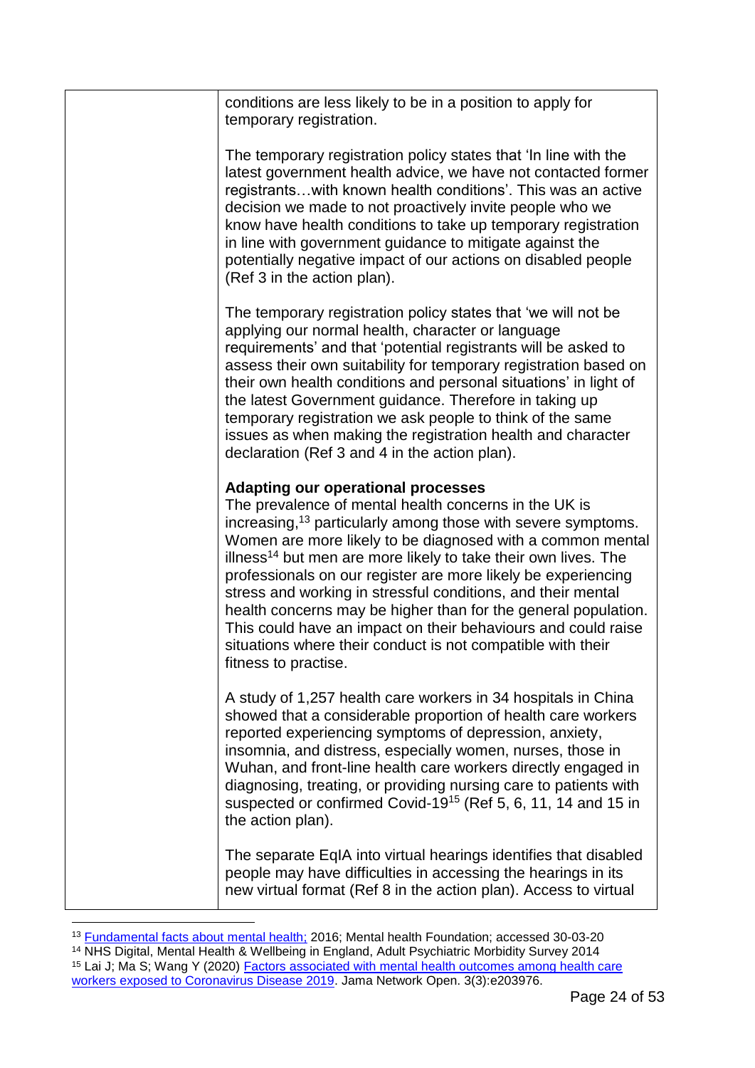| | |
|---|---|
| | conditions are less likely to be in a position to apply for temporary registration.<br><br>The temporary registration policy states that 'In line with the latest government health advice, we have not contacted former registrants…with known health conditions'. This was an active decision we made to not proactively invite people who we know have health conditions to take up temporary registration in line with government guidance to mitigate against the potentially negative impact of our actions on disabled people (Ref 3 in the action plan).<br><br>The temporary registration policy states that 'we will not be applying our normal health, character or language requirements' and that 'potential registrants will be asked to assess their own suitability for temporary registration based on their own health conditions and personal situations' in light of the latest Government guidance. Therefore in taking up temporary registration we ask people to think of the same issues as when making the registration health and character declaration (Ref 3 and 4 in the action plan).<br><br>**Adapting our operational processes**<br>The prevalence of mental health concerns in the UK is increasing,[13] particularly among those with severe symptoms. Women are more likely to be diagnosed with a common mental illness[14] but men are more likely to take their own lives. The professionals on our register are more likely be experiencing stress and working in stressful conditions, and their mental health concerns may be higher than for the general population. This could have an impact on their behaviours and could raise situations where their conduct is not compatible with their fitness to practise.<br><br>A study of 1,257 health care workers in 34 hospitals in China showed that a considerable proportion of health care workers reported experiencing symptoms of depression, anxiety, insomnia, and distress, especially women, nurses, those in Wuhan, and front-line health care workers directly engaged in diagnosing, treating, or providing nursing care to patients with suspected or confirmed Covid-19[15] (Ref 5, 6, 11, 14 and 15 in the action plan).<br><br>The separate EqIA into virtual hearings identifies that disabled people may have difficulties in accessing the hearings in its new virtual format (Ref 8 in the action plan). Access to virtual |

[13] Fundamental facts about mental health; 2016; Mental health Foundation; accessed 30-03-20

[14] NHS Digital, Mental Health & Wellbeing in England, Adult Psychiatric Morbidity Survey 2014

[15] Lai J; Ma S; Wang Y (2020) Factors associated with mental health outcomes among health care workers exposed to Coronavirus Disease 2019. Jama Network Open. 3(3):e203976.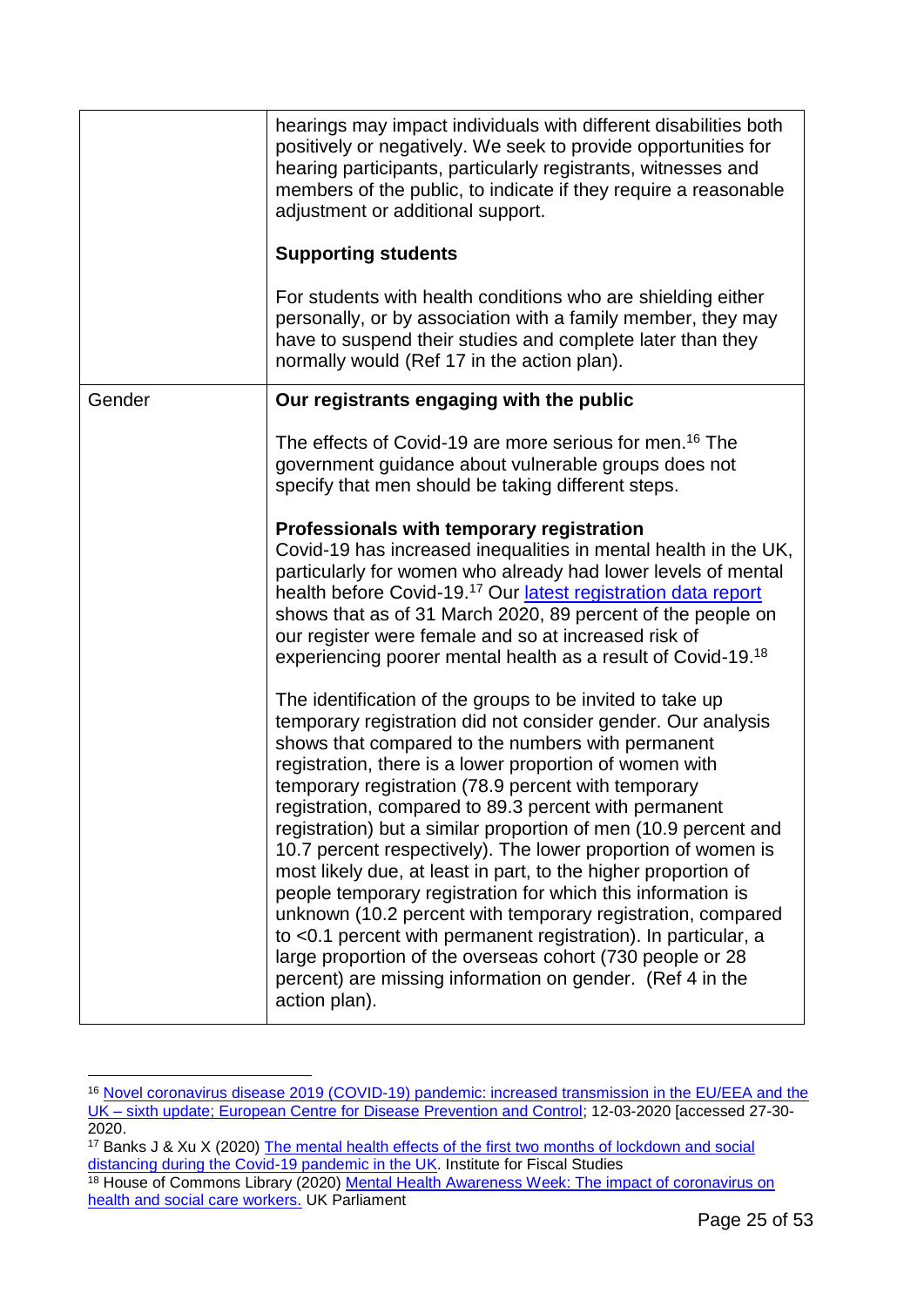| | |
|---|---|
| | hearings may impact individuals with different disabilities both positively or negatively. We seek to provide opportunities for hearing participants, particularly registrants, witnesses and members of the public, to indicate if they require a reasonable adjustment or additional support.<br><br>**Supporting students**<br><br>For students with health conditions who are shielding either personally, or by association with a family member, they may have to suspend their studies and complete later than they normally would (Ref 17 in the action plan). |
| Gender | **Our registrants engaging with the public**<br><br>The effects of Covid-19 are more serious for men.[16] The government guidance about vulnerable groups does not specify that men should be taking different steps.<br><br>**Professionals with temporary registration**<br>Covid-19 has increased inequalities in mental health in the UK, particularly for women who already had lower levels of mental health before Covid-19.[17] Our latest registration data report shows that as of 31 March 2020, 89 percent of the people on our register were female and so at increased risk of experiencing poorer mental health as a result of Covid-19.[18]<br><br>The identification of the groups to be invited to take up temporary registration did not consider gender. Our analysis shows that compared to the numbers with permanent registration, there is a lower proportion of women with temporary registration (78.9 percent with temporary registration, compared to 89.3 percent with permanent registration) but a similar proportion of men (10.9 percent and 10.7 percent respectively). The lower proportion of women is most likely due, at least in part, to the higher proportion of people temporary registration for which this information is unknown (10.2 percent with temporary registration, compared to <0.1 percent with permanent registration). In particular, a large proportion of the overseas cohort (730 people or 28 percent) are missing information on gender. (Ref 4 in the action plan). |

[16] Novel coronavirus disease 2019 (COVID-19) pandemic: increased transmission in the EU/EEA and the UK – sixth update; European Centre for Disease Prevention and Control; 12-03-2020 [accessed 27-30-2020.

[17] Banks J & Xu X (2020) The mental health effects of the first two months of lockdown and social distancing during the Covid-19 pandemic in the UK. Institute for Fiscal Studies

[18] House of Commons Library (2020) Mental Health Awareness Week: The impact of coronavirus on health and social care workers. UK Parliament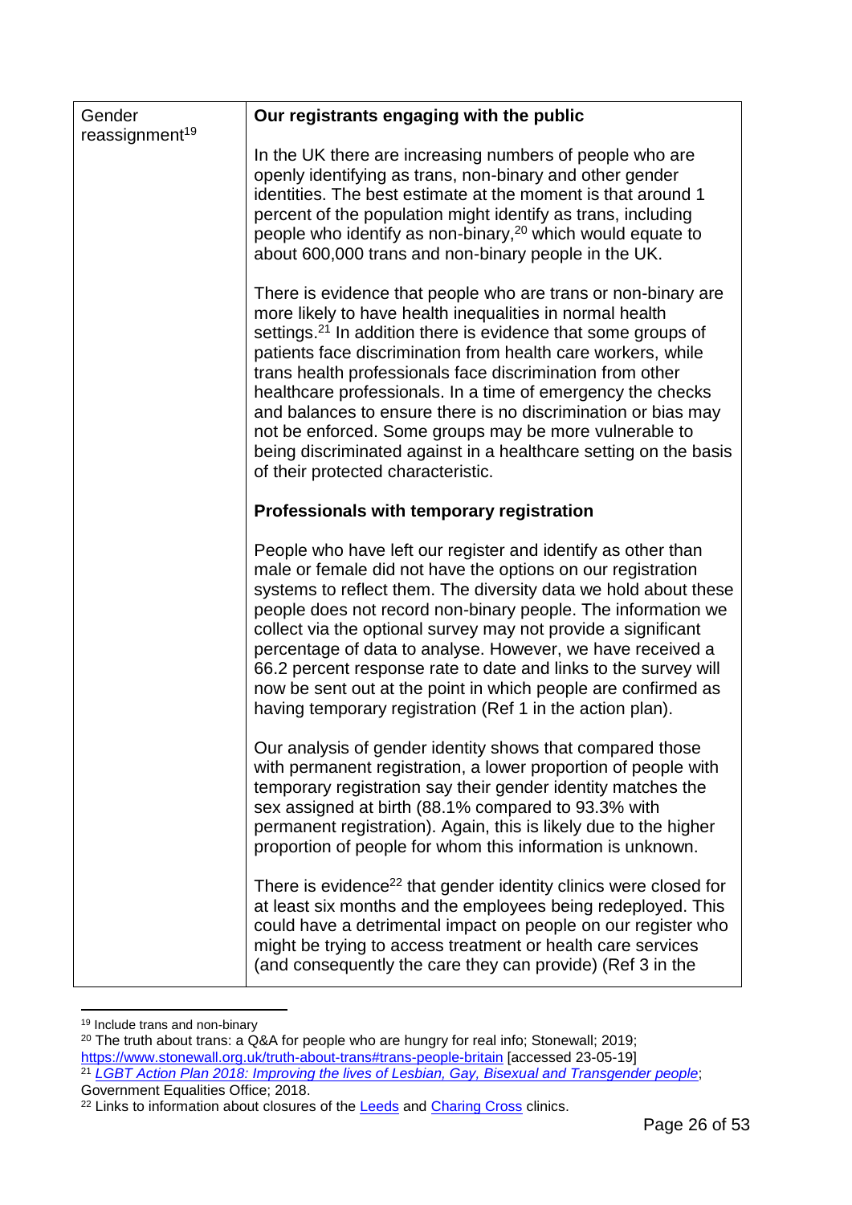| Gender reassignment[19] | **Our registrants engaging with the public**<br><br>In the UK there are increasing numbers of people who are openly identifying as trans, non-binary and other gender identities. The best estimate at the moment is that around 1 percent of the population might identify as trans, including people who identify as non-binary,[20] which would equate to about 600,000 trans and non-binary people in the UK.<br><br>There is evidence that people who are trans or non-binary are more likely to have health inequalities in normal health settings.[21] In addition there is evidence that some groups of patients face discrimination from health care workers, while trans health professionals face discrimination from other healthcare professionals. In a time of emergency the checks and balances to ensure there is no discrimination or bias may not be enforced. Some groups may be more vulnerable to being discriminated against in a healthcare setting on the basis of their protected characteristic.<br><br>**Professionals with temporary registration**<br><br>People who have left our register and identify as other than male or female did not have the options on our registration systems to reflect them. The diversity data we hold about these people does not record non-binary people. The information we collect via the optional survey may not provide a significant percentage of data to analyse. However, we have received a 66.2 percent response rate to date and links to the survey will now be sent out at the point in which people are confirmed as having temporary registration (Ref 1 in the action plan).<br><br>Our analysis of gender identity shows that compared those with permanent registration, a lower proportion of people with temporary registration say their gender identity matches the sex assigned at birth (88.1% compared to 93.3% with permanent registration). Again, this is likely due to the higher proportion of people for whom this information is unknown.<br><br>There is evidence[22] that gender identity clinics were closed for at least six months and the employees being redeployed. This could have a detrimental impact on people on our register who might be trying to access treatment or health care services (and consequently the care they can provide) (Ref 3 in the |
|---|---|

[19] Include trans and non-binary

[20] The truth about trans: a Q&A for people who are hungry for real info; Stonewall; 2019; https://www.stonewall.org.uk/truth-about-trans#trans-people-britain [accessed 23-05-19]

[21] *LGBT Action Plan 2018: Improving the lives of Lesbian, Gay, Bisexual and Transgender people*; Government Equalities Office; 2018.

[22] Links to information about closures of the Leeds and Charing Cross clinics.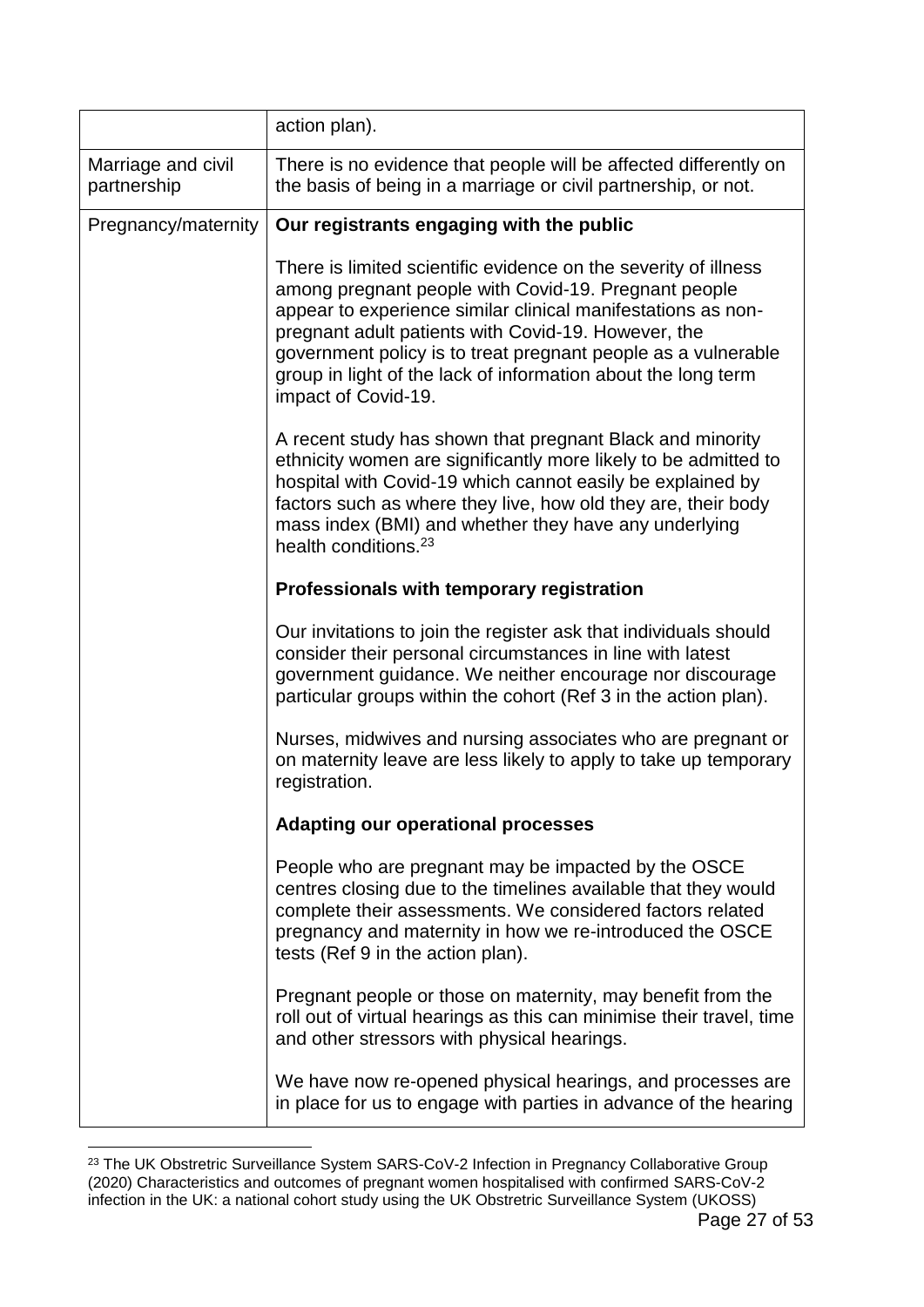| | |
|---|---|
| | action plan). |
| Marriage and civil partnership | There is no evidence that people will be affected differently on the basis of being in a marriage or civil partnership, or not. |
| Pregnancy/maternity | **Our registrants engaging with the public**<br><br>There is limited scientific evidence on the severity of illness among pregnant people with Covid-19. Pregnant people appear to experience similar clinical manifestations as non-pregnant adult patients with Covid-19. However, the government policy is to treat pregnant people as a vulnerable group in light of the lack of information about the long term impact of Covid-19.<br><br>A recent study has shown that pregnant Black and minority ethnicity women are significantly more likely to be admitted to hospital with Covid-19 which cannot easily be explained by factors such as where they live, how old they are, their body mass index (BMI) and whether they have any underlying health conditions.[23]<br><br>**Professionals with temporary registration**<br><br>Our invitations to join the register ask that individuals should consider their personal circumstances in line with latest government guidance. We neither encourage nor discourage particular groups within the cohort (Ref 3 in the action plan).<br><br>Nurses, midwives and nursing associates who are pregnant or on maternity leave are less likely to apply to take up temporary registration.<br><br>**Adapting our operational processes**<br><br>People who are pregnant may be impacted by the OSCE centres closing due to the timelines available that they would complete their assessments. We considered factors related pregnancy and maternity in how we re-introduced the OSCE tests (Ref 9 in the action plan).<br><br>Pregnant people or those on maternity, may benefit from the roll out of virtual hearings as this can minimise their travel, time and other stressors with physical hearings.<br><br>We have now re-opened physical hearings, and processes are in place for us to engage with parties in advance of the hearing |

[23] The UK Obstretric Surveillance System SARS-CoV-2 Infection in Pregnancy Collaborative Group (2020) Characteristics and outcomes of pregnant women hospitalised with confirmed SARS-CoV-2 infection in the UK: a national cohort study using the UK Obstretric Surveillance System (UKOSS)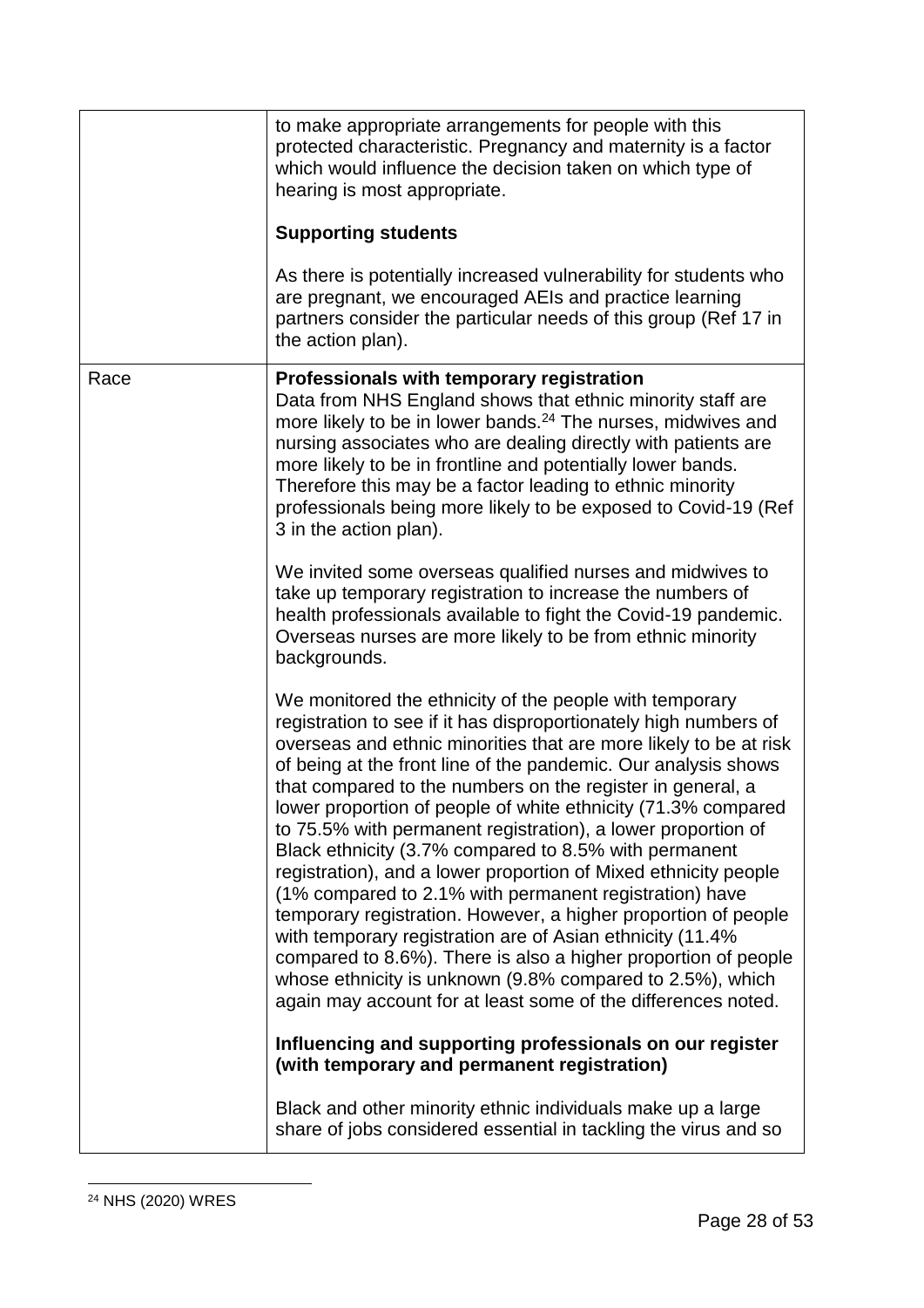| | |
|---|---|
| | to make appropriate arrangements for people with this protected characteristic. Pregnancy and maternity is a factor which would influence the decision taken on which type of hearing is most appropriate.<br><br>**Supporting students**<br><br>As there is potentially increased vulnerability for students who are pregnant, we encouraged AEIs and practice learning partners consider the particular needs of this group (Ref 17 in the action plan). |
| Race | **Professionals with temporary registration**<br>Data from NHS England shows that ethnic minority staff are more likely to be in lower bands.[24] The nurses, midwives and nursing associates who are dealing directly with patients are more likely to be in frontline and potentially lower bands. Therefore this may be a factor leading to ethnic minority professionals being more likely to be exposed to Covid-19 (Ref 3 in the action plan).<br><br>We invited some overseas qualified nurses and midwives to take up temporary registration to increase the numbers of health professionals available to fight the Covid-19 pandemic. Overseas nurses are more likely to be from ethnic minority backgrounds.<br><br>We monitored the ethnicity of the people with temporary registration to see if it has disproportionately high numbers of overseas and ethnic minorities that are more likely to be at risk of being at the front line of the pandemic. Our analysis shows that compared to the numbers on the register in general, a lower proportion of people of white ethnicity (71.3% compared to 75.5% with permanent registration), a lower proportion of Black ethnicity (3.7% compared to 8.5% with permanent registration), and a lower proportion of Mixed ethnicity people (1% compared to 2.1% with permanent registration) have temporary registration. However, a higher proportion of people with temporary registration are of Asian ethnicity (11.4% compared to 8.6%). There is also a higher proportion of people whose ethnicity is unknown (9.8% compared to 2.5%), which again may account for at least some of the differences noted.<br><br>**Influencing and supporting professionals on our register (with temporary and permanent registration)**<br><br>Black and other minority ethnic individuals make up a large share of jobs considered essential in tackling the virus and so |

[24] NHS (2020) WRES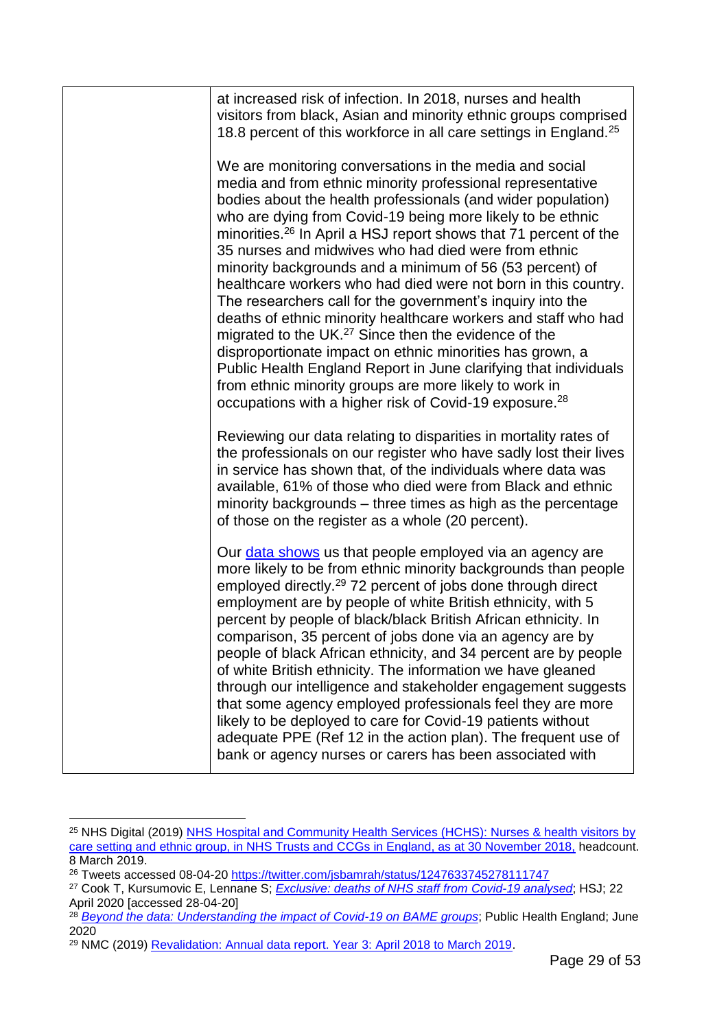| | |
|---|---|
| | at increased risk of infection. In 2018, nurses and health visitors from black, Asian and minority ethnic groups comprised 18.8 percent of this workforce in all care settings in England.[25]<br><br>We are monitoring conversations in the media and social media and from ethnic minority professional representative bodies about the health professionals (and wider population) who are dying from Covid-19 being more likely to be ethnic minorities.[26] In April a HSJ report shows that 71 percent of the 35 nurses and midwives who had died were from ethnic minority backgrounds and a minimum of 56 (53 percent) of healthcare workers who had died were not born in this country. The researchers call for the government's inquiry into the deaths of ethnic minority healthcare workers and staff who had migrated to the UK.[27] Since then the evidence of the disproportionate impact on ethnic minorities has grown, a Public Health England Report in June clarifying that individuals from ethnic minority groups are more likely to work in occupations with a higher risk of Covid-19 exposure.[28]<br><br>Reviewing our data relating to disparities in mortality rates of the professionals on our register who have sadly lost their lives in service has shown that, of the individuals where data was available, 61% of those who died were from Black and ethnic minority backgrounds – three times as high as the percentage of those on the register as a whole (20 percent).<br><br>Our data shows us that people employed via an agency are more likely to be from ethnic minority backgrounds than people employed directly.[29] 72 percent of jobs done through direct employment are by people of white British ethnicity, with 5 percent by people of black/black British African ethnicity. In comparison, 35 percent of jobs done via an agency are by people of black African ethnicity, and 34 percent are by people of white British ethnicity. The information we have gleaned through our intelligence and stakeholder engagement suggests that some agency employed professionals feel they are more likely to be deployed to care for Covid-19 patients without adequate PPE (Ref 12 in the action plan). The frequent use of bank or agency nurses or carers has been associated with |

[25] NHS Digital (2019) NHS Hospital and Community Health Services (HCHS): Nurses & health visitors by care setting and ethnic group, in NHS Trusts and CCGs in England, as at 30 November 2018, headcount. 8 March 2019.

[26] Tweets accessed 08-04-20 https://twitter.com/jsbamrah/status/1247633745278111747

[27] Cook T, Kursumovic E, Lennane S; *Exclusive: deaths of NHS staff from Covid-19 analysed*; HSJ; 22 April 2020 [accessed 28-04-20]

[28] *Beyond the data: Understanding the impact of Covid-19 on BAME groups*; Public Health England; June 2020

[29] NMC (2019) Revalidation: Annual data report. Year 3: April 2018 to March 2019.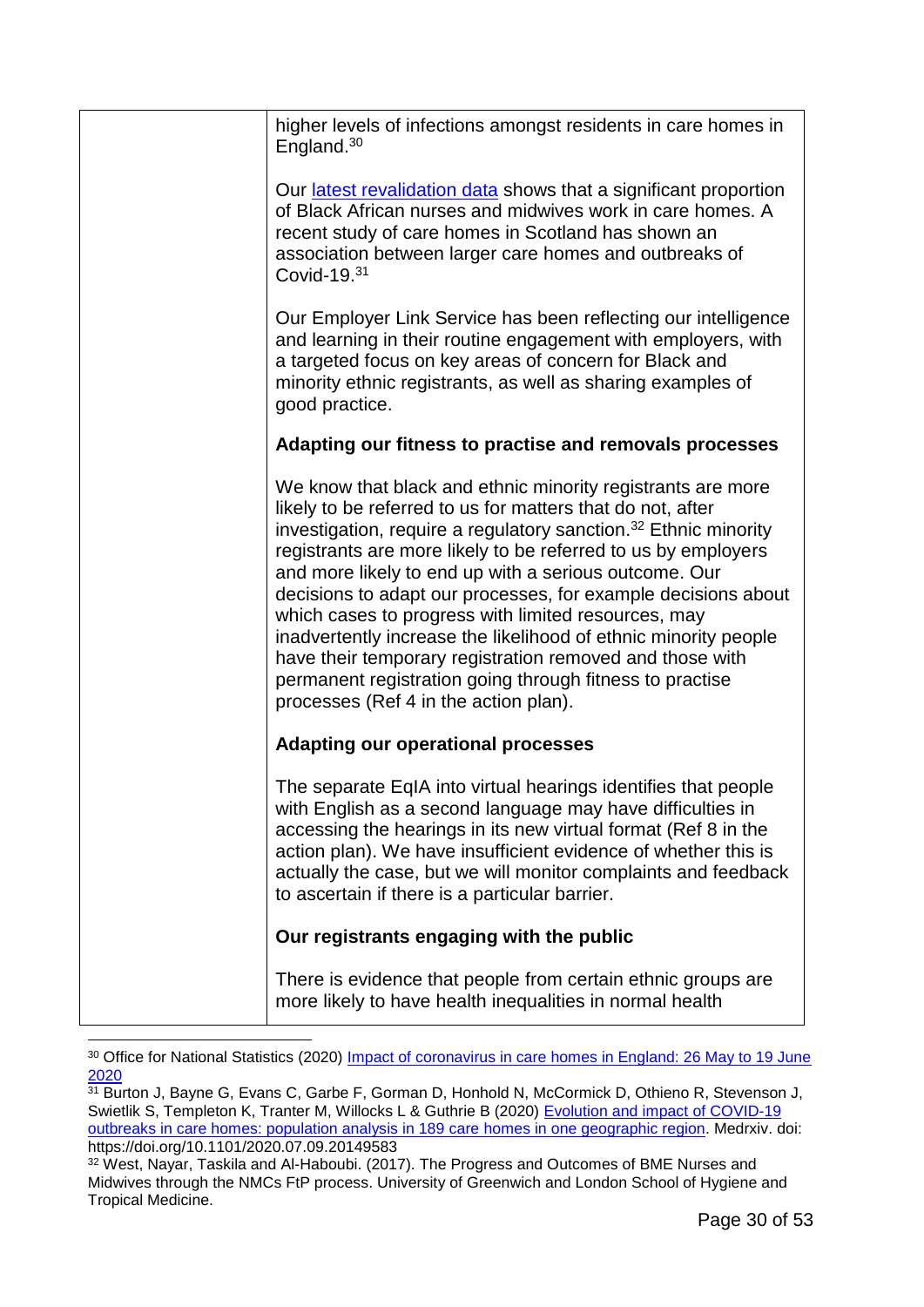| | higher levels of infections amongst residents in care homes in England.[30]<br><br>Our latest revalidation data shows that a significant proportion of Black African nurses and midwives work in care homes. A recent study of care homes in Scotland has shown an association between larger care homes and outbreaks of Covid-19.[31]<br><br>Our Employer Link Service has been reflecting our intelligence and learning in their routine engagement with employers, with a targeted focus on key areas of concern for Black and minority ethnic registrants, as well as sharing examples of good practice.<br><br>**Adapting our fitness to practise and removals processes**<br><br>We know that black and ethnic minority registrants are more likely to be referred to us for matters that do not, after investigation, require a regulatory sanction.[32] Ethnic minority registrants are more likely to be referred to us by employers and more likely to end up with a serious outcome. Our decisions to adapt our processes, for example decisions about which cases to progress with limited resources, may inadvertently increase the likelihood of ethnic minority people have their temporary registration removed and those with permanent registration going through fitness to practise processes (Ref 4 in the action plan).<br><br>**Adapting our operational processes**<br><br>The separate EqIA into virtual hearings identifies that people with English as a second language may have difficulties in accessing the hearings in its new virtual format (Ref 8 in the action plan). We have insufficient evidence of whether this is actually the case, but we will monitor complaints and feedback to ascertain if there is a particular barrier.<br><br>**Our registrants engaging with the public**<br><br>There is evidence that people from certain ethnic groups are more likely to have health inequalities in normal health |
|---|---|

[30] Office for National Statistics (2020) Impact of coronavirus in care homes in England: 26 May to 19 June 2020

[31] Burton J, Bayne G, Evans C, Garbe F, Gorman D, Honhold N, McCormick D, Othieno R, Stevenson J, Swietlik S, Templeton K, Tranter M, Willocks L & Guthrie B (2020) Evolution and impact of COVID-19 outbreaks in care homes: population analysis in 189 care homes in one geographic region. Medrxiv. doi: https://doi.org/10.1101/2020.07.09.20149583

[32] West, Nayar, Taskila and Al-Haboubi. (2017). The Progress and Outcomes of BME Nurses and Midwives through the NMCs FtP process. University of Greenwich and London School of Hygiene and Tropical Medicine.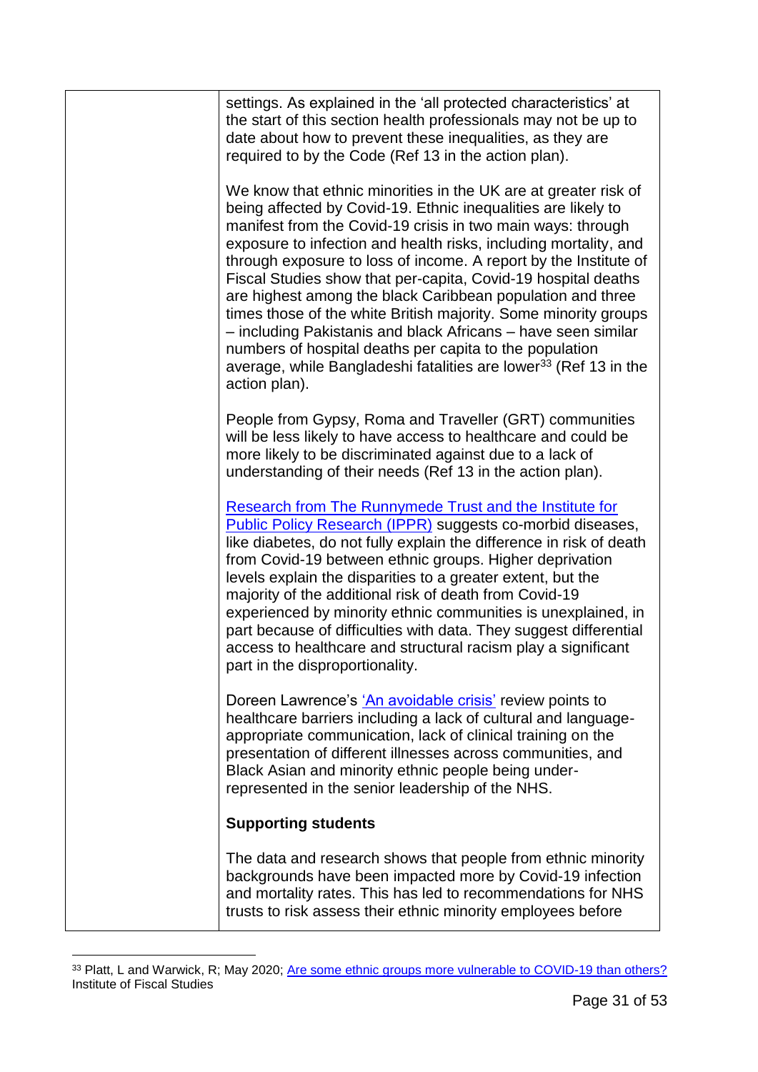| | settings. As explained in the 'all protected characteristics' at the start of this section health professionals may not be up to date about how to prevent these inequalities, as they are required to by the Code (Ref 13 in the action plan).<br><br>We know that ethnic minorities in the UK are at greater risk of being affected by Covid-19. Ethnic inequalities are likely to manifest from the Covid-19 crisis in two main ways: through exposure to infection and health risks, including mortality, and through exposure to loss of income. A report by the Institute of Fiscal Studies show that per-capita, Covid-19 hospital deaths are highest among the black Caribbean population and three times those of the white British majority. Some minority groups – including Pakistanis and black Africans – have seen similar numbers of hospital deaths per capita to the population average, while Bangladeshi fatalities are lower[33] (Ref 13 in the action plan).<br><br>People from Gypsy, Roma and Traveller (GRT) communities will be less likely to have access to healthcare and could be more likely to be discriminated against due to a lack of understanding of their needs (Ref 13 in the action plan).<br><br>Research from The Runnymede Trust and the Institute for Public Policy Research (IPPR) suggests co-morbid diseases, like diabetes, do not fully explain the difference in risk of death from Covid-19 between ethnic groups. Higher deprivation levels explain the disparities to a greater extent, but the majority of the additional risk of death from Covid-19 experienced by minority ethnic communities is unexplained, in part because of difficulties with data. They suggest differential access to healthcare and structural racism play a significant part in the disproportionality.<br><br>Doreen Lawrence's 'An avoidable crisis' review points to healthcare barriers including a lack of cultural and language-appropriate communication, lack of clinical training on the presentation of different illnesses across communities, and Black Asian and minority ethnic people being under-represented in the senior leadership of the NHS.<br><br>**Supporting students**<br><br>The data and research shows that people from ethnic minority backgrounds have been impacted more by Covid-19 infection and mortality rates. This has led to recommendations for NHS trusts to risk assess their ethnic minority employees before |

[33] Platt, L and Warwick, R; May 2020; Are some ethnic groups more vulnerable to COVID-19 than others? Institute of Fiscal Studies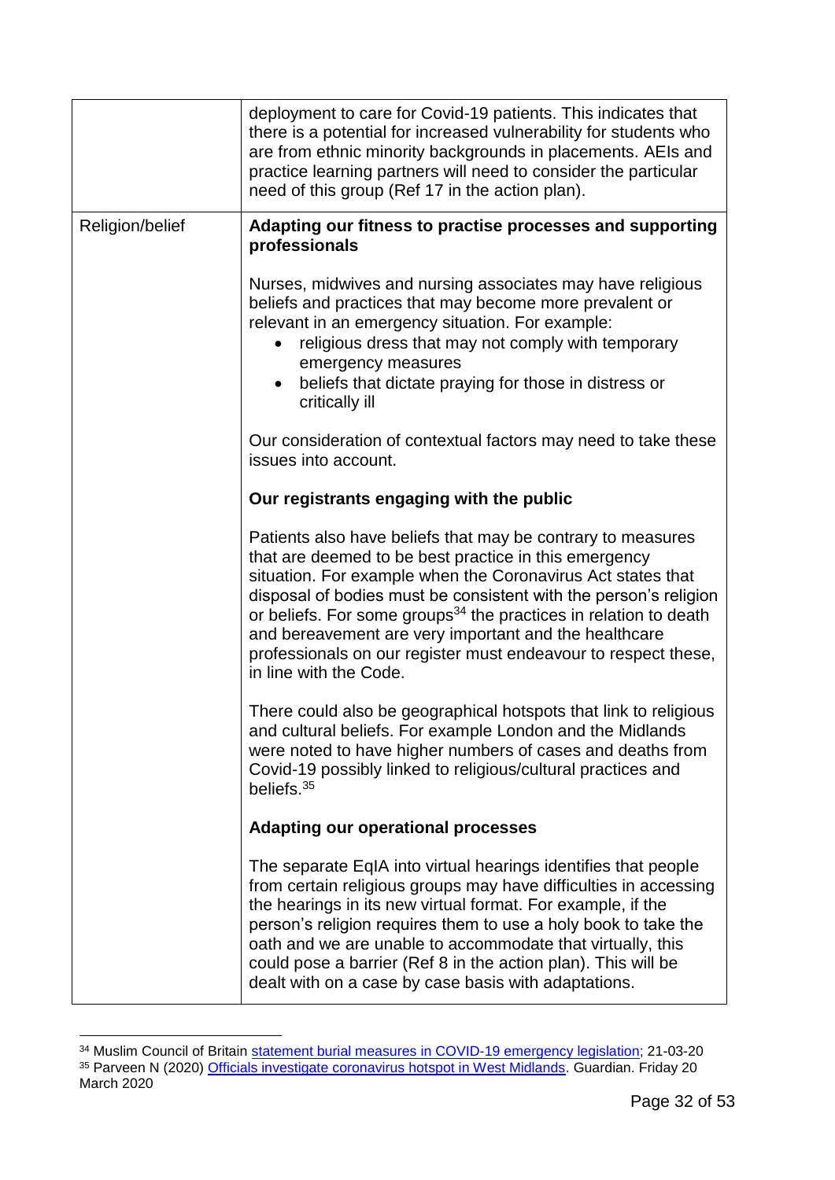| | |
|---|---|
| | deployment to care for Covid-19 patients. This indicates that there is a potential for increased vulnerability for students who are from ethnic minority backgrounds in placements. AEIs and practice learning partners will need to consider the particular need of this group (Ref 17 in the action plan). |
| Religion/belief | **Adapting our fitness to practise processes and supporting professionals**<br><br>Nurses, midwives and nursing associates may have religious beliefs and practices that may become more prevalent or relevant in an emergency situation. For example:<br>• religious dress that may not comply with temporary emergency measures<br>• beliefs that dictate praying for those in distress or critically ill<br><br>Our consideration of contextual factors may need to take these issues into account.<br><br>**Our registrants engaging with the public**<br><br>Patients also have beliefs that may be contrary to measures that are deemed to be best practice in this emergency situation. For example when the Coronavirus Act states that disposal of bodies must be consistent with the person's religion or beliefs. For some groups[34] the practices in relation to death and bereavement are very important and the healthcare professionals on our register must endeavour to respect these, in line with the Code.<br><br>There could also be geographical hotspots that link to religious and cultural beliefs. For example London and the Midlands were noted to have higher numbers of cases and deaths from Covid-19 possibly linked to religious/cultural practices and beliefs.[35]<br><br>**Adapting our operational processes**<br><br>The separate EqIA into virtual hearings identifies that people from certain religious groups may have difficulties in accessing the hearings in its new virtual format. For example, if the person's religion requires them to use a holy book to take the oath and we are unable to accommodate that virtually, this could pose a barrier (Ref 8 in the action plan). This will be dealt with on a case by case basis with adaptations. |

[34] Muslim Council of Britain statement burial measures in COVID-19 emergency legislation; 21-03-20

[35] Parveen N (2020) Officials investigate coronavirus hotspot in West Midlands. Guardian. Friday 20 March 2020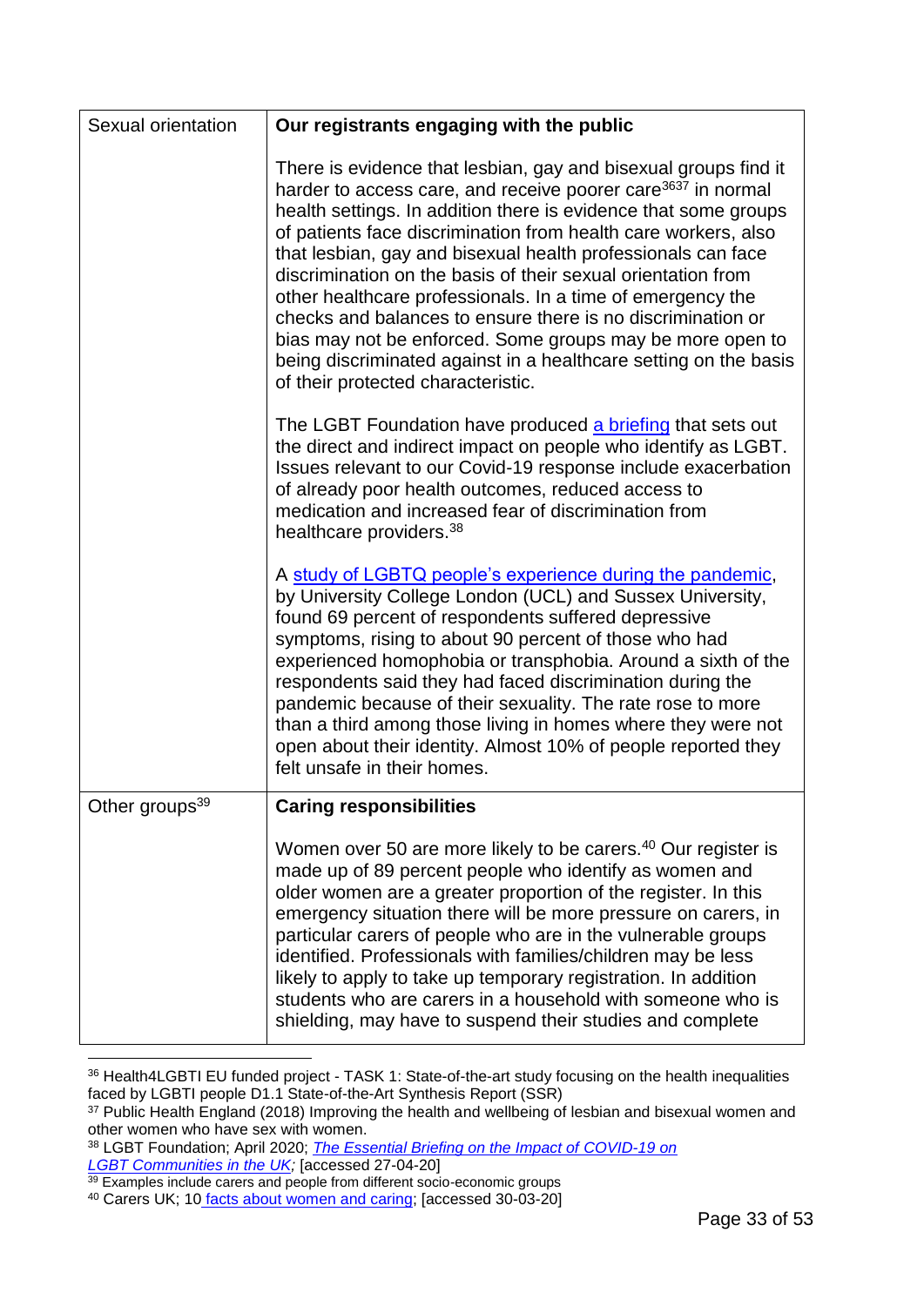| | |
|---|---|
| Sexual orientation | **Our registrants engaging with the public**<br><br>There is evidence that lesbian, gay and bisexual groups find it harder to access care, and receive poorer care[36][37] in normal health settings. In addition there is evidence that some groups of patients face discrimination from health care workers, also that lesbian, gay and bisexual health professionals can face discrimination on the basis of their sexual orientation from other healthcare professionals. In a time of emergency the checks and balances to ensure there is no discrimination or bias may not be enforced. Some groups may be more open to being discriminated against in a healthcare setting on the basis of their protected characteristic.<br><br>The LGBT Foundation have produced a briefing that sets out the direct and indirect impact on people who identify as LGBT. Issues relevant to our Covid-19 response include exacerbation of already poor health outcomes, reduced access to medication and increased fear of discrimination from healthcare providers.[38]<br><br>A study of LGBTQ people's experience during the pandemic, by University College London (UCL) and Sussex University, found 69 percent of respondents suffered depressive symptoms, rising to about 90 percent of those who had experienced homophobia or transphobia. Around a sixth of the respondents said they had faced discrimination during the pandemic because of their sexuality. The rate rose to more than a third among those living in homes where they were not open about their identity. Almost 10% of people reported they felt unsafe in their homes. |
| Other groups[39] | **Caring responsibilities**<br><br>Women over 50 are more likely to be carers.[40] Our register is made up of 89 percent people who identify as women and older women are a greater proportion of the register. In this emergency situation there will be more pressure on carers, in particular carers of people who are in the vulnerable groups identified. Professionals with families/children may be less likely to apply to take up temporary registration. In addition students who are carers in a household with someone who is shielding, may have to suspend their studies and complete |

[36] Health4LGBTI EU funded project - TASK 1: State-of-the-art study focusing on the health inequalities faced by LGBTI people D1.1 State-of-the-Art Synthesis Report (SSR)

[37] Public Health England (2018) Improving the health and wellbeing of lesbian and bisexual women and other women who have sex with women.

[38] LGBT Foundation; April 2020; *The Essential Briefing on the Impact of COVID-19 on LGBT Communities in the UK;* [accessed 27-04-20]

[39] Examples include carers and people from different socio-economic groups

[40] Carers UK; 10 facts about women and caring; [accessed 30-03-20]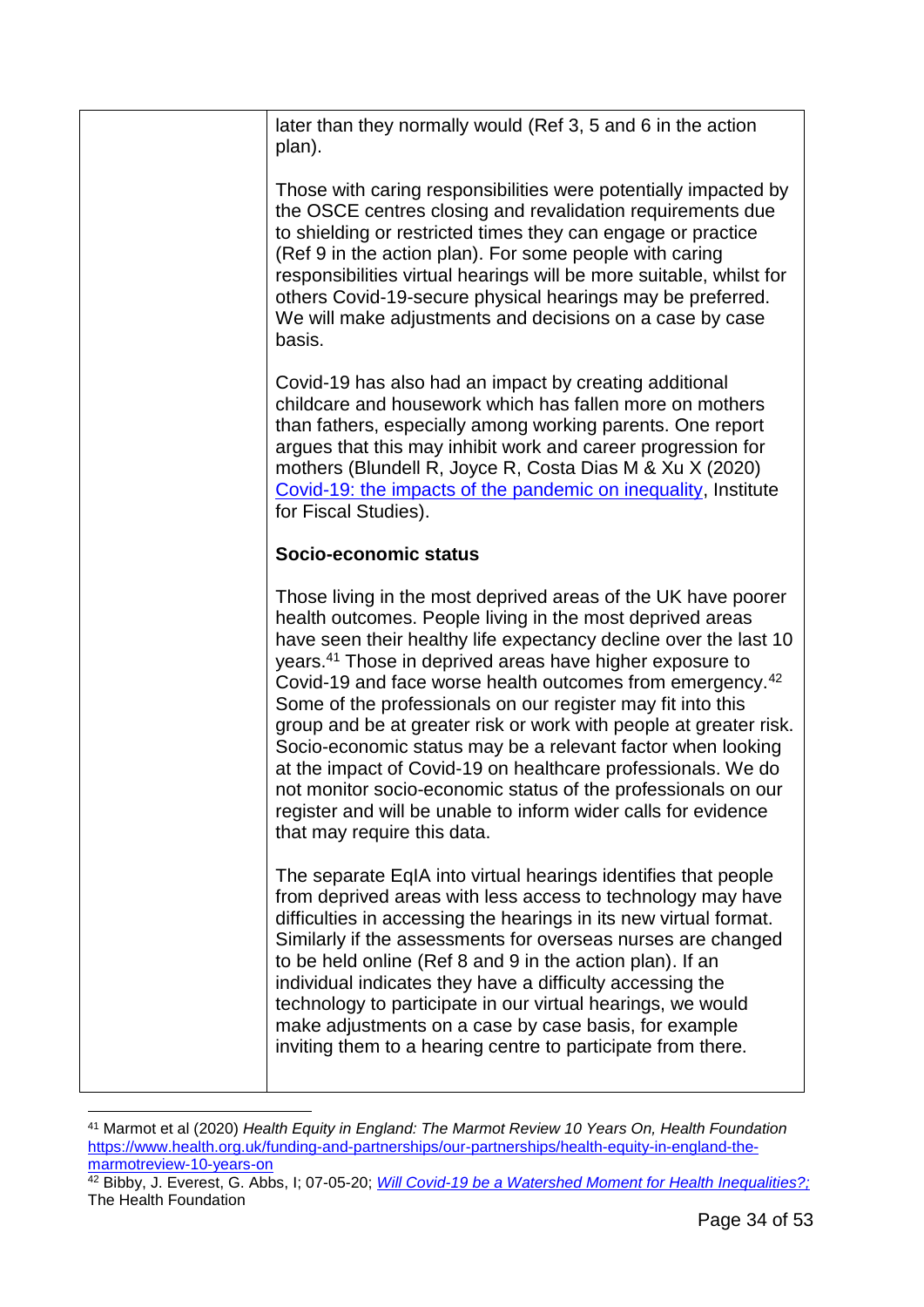| | |
|---|---|
| | later than they normally would (Ref 3, 5 and 6 in the action plan).<br><br>Those with caring responsibilities were potentially impacted by the OSCE centres closing and revalidation requirements due to shielding or restricted times they can engage or practice (Ref 9 in the action plan). For some people with caring responsibilities virtual hearings will be more suitable, whilst for others Covid-19-secure physical hearings may be preferred. We will make adjustments and decisions on a case by case basis.<br><br>Covid-19 has also had an impact by creating additional childcare and housework which has fallen more on mothers than fathers, especially among working parents. One report argues that this may inhibit work and career progression for mothers (Blundell R, Joyce R, Costa Dias M & Xu X (2020) [Covid-19: the impacts of the pandemic on inequality](), Institute for Fiscal Studies).<br><br>**Socio-economic status**<br><br>Those living in the most deprived areas of the UK have poorer health outcomes. People living in the most deprived areas have seen their healthy life expectancy decline over the last 10 years.[41] Those in deprived areas have higher exposure to Covid-19 and face worse health outcomes from emergency.[42] Some of the professionals on our register may fit into this group and be at greater risk or work with people at greater risk. Socio-economic status may be a relevant factor when looking at the impact of Covid-19 on healthcare professionals. We do not monitor socio-economic status of the professionals on our register and will be unable to inform wider calls for evidence that may require this data.<br><br>The separate EqIA into virtual hearings identifies that people from deprived areas with less access to technology may have difficulties in accessing the hearings in its new virtual format. Similarly if the assessments for overseas nurses are changed to be held online (Ref 8 and 9 in the action plan). If an individual indicates they have a difficulty accessing the technology to participate in our virtual hearings, we would make adjustments on a case by case basis, for example inviting them to a hearing centre to participate from there. |

[41] Marmot et al (2020) *Health Equity in England: The Marmot Review 10 Years On, Health Foundation* https://www.health.org.uk/funding-and-partnerships/our-partnerships/health-equity-in-england-the-marmotreview-10-years-on

[42] Bibby, J. Everest, G. Abbs, I; 07-05-20; *Will Covid-19 be a Watershed Moment for Health Inequalities?;* The Health Foundation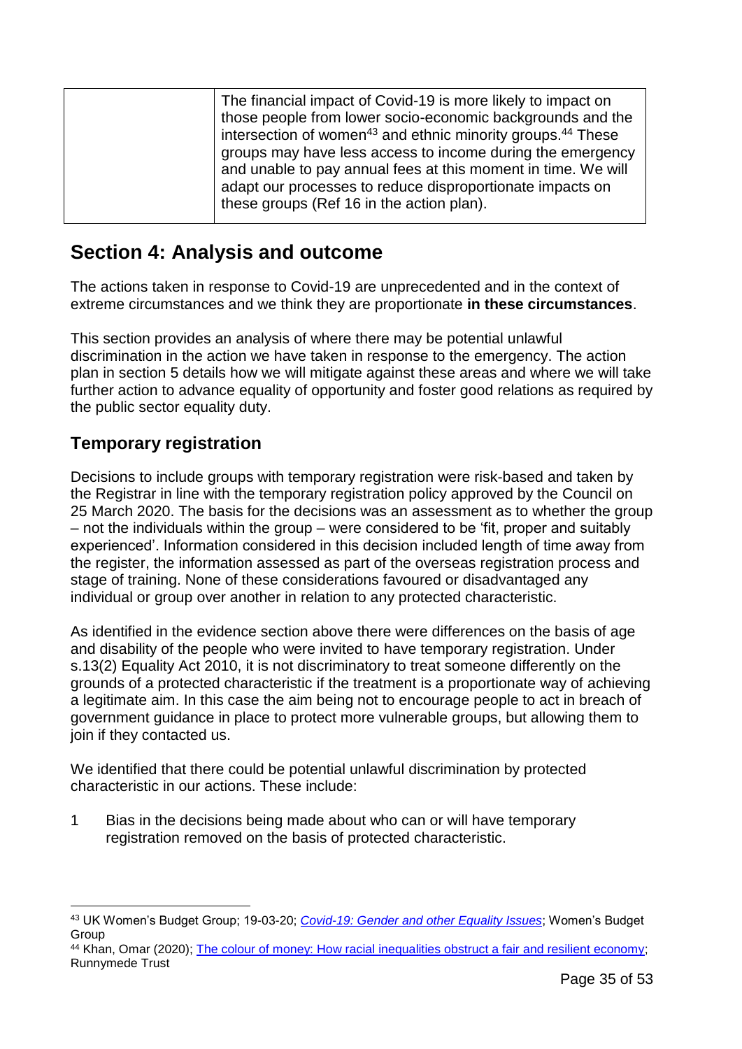|  | The financial impact of Covid-19 is more likely to impact on those people from lower socio-economic backgrounds and the intersection of women[43] and ethnic minority groups.[44] These groups may have less access to income during the emergency and unable to pay annual fees at this moment in time. We will adapt our processes to reduce disproportionate impacts on these groups (Ref 16 in the action plan). |
|---|---|

## Section 4: Analysis and outcome

The actions taken in response to Covid-19 are unprecedented and in the context of extreme circumstances and we think they are proportionate **in these circumstances**.

This section provides an analysis of where there may be potential unlawful discrimination in the action we have taken in response to the emergency. The action plan in section 5 details how we will mitigate against these areas and where we will take further action to advance equality of opportunity and foster good relations as required by the public sector equality duty.

### Temporary registration

Decisions to include groups with temporary registration were risk-based and taken by the Registrar in line with the temporary registration policy approved by the Council on 25 March 2020. The basis for the decisions was an assessment as to whether the group – not the individuals within the group – were considered to be 'fit, proper and suitably experienced'. Information considered in this decision included length of time away from the register, the information assessed as part of the overseas registration process and stage of training. None of these considerations favoured or disadvantaged any individual or group over another in relation to any protected characteristic.

As identified in the evidence section above there were differences on the basis of age and disability of the people who were invited to have temporary registration. Under s.13(2) Equality Act 2010, it is not discriminatory to treat someone differently on the grounds of a protected characteristic if the treatment is a proportionate way of achieving a legitimate aim. In this case the aim being not to encourage people to act in breach of government guidance in place to protect more vulnerable groups, but allowing them to join if they contacted us.

We identified that there could be potential unlawful discrimination by protected characteristic in our actions. These include:

1 Bias in the decisions being made about who can or will have temporary registration removed on the basis of protected characteristic.

---

[43] UK Women's Budget Group; 19-03-20; *Covid-19: Gender and other Equality Issues*; Women's Budget Group

[44] Khan, Omar (2020); The colour of money: How racial inequalities obstruct a fair and resilient economy; Runnymede Trust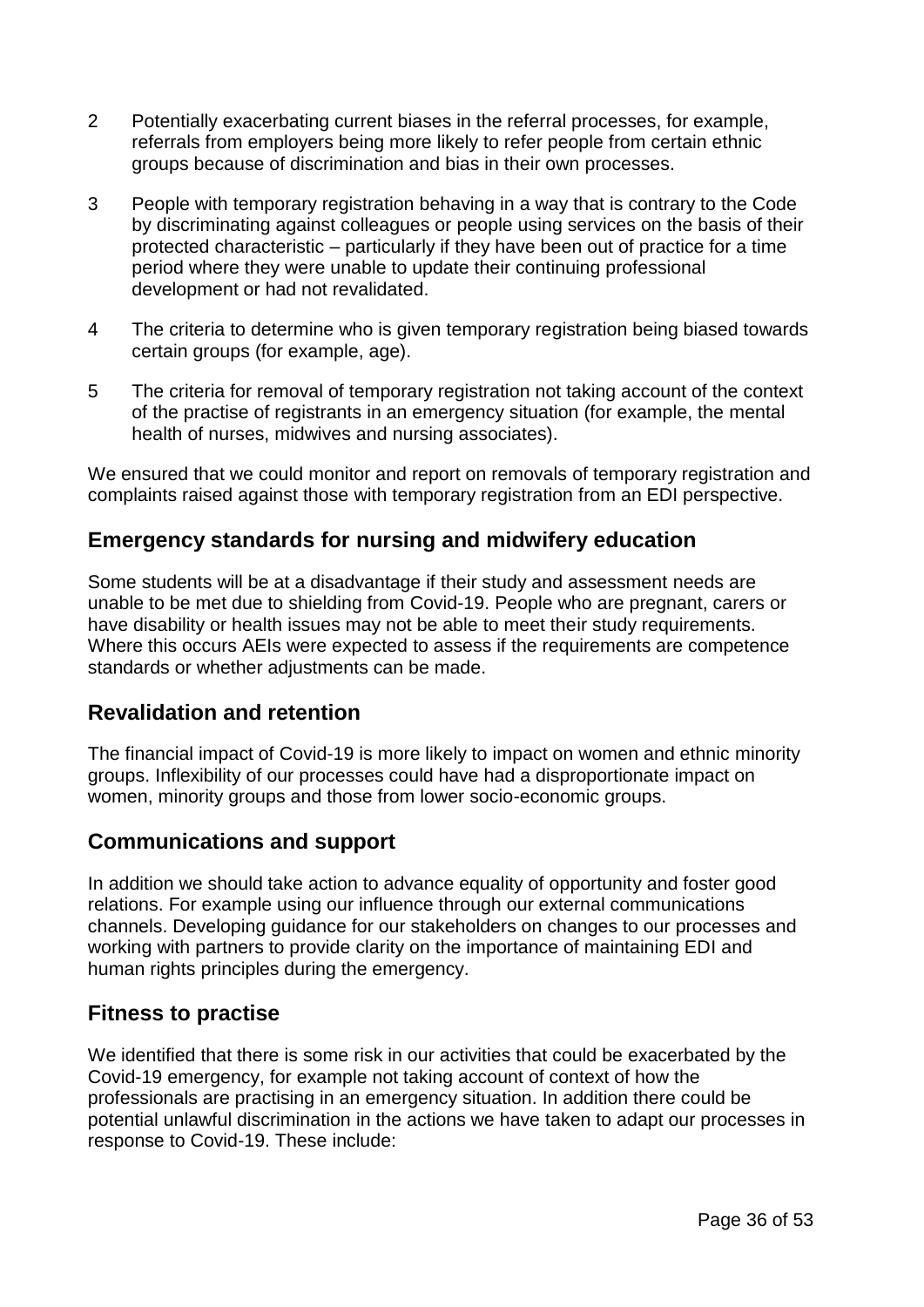2 Potentially exacerbating current biases in the referral processes, for example, referrals from employers being more likely to refer people from certain ethnic groups because of discrimination and bias in their own processes.

3 People with temporary registration behaving in a way that is contrary to the Code by discriminating against colleagues or people using services on the basis of their protected characteristic – particularly if they have been out of practice for a time period where they were unable to update their continuing professional development or had not revalidated.

4 The criteria to determine who is given temporary registration being biased towards certain groups (for example, age).

5 The criteria for removal of temporary registration not taking account of the context of the practise of registrants in an emergency situation (for example, the mental health of nurses, midwives and nursing associates).

We ensured that we could monitor and report on removals of temporary registration and complaints raised against those with temporary registration from an EDI perspective.

## Emergency standards for nursing and midwifery education

Some students will be at a disadvantage if their study and assessment needs are unable to be met due to shielding from Covid-19. People who are pregnant, carers or have disability or health issues may not be able to meet their study requirements. Where this occurs AEIs were expected to assess if the requirements are competence standards or whether adjustments can be made.

## Revalidation and retention

The financial impact of Covid-19 is more likely to impact on women and ethnic minority groups. Inflexibility of our processes could have had a disproportionate impact on women, minority groups and those from lower socio-economic groups.

## Communications and support

In addition we should take action to advance equality of opportunity and foster good relations. For example using our influence through our external communications channels. Developing guidance for our stakeholders on changes to our processes and working with partners to provide clarity on the importance of maintaining EDI and human rights principles during the emergency.

## Fitness to practise

We identified that there is some risk in our activities that could be exacerbated by the Covid-19 emergency, for example not taking account of context of how the professionals are practising in an emergency situation. In addition there could be potential unlawful discrimination in the actions we have taken to adapt our processes in response to Covid-19. These include: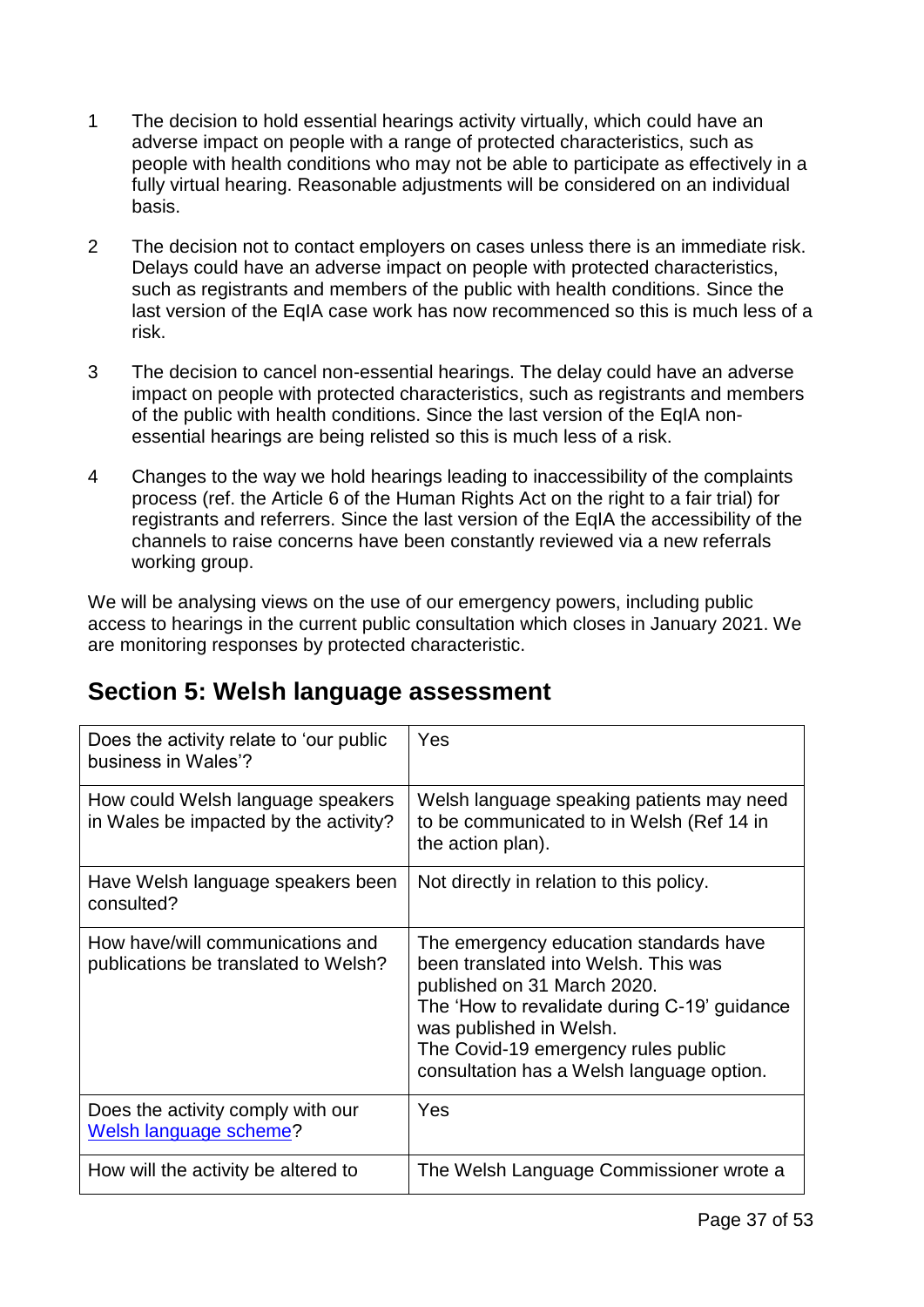1. The decision to hold essential hearings activity virtually, which could have an adverse impact on people with a range of protected characteristics, such as people with health conditions who may not be able to participate as effectively in a fully virtual hearing. Reasonable adjustments will be considered on an individual basis.

2. The decision not to contact employers on cases unless there is an immediate risk. Delays could have an adverse impact on people with protected characteristics, such as registrants and members of the public with health conditions. Since the last version of the EqIA case work has now recommenced so this is much less of a risk.

3. The decision to cancel non-essential hearings. The delay could have an adverse impact on people with protected characteristics, such as registrants and members of the public with health conditions. Since the last version of the EqIA non-essential hearings are being relisted so this is much less of a risk.

4. Changes to the way we hold hearings leading to inaccessibility of the complaints process (ref. the Article 6 of the Human Rights Act on the right to a fair trial) for registrants and referrers. Since the last version of the EqIA the accessibility of the channels to raise concerns have been constantly reviewed via a new referrals working group.

We will be analysing views on the use of our emergency powers, including public access to hearings in the current public consultation which closes in January 2021. We are monitoring responses by protected characteristic.

## Section 5: Welsh language assessment

| | |
|---|---|
| Does the activity relate to 'our public business in Wales'? | Yes |
| How could Welsh language speakers in Wales be impacted by the activity? | Welsh language speaking patients may need to be communicated to in Welsh (Ref 14 in the action plan). |
| Have Welsh language speakers been consulted? | Not directly in relation to this policy. |
| How have/will communications and publications be translated to Welsh? | The emergency education standards have been translated into Welsh. This was published on 31 March 2020.<br>The 'How to revalidate during C-19' guidance was published in Welsh.<br>The Covid-19 emergency rules public consultation has a Welsh language option. |
| Does the activity comply with our Welsh language scheme? | Yes |
| How will the activity be altered to | The Welsh Language Commissioner wrote a |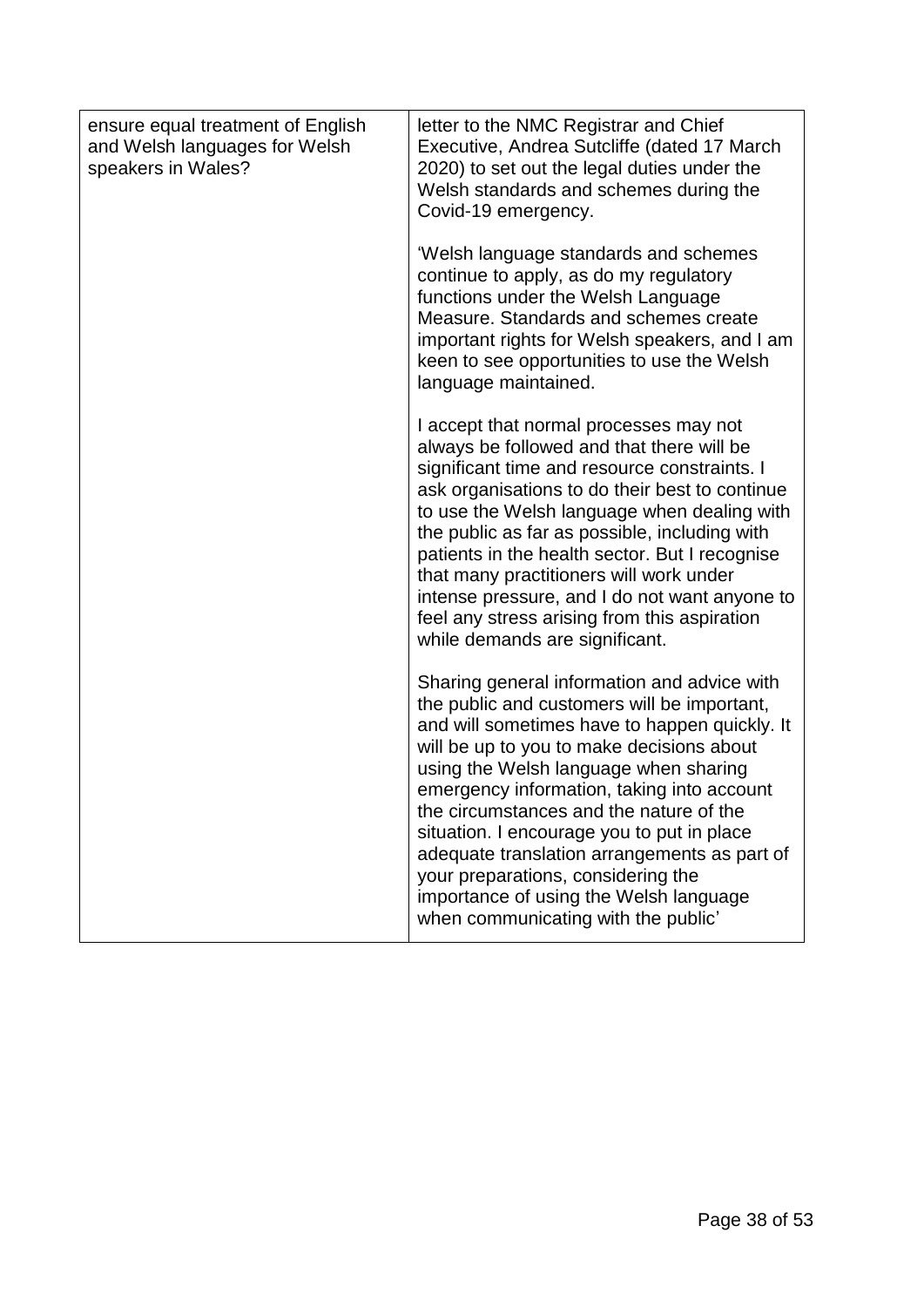| | |
|---|---|
| ensure equal treatment of English and Welsh languages for Welsh speakers in Wales? | letter to the NMC Registrar and Chief Executive, Andrea Sutcliffe (dated 17 March 2020) to set out the legal duties under the Welsh standards and schemes during the Covid-19 emergency.<br><br>'Welsh language standards and schemes continue to apply, as do my regulatory functions under the Welsh Language Measure. Standards and schemes create important rights for Welsh speakers, and I am keen to see opportunities to use the Welsh language maintained.<br><br>I accept that normal processes may not always be followed and that there will be significant time and resource constraints. I ask organisations to do their best to continue to use the Welsh language when dealing with the public as far as possible, including with patients in the health sector. But I recognise that many practitioners will work under intense pressure, and I do not want anyone to feel any stress arising from this aspiration while demands are significant.<br><br>Sharing general information and advice with the public and customers will be important, and will sometimes have to happen quickly. It will be up to you to make decisions about using the Welsh language when sharing emergency information, taking into account the circumstances and the nature of the situation. I encourage you to put in place adequate translation arrangements as part of your preparations, considering the importance of using the Welsh language when communicating with the public' |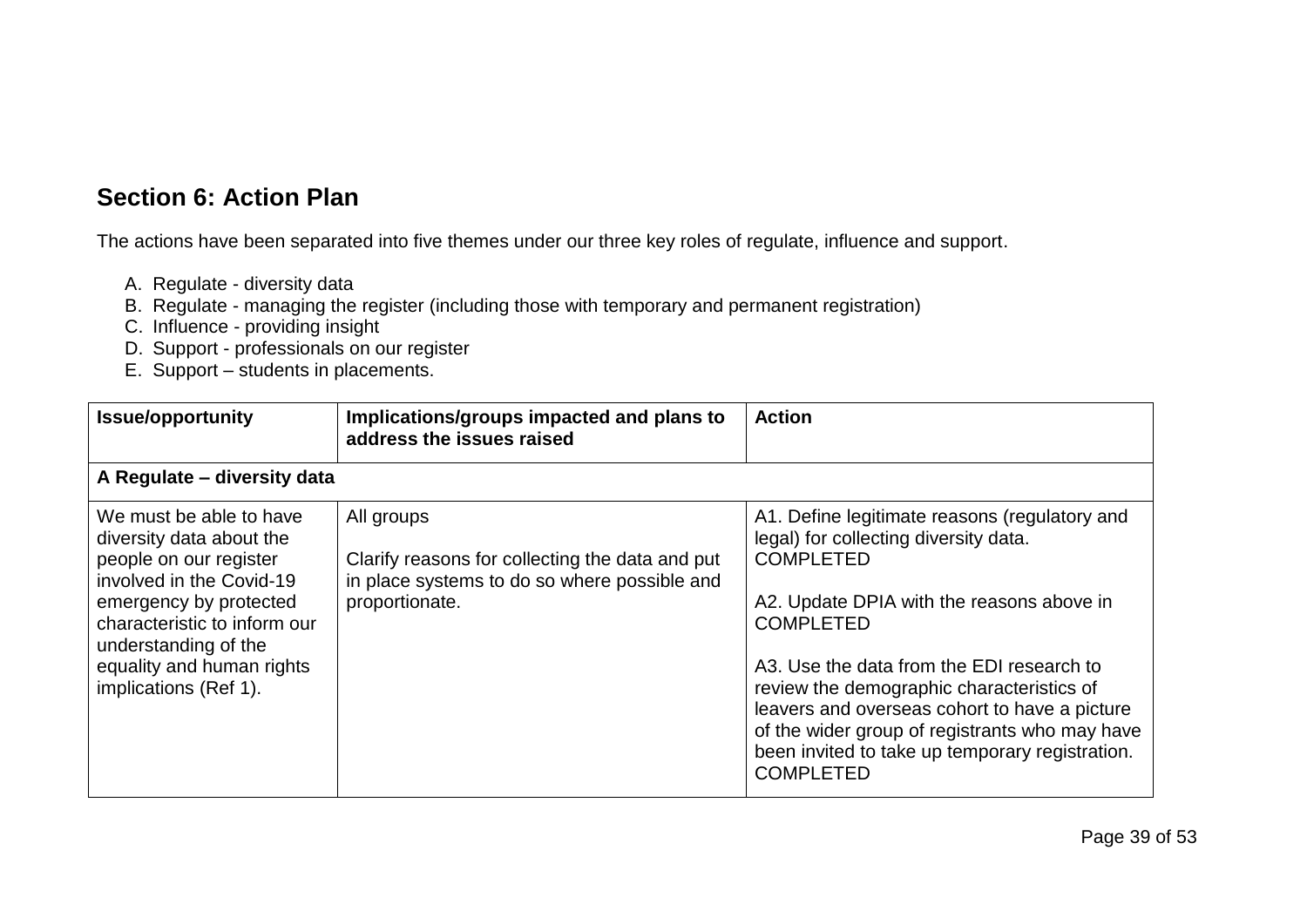## Section 6: Action Plan

The actions have been separated into five themes under our three key roles of regulate, influence and support.

A. Regulate - diversity data
B. Regulate - managing the register (including those with temporary and permanent registration)
C. Influence - providing insight
D. Support - professionals on our register
E. Support – students in placements.

| Issue/opportunity | Implications/groups impacted and plans to address the issues raised | Action |
|---|---|---|
| **A Regulate – diversity data** | | |
| We must be able to have diversity data about the people on our register involved in the Covid-19 emergency by protected characteristic to inform our understanding of the equality and human rights implications (Ref 1). | All groups<br><br>Clarify reasons for collecting the data and put in place systems to do so where possible and proportionate. | A1. Define legitimate reasons (regulatory and legal) for collecting diversity data. COMPLETED<br><br>A2. Update DPIA with the reasons above in COMPLETED<br><br>A3. Use the data from the EDI research to review the demographic characteristics of leavers and overseas cohort to have a picture of the wider group of registrants who may have been invited to take up temporary registration. COMPLETED |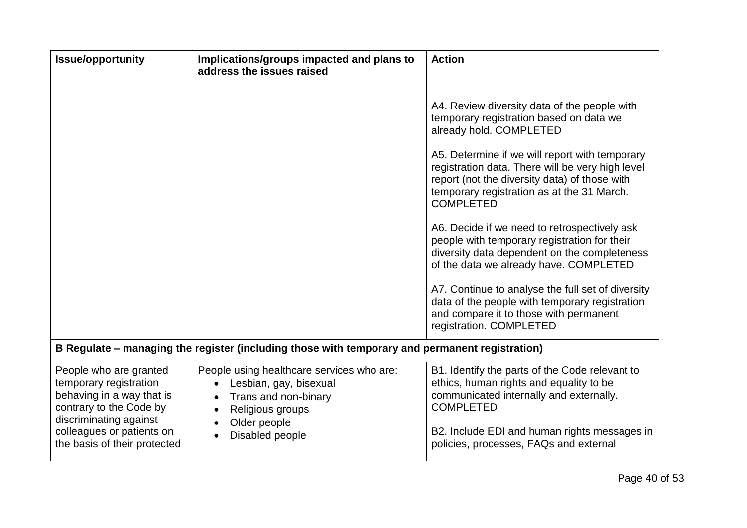| Issue/opportunity | Implications/groups impacted and plans to address the issues raised | Action |
| --- | --- | --- |
| | | A4. Review diversity data of the people with temporary registration based on data we already hold. COMPLETED<br><br>A5. Determine if we will report with temporary registration data. There will be very high level report (not the diversity data) of those with temporary registration as at the 31 March. COMPLETED<br><br>A6. Decide if we need to retrospectively ask people with temporary registration for their diversity data dependent on the completeness of the data we already have. COMPLETED<br><br>A7. Continue to analyse the full set of diversity data of the people with temporary registration and compare it to those with permanent registration. COMPLETED |
| **B Regulate – managing the register (including those with temporary and permanent registration)** | | |
| People who are granted temporary registration behaving in a way that is contrary to the Code by discriminating against colleagues or patients on the basis of their protected | People using healthcare services who are:<br>• Lesbian, gay, bisexual<br>• Trans and non-binary<br>• Religious groups<br>• Older people<br>• Disabled people | B1. Identify the parts of the Code relevant to ethics, human rights and equality to be communicated internally and externally. COMPLETED<br><br>B2. Include EDI and human rights messages in policies, processes, FAQs and external |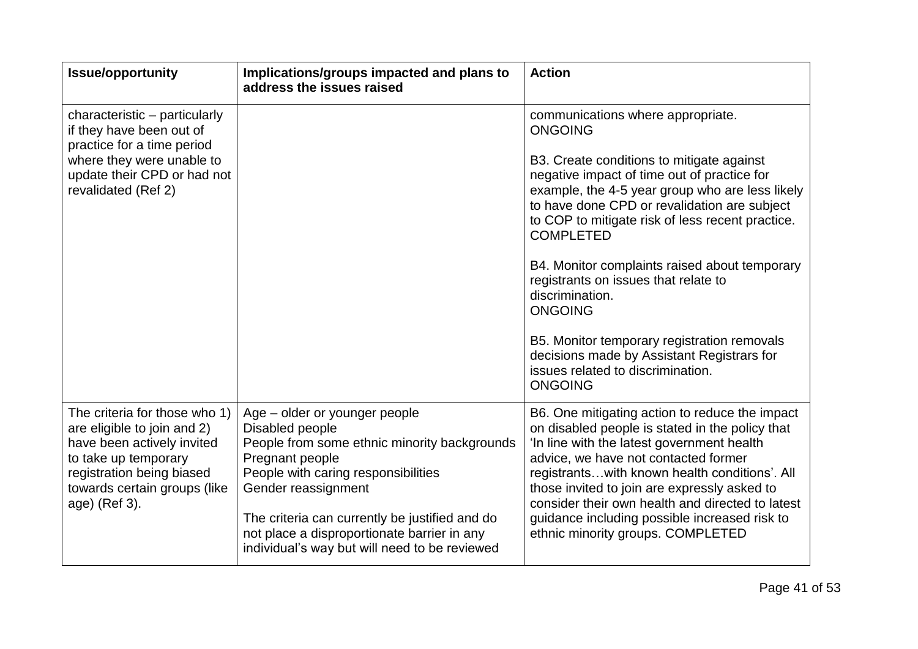| Issue/opportunity | Implications/groups impacted and plans to address the issues raised | Action |
| --- | --- | --- |
| characteristic – particularly if they have been out of practice for a time period where they were unable to update their CPD or had not revalidated (Ref 2) | | communications where appropriate.<br>ONGOING<br><br>B3. Create conditions to mitigate against negative impact of time out of practice for example, the 4-5 year group who are less likely to have done CPD or revalidation are subject to COP to mitigate risk of less recent practice.<br>COMPLETED<br><br>B4. Monitor complaints raised about temporary registrants on issues that relate to discrimination.<br>ONGOING<br><br>B5. Monitor temporary registration removals decisions made by Assistant Registrars for issues related to discrimination.<br>ONGOING |
| The criteria for those who 1) are eligible to join and 2) have been actively invited to take up temporary registration being biased towards certain groups (like age) (Ref 3). | Age – older or younger people<br>Disabled people<br>People from some ethnic minority backgrounds<br>Pregnant people<br>People with caring responsibilities<br>Gender reassignment<br><br>The criteria can currently be justified and do not place a disproportionate barrier in any individual's way but will need to be reviewed | B6. One mitigating action to reduce the impact on disabled people is stated in the policy that 'In line with the latest government health advice, we have not contacted former registrants…with known health conditions'. All those invited to join are expressly asked to consider their own health and directed to latest guidance including possible increased risk to ethnic minority groups. COMPLETED |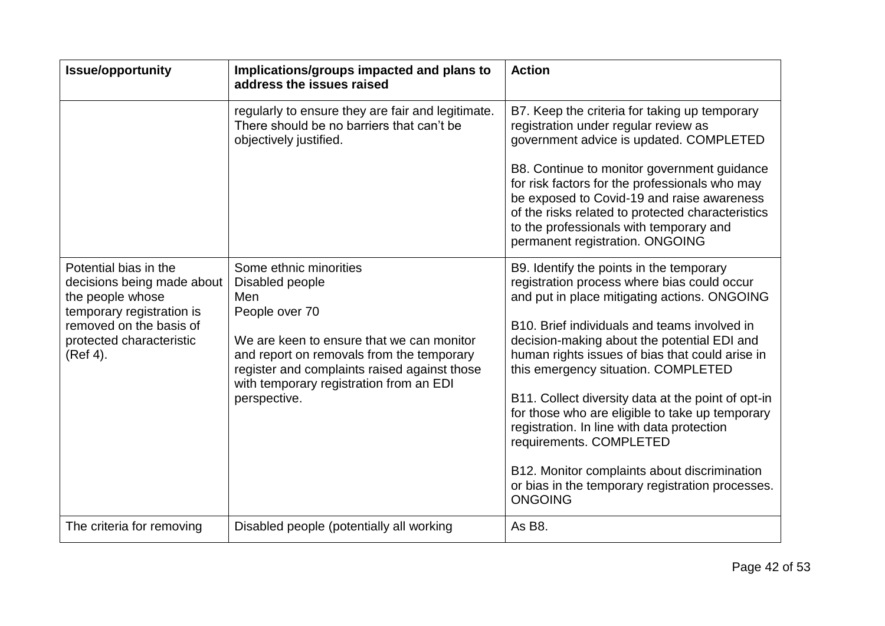| Issue/opportunity | Implications/groups impacted and plans to address the issues raised | Action |
|---|---|---|
| | regularly to ensure they are fair and legitimate. There should be no barriers that can't be objectively justified. | B7. Keep the criteria for taking up temporary registration under regular review as government advice is updated. COMPLETED<br><br>B8. Continue to monitor government guidance for risk factors for the professionals who may be exposed to Covid-19 and raise awareness of the risks related to protected characteristics to the professionals with temporary and permanent registration. ONGOING |
| Potential bias in the decisions being made about the people whose temporary registration is removed on the basis of protected characteristic (Ref 4). | Some ethnic minorities<br>Disabled people<br>Men<br>People over 70<br><br>We are keen to ensure that we can monitor and report on removals from the temporary register and complaints raised against those with temporary registration from an EDI perspective. | B9. Identify the points in the temporary registration process where bias could occur and put in place mitigating actions. ONGOING<br><br>B10. Brief individuals and teams involved in decision-making about the potential EDI and human rights issues of bias that could arise in this emergency situation. COMPLETED<br><br>B11. Collect diversity data at the point of opt-in for those who are eligible to take up temporary registration. In line with data protection requirements. COMPLETED<br><br>B12. Monitor complaints about discrimination or bias in the temporary registration processes. ONGOING |
| The criteria for removing | Disabled people (potentially all working | As B8. |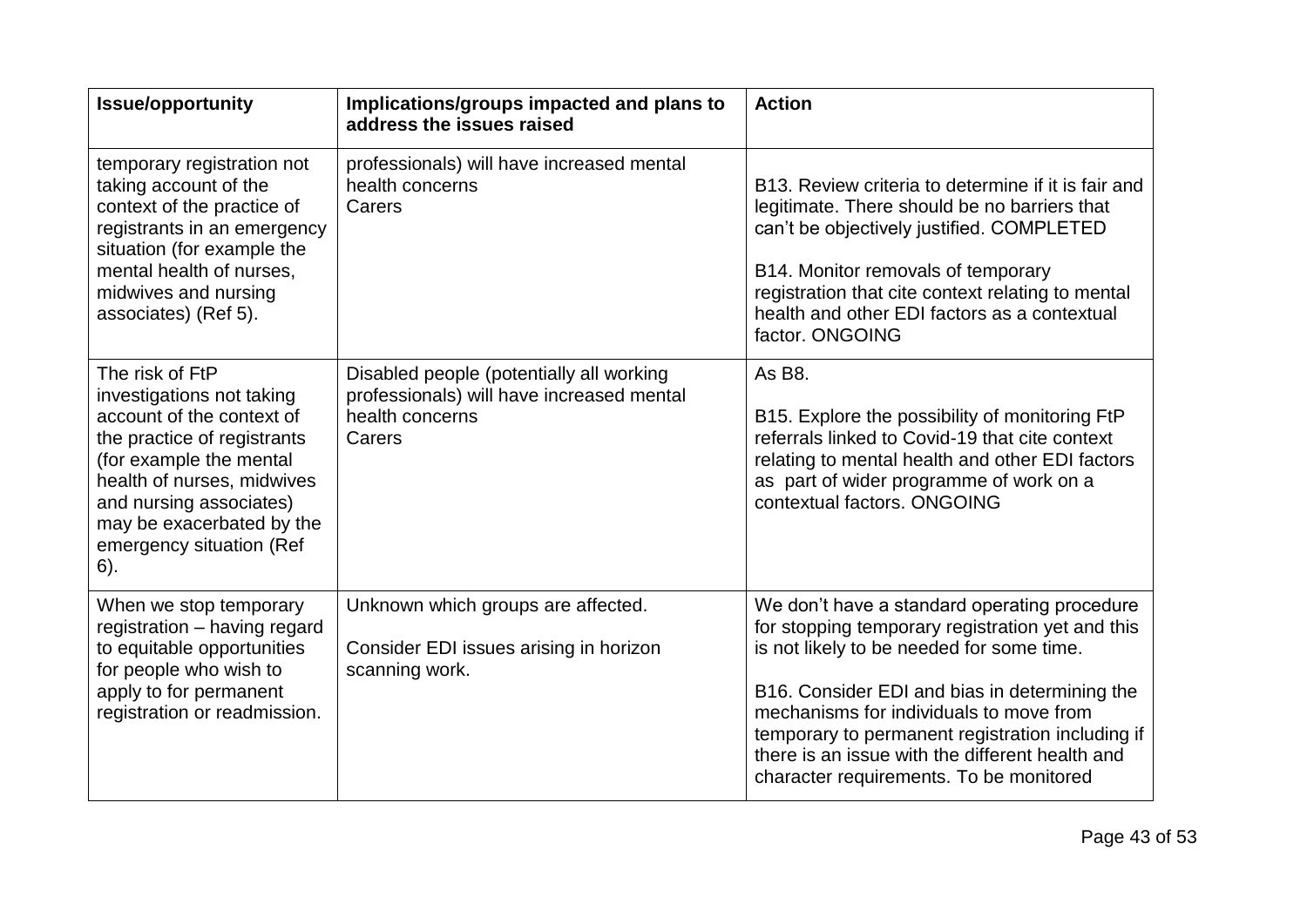| Issue/opportunity | Implications/groups impacted and plans to address the issues raised | Action |
|---|---|---|
| temporary registration not taking account of the context of the practice of registrants in an emergency situation (for example the mental health of nurses, midwives and nursing associates) (Ref 5). | professionals) will have increased mental health concerns<br>Carers | B13. Review criteria to determine if it is fair and legitimate. There should be no barriers that can't be objectively justified. COMPLETED<br><br>B14. Monitor removals of temporary registration that cite context relating to mental health and other EDI factors as a contextual factor. ONGOING |
| The risk of FtP investigations not taking account of the context of the practice of registrants (for example the mental health of nurses, midwives and nursing associates) may be exacerbated by the emergency situation (Ref 6). | Disabled people (potentially all working professionals) will have increased mental health concerns<br>Carers | As B8.<br><br>B15. Explore the possibility of monitoring FtP referrals linked to Covid-19 that cite context relating to mental health and other EDI factors as part of wider programme of work on a contextual factors. ONGOING |
| When we stop temporary registration – having regard to equitable opportunities for people who wish to apply to for permanent registration or readmission. | Unknown which groups are affected.<br><br>Consider EDI issues arising in horizon scanning work. | We don't have a standard operating procedure for stopping temporary registration yet and this is not likely to be needed for some time.<br><br>B16. Consider EDI and bias in determining the mechanisms for individuals to move from temporary to permanent registration including if there is an issue with the different health and character requirements. To be monitored |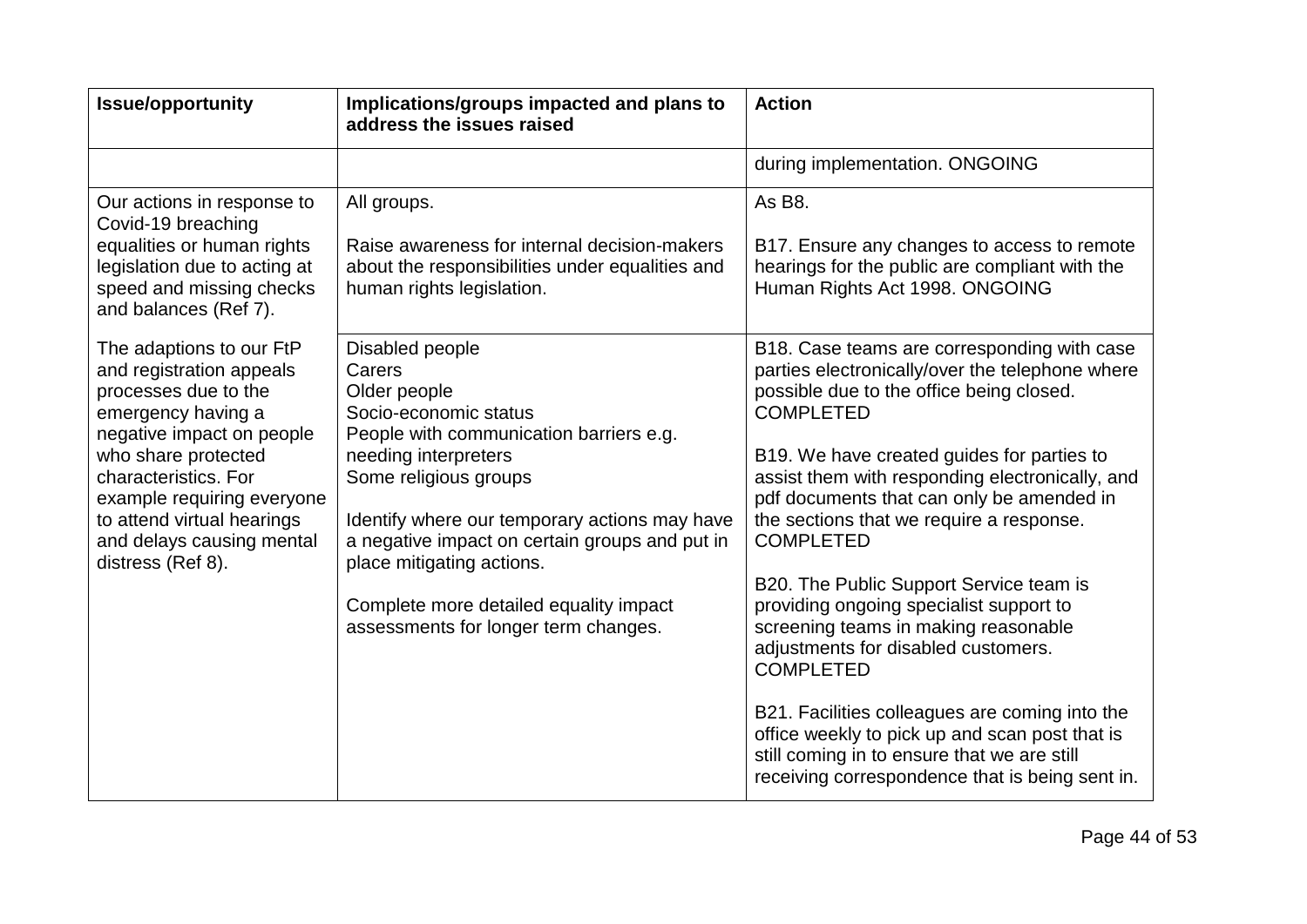| Issue/opportunity | Implications/groups impacted and plans to address the issues raised | Action |
|---|---|---|
| | | during implementation. ONGOING |
| Our actions in response to Covid-19 breaching equalities or human rights legislation due to acting at speed and missing checks and balances (Ref 7). | All groups.<br><br>Raise awareness for internal decision-makers about the responsibilities under equalities and human rights legislation. | As B8.<br><br>B17. Ensure any changes to access to remote hearings for the public are compliant with the Human Rights Act 1998. ONGOING |
| The adaptions to our FtP and registration appeals processes due to the emergency having a negative impact on people who share protected characteristics. For example requiring everyone to attend virtual hearings and delays causing mental distress (Ref 8). | Disabled people<br>Carers<br>Older people<br>Socio-economic status<br>People with communication barriers e.g. needing interpreters<br>Some religious groups<br><br>Identify where our temporary actions may have a negative impact on certain groups and put in place mitigating actions.<br><br>Complete more detailed equality impact assessments for longer term changes. | B18. Case teams are corresponding with case parties electronically/over the telephone where possible due to the office being closed. COMPLETED<br><br>B19. We have created guides for parties to assist them with responding electronically, and pdf documents that can only be amended in the sections that we require a response. COMPLETED<br><br>B20. The Public Support Service team is providing ongoing specialist support to screening teams in making reasonable adjustments for disabled customers. COMPLETED<br><br>B21. Facilities colleagues are coming into the office weekly to pick up and scan post that is still coming in to ensure that we are still receiving correspondence that is being sent in. |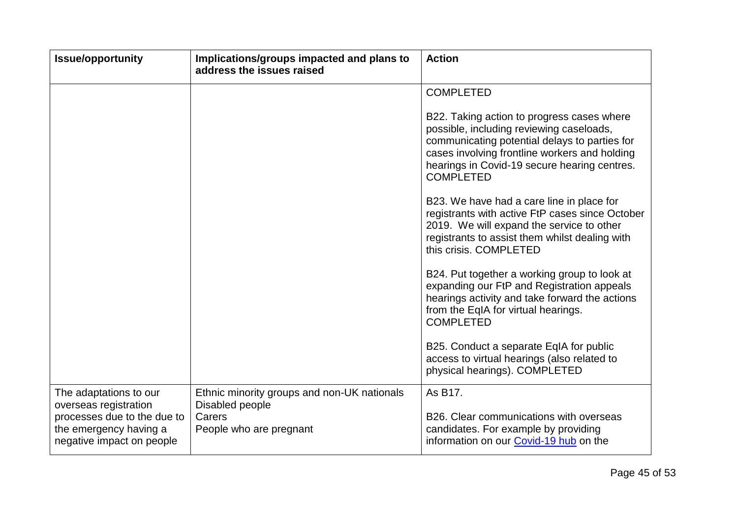| Issue/opportunity | Implications/groups impacted and plans to address the issues raised | Action |
| --- | --- | --- |
| | | COMPLETED<br><br>B22. Taking action to progress cases where possible, including reviewing caseloads, communicating potential delays to parties for cases involving frontline workers and holding hearings in Covid-19 secure hearing centres. COMPLETED<br><br>B23. We have had a care line in place for registrants with active FtP cases since October 2019. We will expand the service to other registrants to assist them whilst dealing with this crisis. COMPLETED<br><br>B24. Put together a working group to look at expanding our FtP and Registration appeals hearings activity and take forward the actions from the EqIA for virtual hearings. COMPLETED<br><br>B25. Conduct a separate EqIA for public access to virtual hearings (also related to physical hearings). COMPLETED |
| The adaptations to our overseas registration processes due to the due to the emergency having a negative impact on people | Ethnic minority groups and non-UK nationals<br>Disabled people<br>Carers<br>People who are pregnant | As B17.<br><br>B26. Clear communications with overseas candidates. For example by providing information on our [Covid-19 hub]() on the |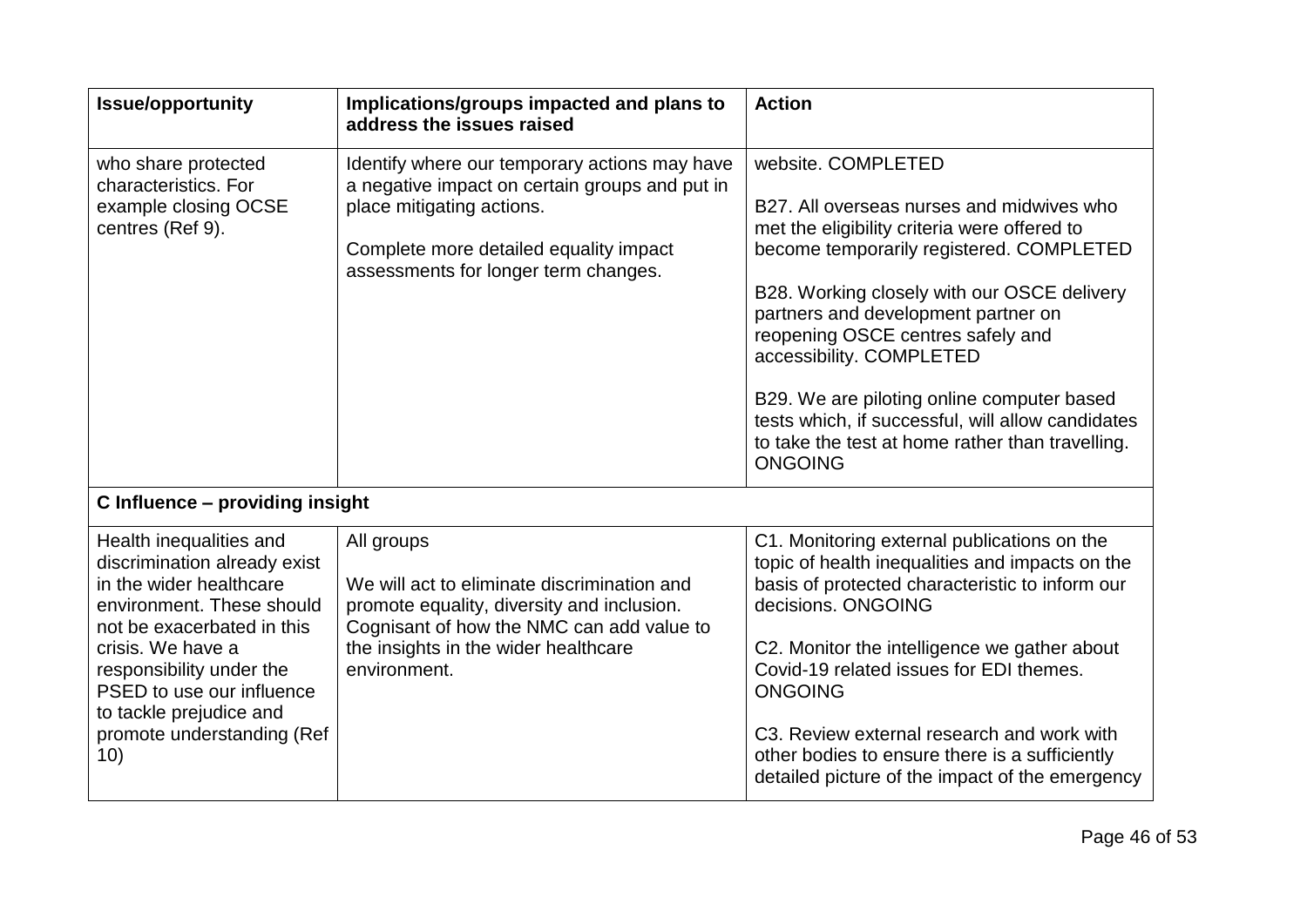| Issue/opportunity | Implications/groups impacted and plans to address the issues raised | Action |
| --- | --- | --- |
| who share protected characteristics. For example closing OCSE centres (Ref 9). | Identify where our temporary actions may have a negative impact on certain groups and put in place mitigating actions.<br><br>Complete more detailed equality impact assessments for longer term changes. | website. COMPLETED<br><br>B27. All overseas nurses and midwives who met the eligibility criteria were offered to become temporarily registered. COMPLETED<br><br>B28. Working closely with our OSCE delivery partners and development partner on reopening OSCE centres safely and accessibility. COMPLETED<br><br>B29. We are piloting online computer based tests which, if successful, will allow candidates to take the test at home rather than travelling. ONGOING |
| **C Influence – providing insight** | | |
| Health inequalities and discrimination already exist in the wider healthcare environment. These should not be exacerbated in this crisis. We have a responsibility under the PSED to use our influence to tackle prejudice and promote understanding (Ref 10) | All groups<br><br>We will act to eliminate discrimination and promote equality, diversity and inclusion. Cognisant of how the NMC can add value to the insights in the wider healthcare environment. | C1. Monitoring external publications on the topic of health inequalities and impacts on the basis of protected characteristic to inform our decisions. ONGOING<br><br>C2. Monitor the intelligence we gather about Covid-19 related issues for EDI themes. ONGOING<br><br>C3. Review external research and work with other bodies to ensure there is a sufficiently detailed picture of the impact of the emergency |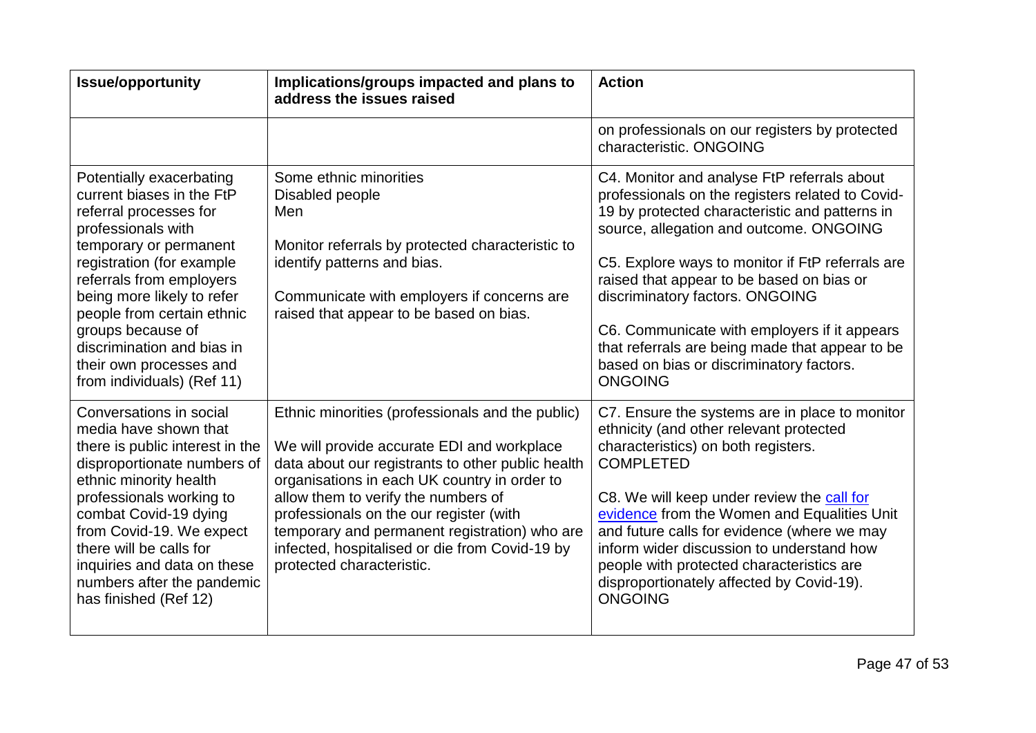| Issue/opportunity | Implications/groups impacted and plans to address the issues raised | Action |
|---|---|---|
| | | on professionals on our registers by protected characteristic. ONGOING |
| Potentially exacerbating current biases in the FtP referral processes for professionals with temporary or permanent registration (for example referrals from employers being more likely to refer people from certain ethnic groups because of discrimination and bias in their own processes and from individuals) (Ref 11) | Some ethnic minorities<br>Disabled people<br>Men<br><br>Monitor referrals by protected characteristic to identify patterns and bias.<br><br>Communicate with employers if concerns are raised that appear to be based on bias. | C4. Monitor and analyse FtP referrals about professionals on the registers related to Covid-19 by protected characteristic and patterns in source, allegation and outcome. ONGOING<br><br>C5. Explore ways to monitor if FtP referrals are raised that appear to be based on bias or discriminatory factors. ONGOING<br><br>C6. Communicate with employers if it appears that referrals are being made that appear to be based on bias or discriminatory factors. ONGOING |
| Conversations in social media have shown that there is public interest in the disproportionate numbers of ethnic minority health professionals working to combat Covid-19 dying from Covid-19. We expect there will be calls for inquiries and data on these numbers after the pandemic has finished (Ref 12) | Ethnic minorities (professionals and the public)<br><br>We will provide accurate EDI and workplace data about our registrants to other public health organisations in each UK country in order to allow them to verify the numbers of professionals on the our register (with temporary and permanent registration) who are infected, hospitalised or die from Covid-19 by protected characteristic. | C7. Ensure the systems are in place to monitor ethnicity (and other relevant protected characteristics) on both registers. COMPLETED<br><br>C8. We will keep under review the call for evidence from the Women and Equalities Unit and future calls for evidence (where we may inform wider discussion to understand how people with protected characteristics are disproportionately affected by Covid-19). ONGOING |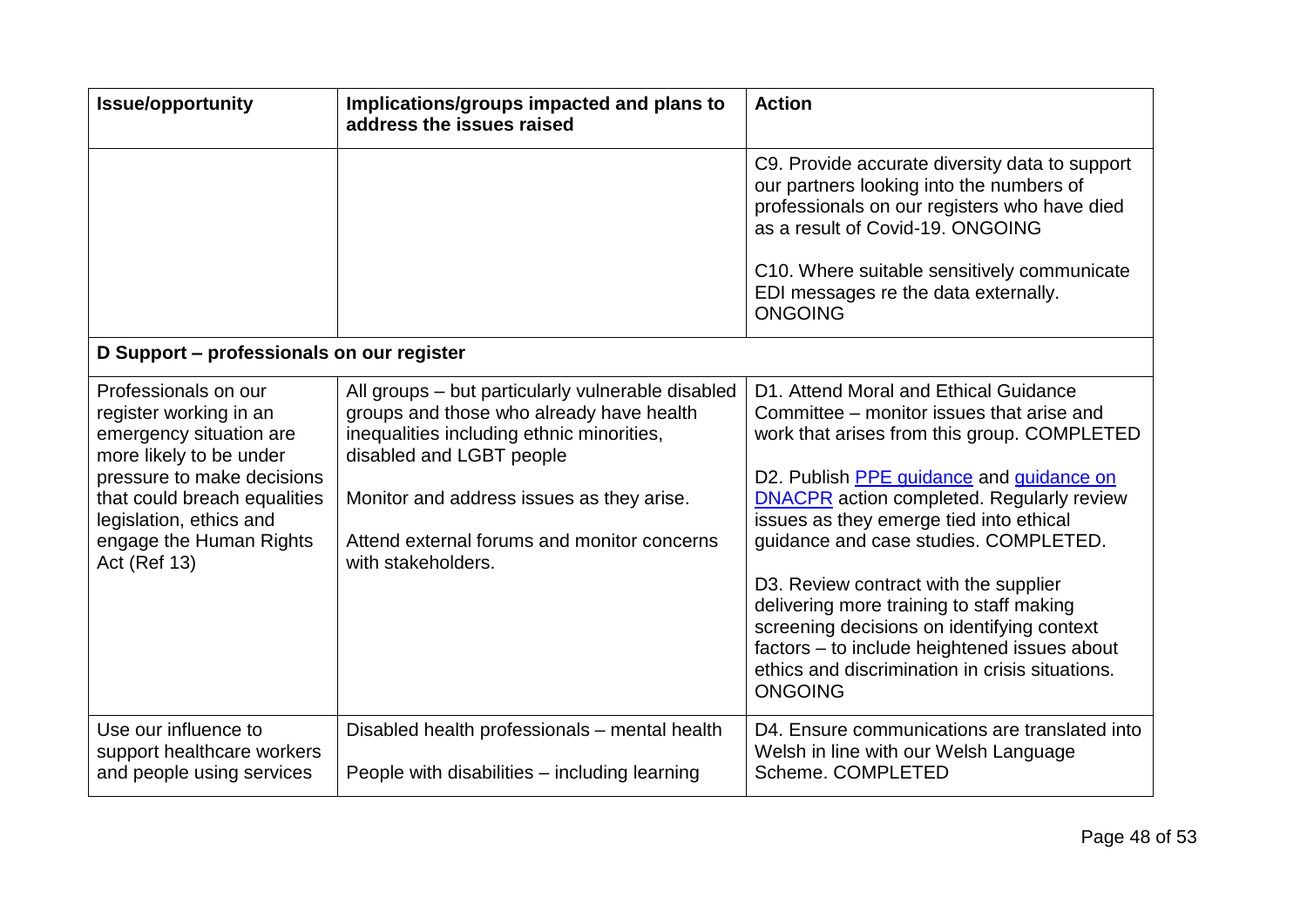| Issue/opportunity | Implications/groups impacted and plans to address the issues raised | Action |
|---|---|---|
| | | C9. Provide accurate diversity data to support our partners looking into the numbers of professionals on our registers who have died as a result of Covid-19. ONGOING<br><br>C10. Where suitable sensitively communicate EDI messages re the data externally. ONGOING |
| **D Support – professionals on our register** | | |
| Professionals on our register working in an emergency situation are more likely to be under pressure to make decisions that could breach equalities legislation, ethics and engage the Human Rights Act (Ref 13) | All groups – but particularly vulnerable disabled groups and those who already have health inequalities including ethnic minorities, disabled and LGBT people<br><br>Monitor and address issues as they arise.<br><br>Attend external forums and monitor concerns with stakeholders. | D1. Attend Moral and Ethical Guidance Committee – monitor issues that arise and work that arises from this group. COMPLETED<br><br>D2. Publish PPE guidance and guidance on DNACPR action completed. Regularly review issues as they emerge tied into ethical guidance and case studies. COMPLETED.<br><br>D3. Review contract with the supplier delivering more training to staff making screening decisions on identifying context factors – to include heightened issues about ethics and discrimination in crisis situations. ONGOING |
| Use our influence to support healthcare workers and people using services | Disabled health professionals – mental health<br><br>People with disabilities – including learning | D4. Ensure communications are translated into Welsh in line with our Welsh Language Scheme. COMPLETED |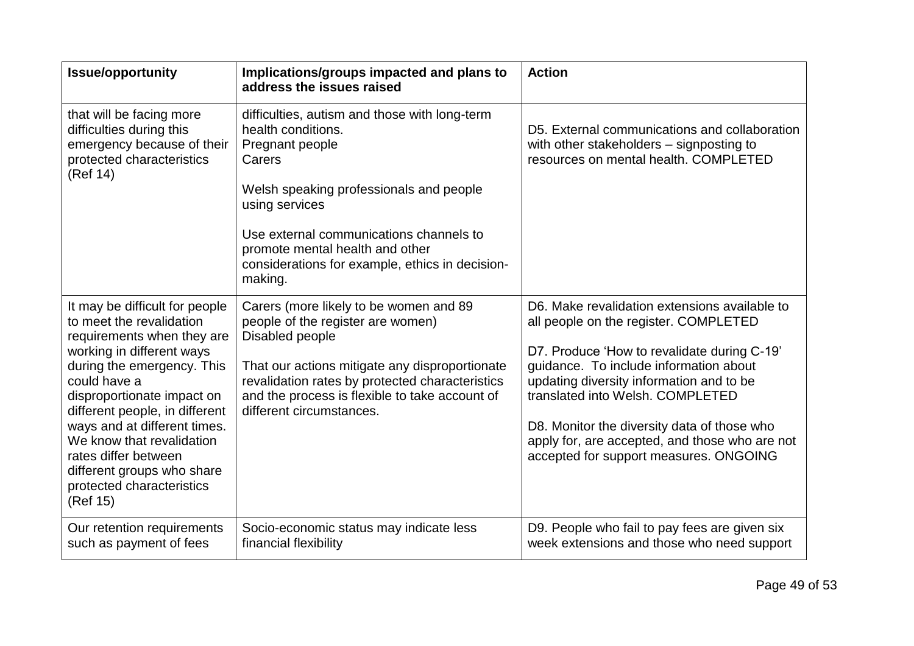| Issue/opportunity | Implications/groups impacted and plans to address the issues raised | Action |
|---|---|---|
| that will be facing more difficulties during this emergency because of their protected characteristics (Ref 14) | difficulties, autism and those with long-term health conditions.<br>Pregnant people<br>Carers<br><br>Welsh speaking professionals and people using services<br><br>Use external communications channels to promote mental health and other considerations for example, ethics in decision-making. | D5. External communications and collaboration with other stakeholders – signposting to resources on mental health. COMPLETED |
| It may be difficult for people to meet the revalidation requirements when they are working in different ways during the emergency. This could have a disproportionate impact on different people, in different ways and at different times. We know that revalidation rates differ between different groups who share protected characteristics (Ref 15) | Carers (more likely to be women and 89 people of the register are women)<br>Disabled people<br><br>That our actions mitigate any disproportionate revalidation rates by protected characteristics and the process is flexible to take account of different circumstances. | D6. Make revalidation extensions available to all people on the register. COMPLETED<br><br>D7. Produce 'How to revalidate during C-19' guidance. To include information about updating diversity information and to be translated into Welsh. COMPLETED<br><br>D8. Monitor the diversity data of those who apply for, are accepted, and those who are not accepted for support measures. ONGOING |
| Our retention requirements such as payment of fees | Socio-economic status may indicate less financial flexibility | D9. People who fail to pay fees are given six week extensions and those who need support |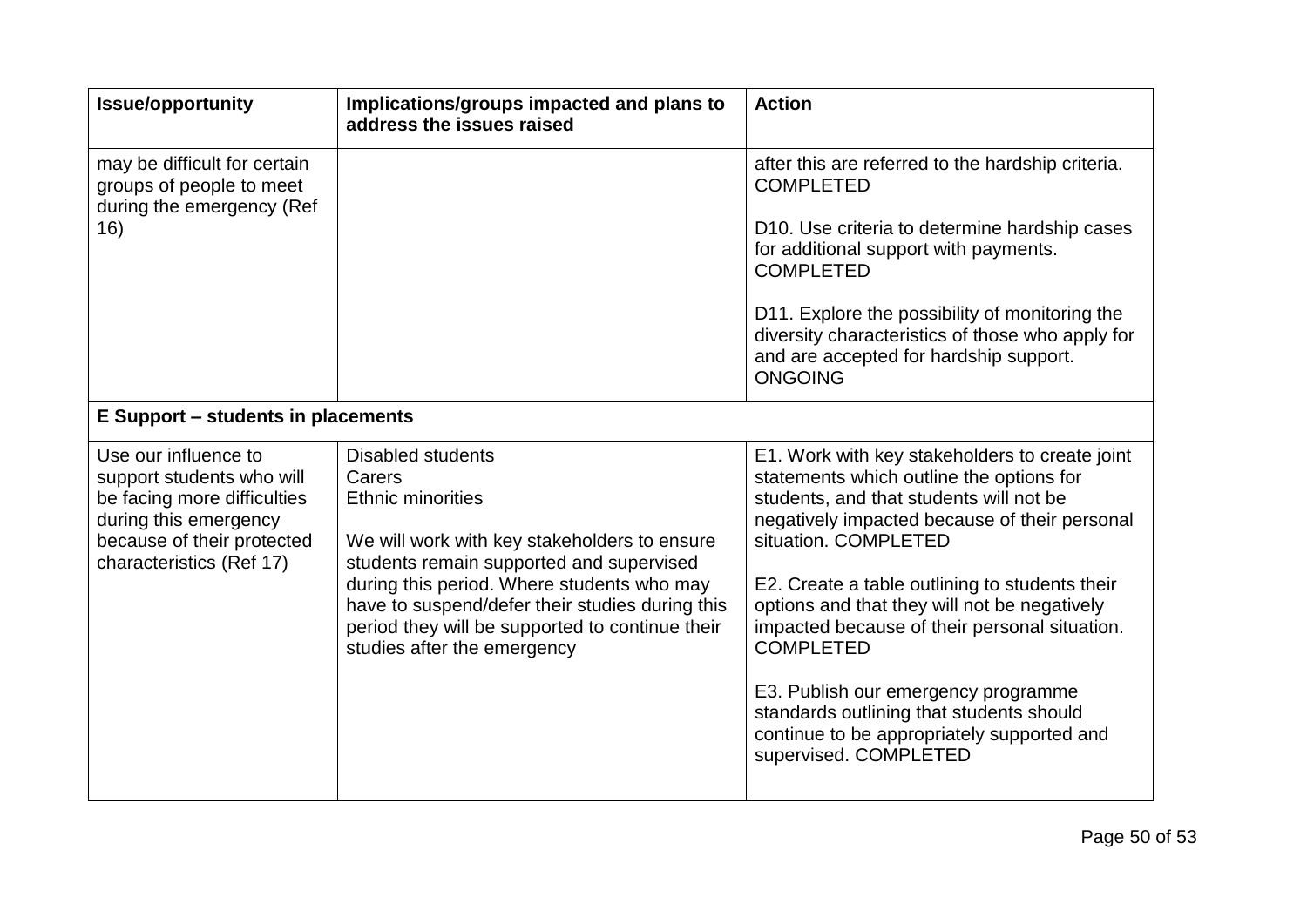| Issue/opportunity | Implications/groups impacted and plans to address the issues raised | Action |
| --- | --- | --- |
| may be difficult for certain groups of people to meet during the emergency (Ref 16) | | after this are referred to the hardship criteria. COMPLETED<br><br>D10. Use criteria to determine hardship cases for additional support with payments. COMPLETED<br><br>D11. Explore the possibility of monitoring the diversity characteristics of those who apply for and are accepted for hardship support. ONGOING |
| **E Support – students in placements** | | |
| Use our influence to support students who will be facing more difficulties during this emergency because of their protected characteristics (Ref 17) | Disabled students<br>Carers<br>Ethnic minorities<br><br>We will work with key stakeholders to ensure students remain supported and supervised during this period. Where students who may have to suspend/defer their studies during this period they will be supported to continue their studies after the emergency | E1. Work with key stakeholders to create joint statements which outline the options for students, and that students will not be negatively impacted because of their personal situation. COMPLETED<br><br>E2. Create a table outlining to students their options and that they will not be negatively impacted because of their personal situation. COMPLETED<br><br>E3. Publish our emergency programme standards outlining that students should continue to be appropriately supported and supervised. COMPLETED |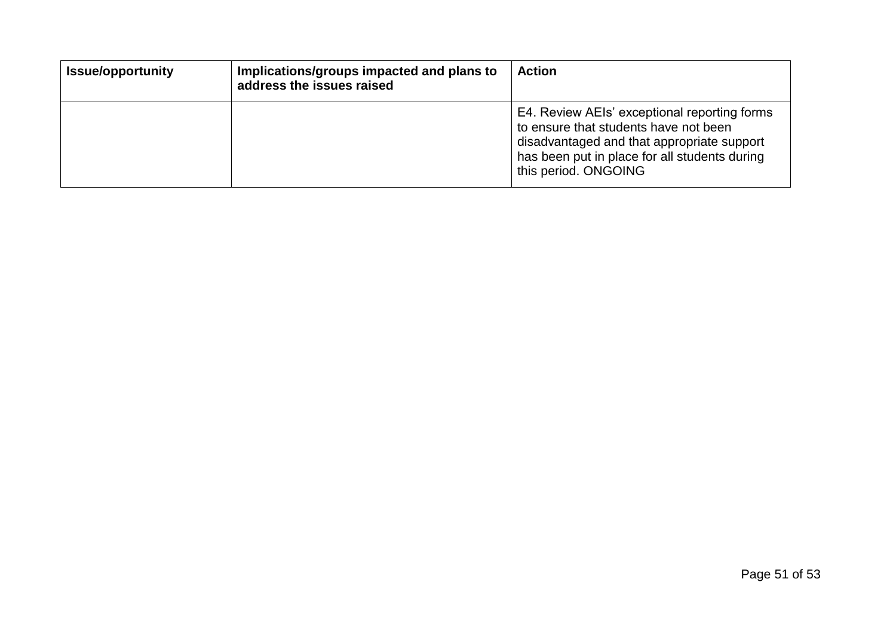| Issue/opportunity | Implications/groups impacted and plans to address the issues raised | Action |
| --- | --- | --- |
| | | E4. Review AEIs' exceptional reporting forms to ensure that students have not been disadvantaged and that appropriate support has been put in place for all students during this period. ONGOING |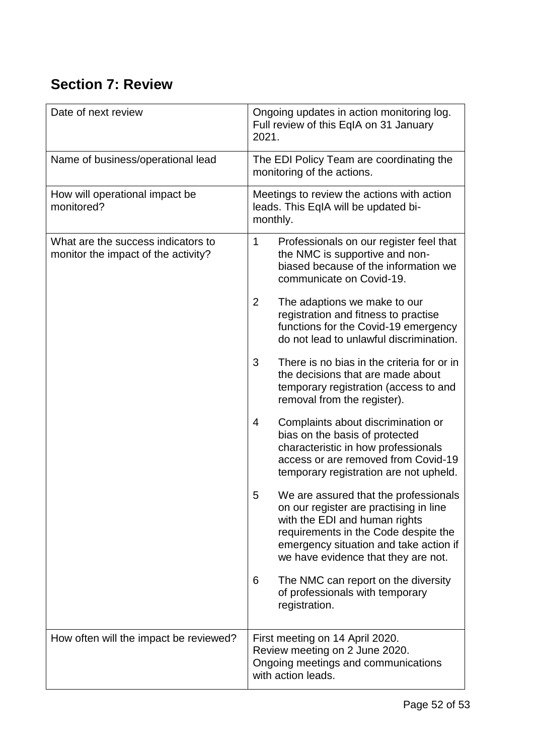## Section 7: Review

| | |
|---|---|
| Date of next review | Ongoing updates in action monitoring log. Full review of this EqIA on 31 January 2021. |
| Name of business/operational lead | The EDI Policy Team are coordinating the monitoring of the actions. |
| How will operational impact be monitored? | Meetings to review the actions with action leads. This EqIA will be updated bi-monthly. |
| What are the success indicators to monitor the impact of the activity? | 1 Professionals on our register feel that the NMC is supportive and non-biased because of the information we communicate on Covid-19.<br><br>2 The adaptions we make to our registration and fitness to practise functions for the Covid-19 emergency do not lead to unlawful discrimination.<br><br>3 There is no bias in the criteria for or in the decisions that are made about temporary registration (access to and removal from the register).<br><br>4 Complaints about discrimination or bias on the basis of protected characteristic in how professionals access or are removed from Covid-19 temporary registration are not upheld.<br><br>5 We are assured that the professionals on our register are practising in line with the EDI and human rights requirements in the Code despite the emergency situation and take action if we have evidence that they are not.<br><br>6 The NMC can report on the diversity of professionals with temporary registration. |
| How often will the impact be reviewed? | First meeting on 14 April 2020.<br>Review meeting on 2 June 2020.<br>Ongoing meetings and communications with action leads. |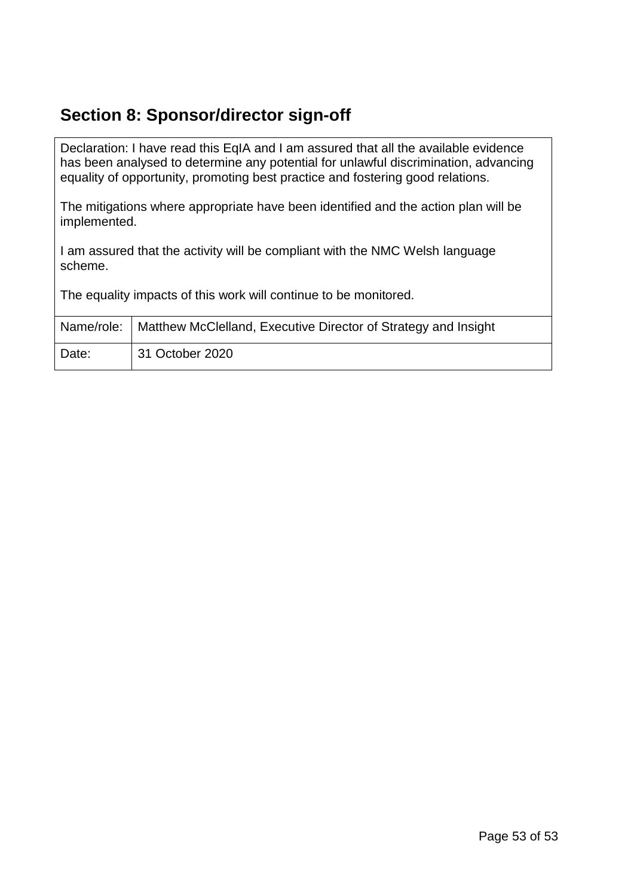## Section 8: Sponsor/director sign-off

| | |
|---|---|
| Declaration: I have read this EqIA and I am assured that all the available evidence has been analysed to determine any potential for unlawful discrimination, advancing equality of opportunity, promoting best practice and fostering good relations.<br><br>The mitigations where appropriate have been identified and the action plan will be implemented.<br><br>I am assured that the activity will be compliant with the NMC Welsh language scheme.<br><br>The equality impacts of this work will continue to be monitored. | |
| Name/role: | Matthew McClelland, Executive Director of Strategy and Insight |
| Date: | 31 October 2020 |